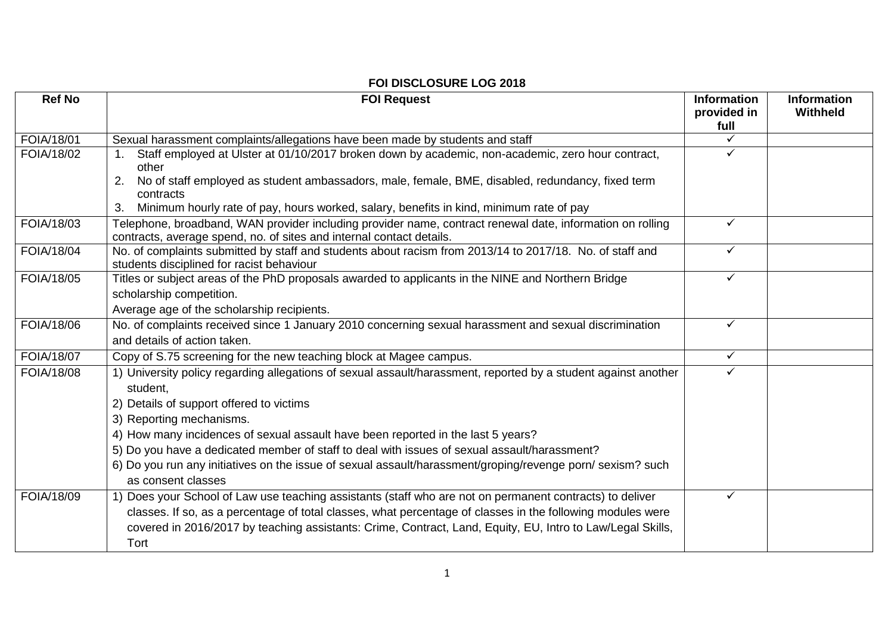# FOI DISCLOSURE LOG 2018

| Ref No | FOI Request | Information provided in full | Information Withheld |
|---|---|---|---|
| FOIA/18/01 | Sexual harassment complaints/allegations have been made by students and staff | ✓ | |
| FOIA/18/02 | 1. Staff employed at Ulster at 01/10/2017 broken down by academic, non-academic, zero hour contract, other<br>2. No of staff employed as student ambassadors, male, female, BME, disabled, redundancy, fixed term contracts<br>3. Minimum hourly rate of pay, hours worked, salary, benefits in kind, minimum rate of pay | ✓ | |
| FOIA/18/03 | Telephone, broadband, WAN provider including provider name, contract renewal date, information on rolling contracts, average spend, no. of sites and internal contact details. | ✓ | |
| FOIA/18/04 | No. of complaints submitted by staff and students about racism from 2013/14 to 2017/18. No. of staff and students disciplined for racist behaviour | ✓ | |
| FOIA/18/05 | Titles or subject areas of the PhD proposals awarded to applicants in the NINE and Northern Bridge scholarship competition.<br>Average age of the scholarship recipients. | ✓ | |
| FOIA/18/06 | No. of complaints received since 1 January 2010 concerning sexual harassment and sexual discrimination and details of action taken. | ✓ | |
| FOIA/18/07 | Copy of S.75 screening for the new teaching block at Magee campus. | ✓ | |
| FOIA/18/08 | 1) University policy regarding allegations of sexual assault/harassment, reported by a student against another student,<br>2) Details of support offered to victims<br>3) Reporting mechanisms.<br>4) How many incidences of sexual assault have been reported in the last 5 years?<br>5) Do you have a dedicated member of staff to deal with issues of sexual assault/harassment?<br>6) Do you run any initiatives on the issue of sexual assault/harassment/groping/revenge porn/ sexism? such as consent classes | ✓ | |
| FOIA/18/09 | 1) Does your School of Law use teaching assistants (staff who are not on permanent contracts) to deliver classes. If so, as a percentage of total classes, what percentage of classes in the following modules were covered in 2016/2017 by teaching assistants: Crime, Contract, Land, Equity, EU, Intro to Law/Legal Skills, Tort | ✓ | |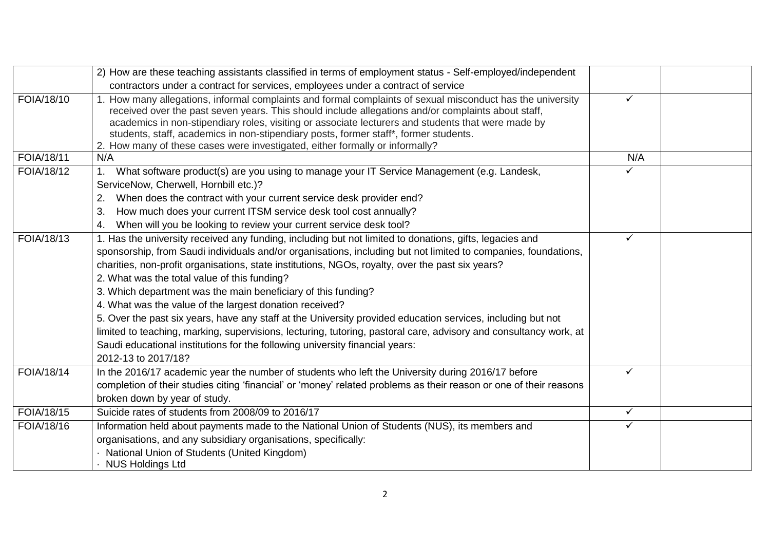| | | | |
|---|---|---|---|
| | 2) How are these teaching assistants classified in terms of employment status - Self-employed/independent contractors under a contract for services, employees under a contract of service | | |
| FOIA/18/10 | 1. How many allegations, informal complaints and formal complaints of sexual misconduct has the university received over the past seven years. This should include allegations and/or complaints about staff, academics in non-stipendiary roles, visiting or associate lecturers and students that were made by students, staff, academics in non-stipendiary posts, former staff*, former students.<br>2. How many of these cases were investigated, either formally or informally? | ✓ | |
| FOIA/18/11 | N/A | N/A | |
| FOIA/18/12 | 1. What software product(s) are you using to manage your IT Service Management (e.g. Landesk, ServiceNow, Cherwell, Hornbill etc.)?<br>2. When does the contract with your current service desk provider end?<br>3. How much does your current ITSM service desk tool cost annually?<br>4. When will you be looking to review your current service desk tool? | ✓ | |
| FOIA/18/13 | 1. Has the university received any funding, including but not limited to donations, gifts, legacies and sponsorship, from Saudi individuals and/or organisations, including but not limited to companies, foundations, charities, non-profit organisations, state institutions, NGOs, royalty, over the past six years?<br>2. What was the total value of this funding?<br>3. Which department was the main beneficiary of this funding?<br>4. What was the value of the largest donation received?<br>5. Over the past six years, have any staff at the University provided education services, including but not limited to teaching, marking, supervisions, lecturing, tutoring, pastoral care, advisory and consultancy work, at Saudi educational institutions for the following university financial years:<br>2012-13 to 2017/18? | ✓ | |
| FOIA/18/14 | In the 2016/17 academic year the number of students who left the University during 2016/17 before completion of their studies citing 'financial' or 'money' related problems as their reason or one of their reasons broken down by year of study. | ✓ | |
| FOIA/18/15 | Suicide rates of students from 2008/09 to 2016/17 | ✓ | |
| FOIA/18/16 | Information held about payments made to the National Union of Students (NUS), its members and organisations, and any subsidiary organisations, specifically:<br>· National Union of Students (United Kingdom)<br>· NUS Holdings Ltd | ✓ | |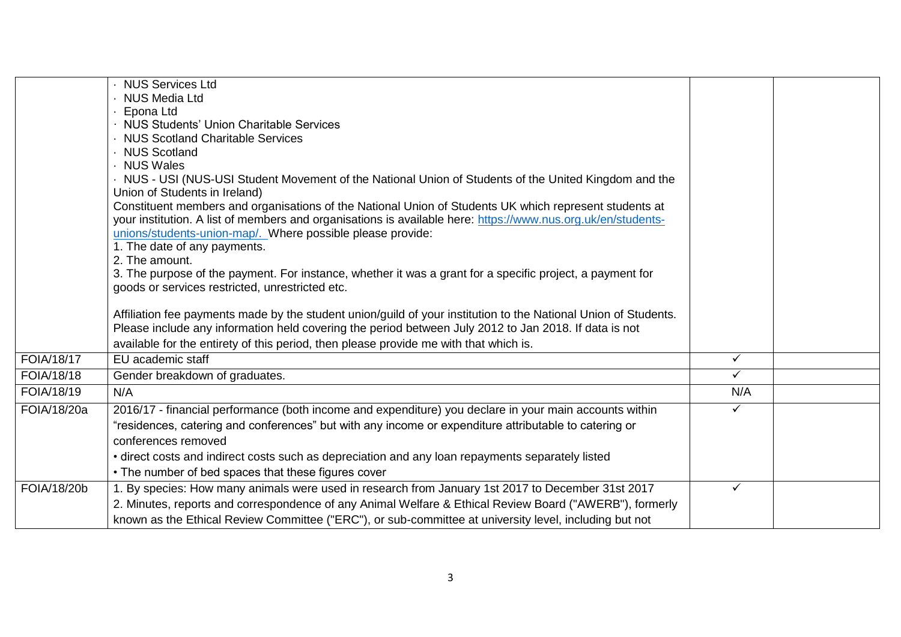| | | | |
|---|---|---|---|
| | · NUS Services Ltd<br>· NUS Media Ltd<br>· Epona Ltd<br>· NUS Students' Union Charitable Services<br>· NUS Scotland Charitable Services<br>· NUS Scotland<br>· NUS Wales<br>· NUS - USI (NUS-USI Student Movement of the National Union of Students of the United Kingdom and the Union of Students in Ireland)<br>Constituent members and organisations of the National Union of Students UK which represent students at your institution. A list of members and organisations is available here: https://www.nus.org.uk/en/students-unions/students-union-map/. Where possible please provide:<br>1. The date of any payments.<br>2. The amount.<br>3. The purpose of the payment. For instance, whether it was a grant for a specific project, a payment for goods or services restricted, unrestricted etc.<br><br>Affiliation fee payments made by the student union/guild of your institution to the National Union of Students. Please include any information held covering the period between July 2012 to Jan 2018. If data is not available for the entirety of this period, then please provide me with that which is. | | |
| FOIA/18/17 | EU academic staff | ✓ | |
| FOIA/18/18 | Gender breakdown of graduates. | ✓ | |
| FOIA/18/19 | N/A | N/A | |
| FOIA/18/20a | 2016/17 - financial performance (both income and expenditure) you declare in your main accounts within "residences, catering and conferences" but with any income or expenditure attributable to catering or conferences removed<br>• direct costs and indirect costs such as depreciation and any loan repayments separately listed<br>• The number of bed spaces that these figures cover | ✓ | |
| FOIA/18/20b | 1. By species: How many animals were used in research from January 1st 2017 to December 31st 2017<br>2. Minutes, reports and correspondence of any Animal Welfare & Ethical Review Board ("AWERB"), formerly known as the Ethical Review Committee ("ERC"), or sub-committee at university level, including but not | ✓ | |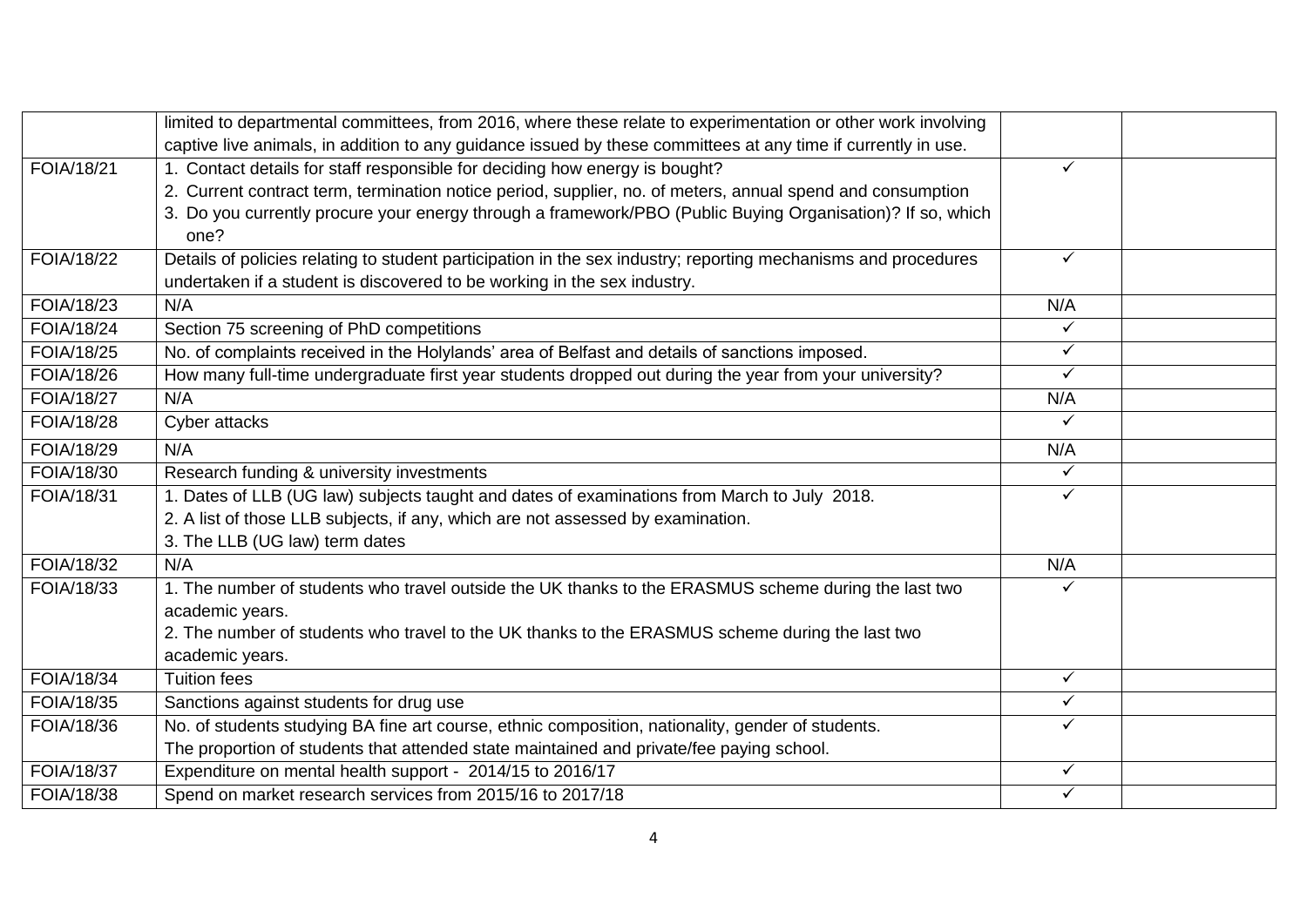| | | | |
|---|---|---|---|
| | limited to departmental committees, from 2016, where these relate to experimentation or other work involving captive live animals, in addition to any guidance issued by these committees at any time if currently in use. | | |
| FOIA/18/21 | 1. Contact details for staff responsible for deciding how energy is bought?<br>2. Current contract term, termination notice period, supplier, no. of meters, annual spend and consumption<br>3. Do you currently procure your energy through a framework/PBO (Public Buying Organisation)? If so, which one? | ✓ | |
| FOIA/18/22 | Details of policies relating to student participation in the sex industry; reporting mechanisms and procedures undertaken if a student is discovered to be working in the sex industry. | ✓ | |
| FOIA/18/23 | N/A | N/A | |
| FOIA/18/24 | Section 75 screening of PhD competitions | ✓ | |
| FOIA/18/25 | No. of complaints received in the Holylands' area of Belfast and details of sanctions imposed. | ✓ | |
| FOIA/18/26 | How many full-time undergraduate first year students dropped out during the year from your university? | ✓ | |
| FOIA/18/27 | N/A | N/A | |
| FOIA/18/28 | Cyber attacks | ✓ | |
| FOIA/18/29 | N/A | N/A | |
| FOIA/18/30 | Research funding & university investments | ✓ | |
| FOIA/18/31 | 1. Dates of LLB (UG law) subjects taught and dates of examinations from March to July 2018.<br>2. A list of those LLB subjects, if any, which are not assessed by examination.<br>3. The LLB (UG law) term dates | ✓ | |
| FOIA/18/32 | N/A | N/A | |
| FOIA/18/33 | 1. The number of students who travel outside the UK thanks to the ERASMUS scheme during the last two academic years.<br>2. The number of students who travel to the UK thanks to the ERASMUS scheme during the last two academic years. | ✓ | |
| FOIA/18/34 | Tuition fees | ✓ | |
| FOIA/18/35 | Sanctions against students for drug use | ✓ | |
| FOIA/18/36 | No. of students studying BA fine art course, ethnic composition, nationality, gender of students.<br>The proportion of students that attended state maintained and private/fee paying school. | ✓ | |
| FOIA/18/37 | Expenditure on mental health support - 2014/15 to 2016/17 | ✓ | |
| FOIA/18/38 | Spend on market research services from 2015/16 to 2017/18 | ✓ | |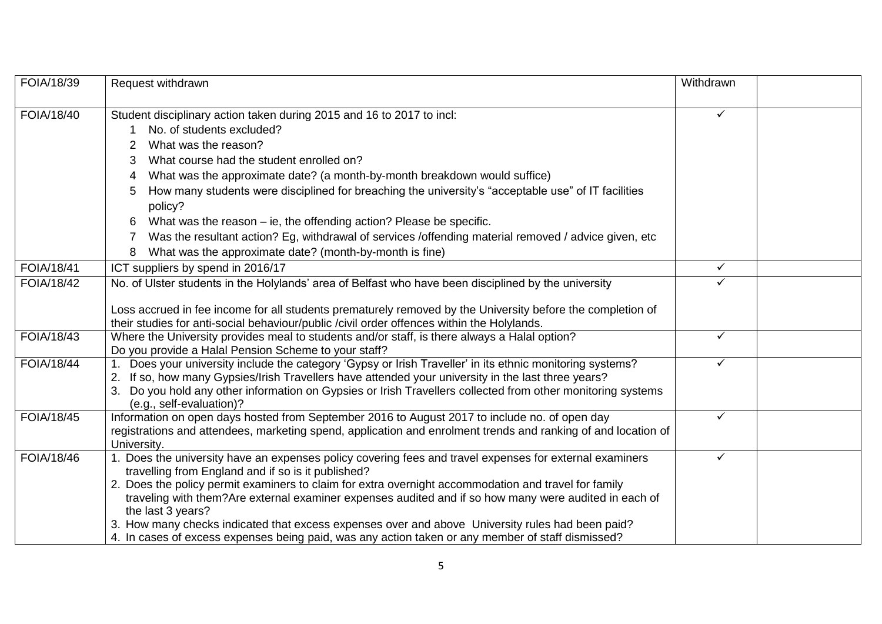| | | | |
|---|---|---|---|
| FOIA/18/39 | Request withdrawn | Withdrawn | |
| FOIA/18/40 | Student disciplinary action taken during 2015 and 16 to 2017 to incl:<br>1 No. of students excluded?<br>2 What was the reason?<br>3 What course had the student enrolled on?<br>4 What was the approximate date? (a month-by-month breakdown would suffice)<br>5 How many students were disciplined for breaching the university's "acceptable use" of IT facilities policy?<br>6 What was the reason – ie, the offending action? Please be specific.<br>7 Was the resultant action? Eg, withdrawal of services /offending material removed / advice given, etc<br>8 What was the approximate date? (month-by-month is fine) | ✓ | |
| FOIA/18/41 | ICT suppliers by spend in 2016/17 | ✓ | |
| FOIA/18/42 | No. of Ulster students in the Holylands' area of Belfast who have been disciplined by the university<br><br>Loss accrued in fee income for all students prematurely removed by the University before the completion of their studies for anti-social behaviour/public /civil order offences within the Holylands. | ✓ | |
| FOIA/18/43 | Where the University provides meal to students and/or staff, is there always a Halal option?<br>Do you provide a Halal Pension Scheme to your staff? | ✓ | |
| FOIA/18/44 | 1. Does your university include the category 'Gypsy or Irish Traveller' in its ethnic monitoring systems?<br>2. If so, how many Gypsies/Irish Travellers have attended your university in the last three years?<br>3. Do you hold any other information on Gypsies or Irish Travellers collected from other monitoring systems (e.g., self-evaluation)? | ✓ | |
| FOIA/18/45 | Information on open days hosted from September 2016 to August 2017 to include no. of open day registrations and attendees, marketing spend, application and enrolment trends and ranking of and location of University. | ✓ | |
| FOIA/18/46 | 1. Does the university have an expenses policy covering fees and travel expenses for external examiners travelling from England and if so is it published?<br>2. Does the policy permit examiners to claim for extra overnight accommodation and travel for family traveling with them?Are external examiner expenses audited and if so how many were audited in each of the last 3 years?<br>3. How many checks indicated that excess expenses over and above University rules had been paid?<br>4. In cases of excess expenses being paid, was any action taken or any member of staff dismissed? | ✓ | |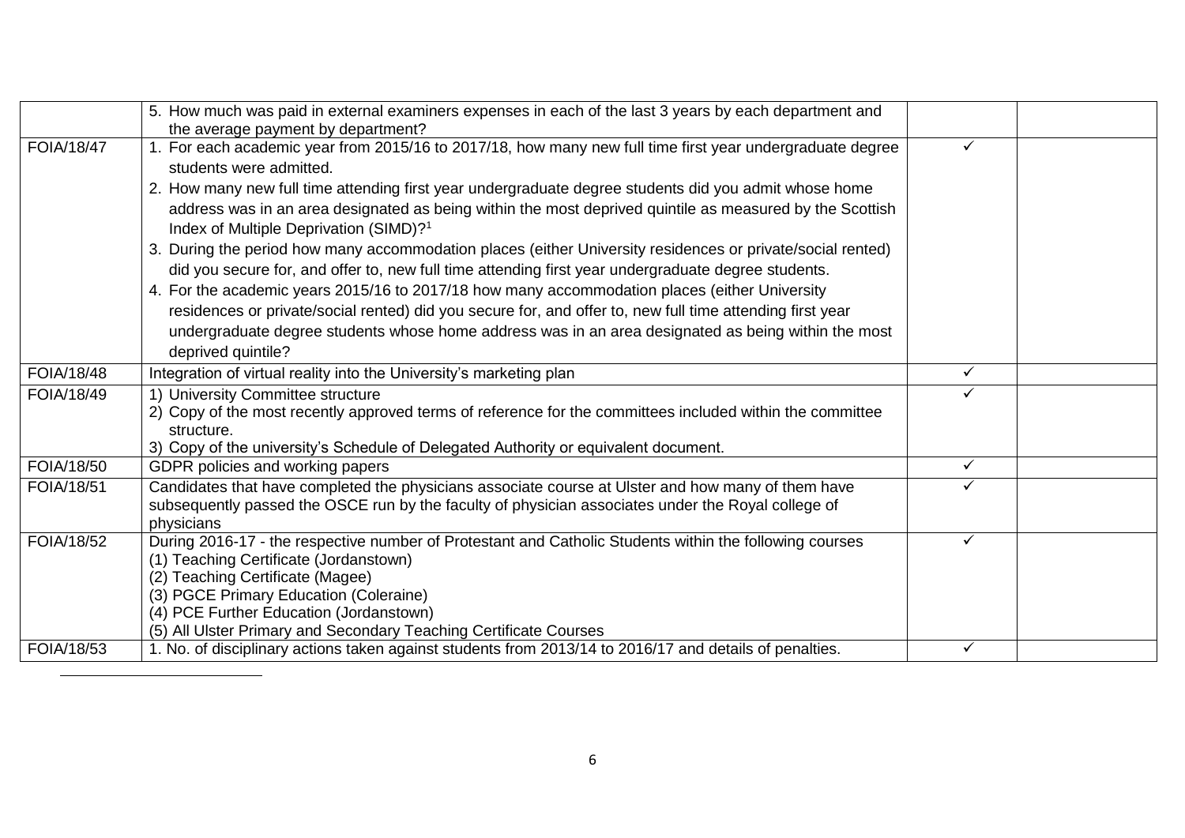| | | | |
|---|---|---|---|
| | 5. How much was paid in external examiners expenses in each of the last 3 years by each department and the average payment by department? | | |
| FOIA/18/47 | 1. For each academic year from 2015/16 to 2017/18, how many new full time first year undergraduate degree students were admitted.<br>2. How many new full time attending first year undergraduate degree students did you admit whose home address was in an area designated as being within the most deprived quintile as measured by the Scottish Index of Multiple Deprivation (SIMD)?[1]<br>3. During the period how many accommodation places (either University residences or private/social rented) did you secure for, and offer to, new full time attending first year undergraduate degree students.<br>4. For the academic years 2015/16 to 2017/18 how many accommodation places (either University residences or private/social rented) did you secure for, and offer to, new full time attending first year undergraduate degree students whose home address was in an area designated as being within the most deprived quintile? | ✓ | |
| FOIA/18/48 | Integration of virtual reality into the University's marketing plan | ✓ | |
| FOIA/18/49 | 1) University Committee structure<br>2) Copy of the most recently approved terms of reference for the committees included within the committee structure.<br>3) Copy of the university's Schedule of Delegated Authority or equivalent document. | ✓ | |
| FOIA/18/50 | GDPR policies and working papers | ✓ | |
| FOIA/18/51 | Candidates that have completed the physicians associate course at Ulster and how many of them have subsequently passed the OSCE run by the faculty of physician associates under the Royal college of physicians | ✓ | |
| FOIA/18/52 | During 2016-17 - the respective number of Protestant and Catholic Students within the following courses<br>(1) Teaching Certificate (Jordanstown)<br>(2) Teaching Certificate (Magee)<br>(3) PGCE Primary Education (Coleraine)<br>(4) PCE Further Education (Jordanstown)<br>(5) All Ulster Primary and Secondary Teaching Certificate Courses | ✓ | |
| FOIA/18/53 | 1. No. of disciplinary actions taken against students from 2013/14 to 2016/17 and details of penalties. | ✓ | |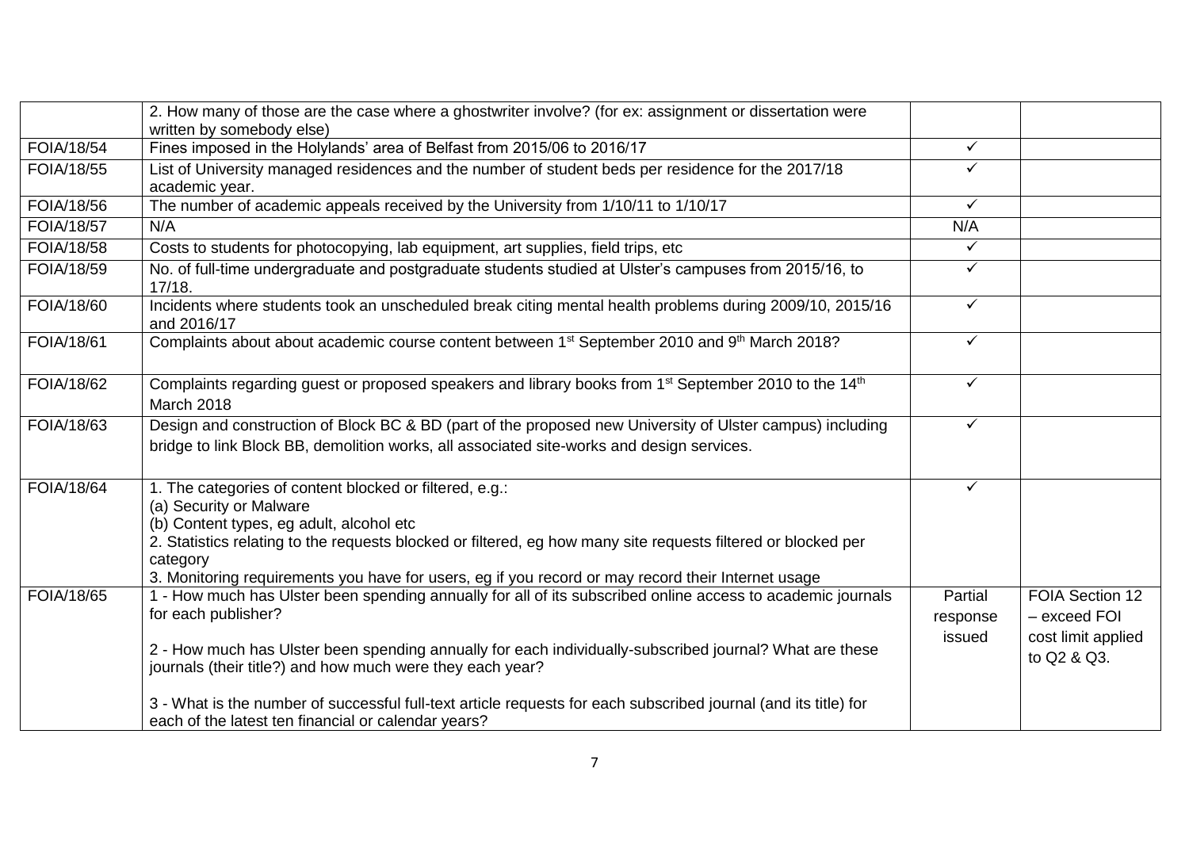| | | | |
|---|---|---|---|
| | 2. How many of those are the case where a ghostwriter involve? (for ex: assignment or dissertation were written by somebody else) | | |
| FOIA/18/54 | Fines imposed in the Holylands' area of Belfast from 2015/06 to 2016/17 | ✓ | |
| FOIA/18/55 | List of University managed residences and the number of student beds per residence for the 2017/18 academic year. | ✓ | |
| FOIA/18/56 | The number of academic appeals received by the University from 1/10/11 to 1/10/17 | ✓ | |
| FOIA/18/57 | N/A | N/A | |
| FOIA/18/58 | Costs to students for photocopying, lab equipment, art supplies, field trips, etc | ✓ | |
| FOIA/18/59 | No. of full-time undergraduate and postgraduate students studied at Ulster's campuses from 2015/16, to 17/18. | ✓ | |
| FOIA/18/60 | Incidents where students took an unscheduled break citing mental health problems during 2009/10, 2015/16 and 2016/17 | ✓ | |
| FOIA/18/61 | Complaints about about academic course content between 1st September 2010 and 9th March 2018? | ✓ | |
| FOIA/18/62 | Complaints regarding guest or proposed speakers and library books from 1st September 2010 to the 14th March 2018 | ✓ | |
| FOIA/18/63 | Design and construction of Block BC & BD (part of the proposed new University of Ulster campus) including bridge to link Block BB, demolition works, all associated site-works and design services. | ✓ | |
| FOIA/18/64 | 1. The categories of content blocked or filtered, e.g.:<br>(a) Security or Malware<br>(b) Content types, eg adult, alcohol etc<br>2. Statistics relating to the requests blocked or filtered, eg how many site requests filtered or blocked per category<br>3. Monitoring requirements you have for users, eg if you record or may record their Internet usage | ✓ | |
| FOIA/18/65 | 1 - How much has Ulster been spending annually for all of its subscribed online access to academic journals for each publisher?<br><br>2 - How much has Ulster been spending annually for each individually-subscribed journal? What are these journals (their title?) and how much were they each year?<br><br>3 - What is the number of successful full-text article requests for each subscribed journal (and its title) for each of the latest ten financial or calendar years? | Partial response issued | FOIA Section 12 – exceed FOI cost limit applied to Q2 & Q3. |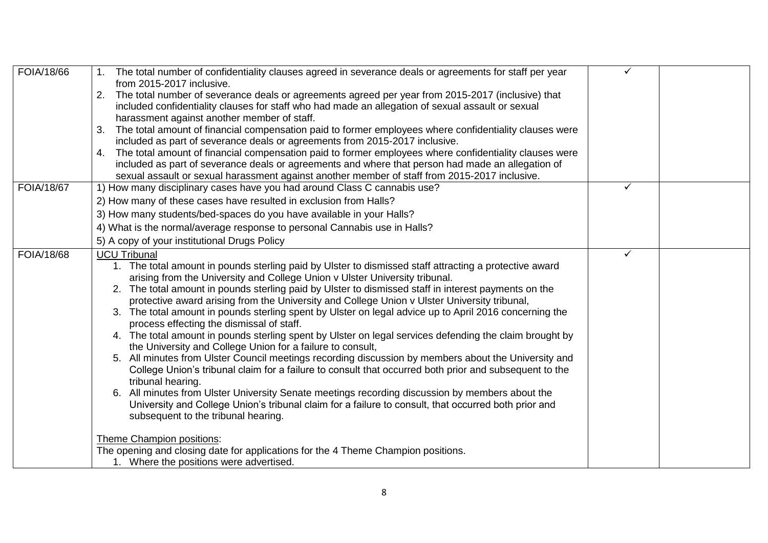| FOIA/18/66 | 1. The total number of confidentiality clauses agreed in severance deals or agreements for staff per year from 2015-2017 inclusive.<br>2. The total number of severance deals or agreements agreed per year from 2015-2017 (inclusive) that included confidentiality clauses for staff who had made an allegation of sexual assault or sexual harassment against another member of staff.<br>3. The total amount of financial compensation paid to former employees where confidentiality clauses were included as part of severance deals or agreements from 2015-2017 inclusive.<br>4. The total amount of financial compensation paid to former employees where confidentiality clauses were included as part of severance deals or agreements and where that person had made an allegation of sexual assault or sexual harassment against another member of staff from 2015-2017 inclusive. | ✓ | |
|---|---|---|---|
| FOIA/18/67 | 1) How many disciplinary cases have you had around Class C cannabis use?<br>2) How many of these cases have resulted in exclusion from Halls?<br>3) How many students/bed-spaces do you have available in your Halls?<br>4) What is the normal/average response to personal Cannabis use in Halls?<br>5) A copy of your institutional Drugs Policy | ✓ | |
| FOIA/18/68 | UCU Tribunal<br>1. The total amount in pounds sterling paid by Ulster to dismissed staff attracting a protective award arising from the University and College Union v Ulster University tribunal.<br>2. The total amount in pounds sterling paid by Ulster to dismissed staff in interest payments on the protective award arising from the University and College Union v Ulster University tribunal,<br>3. The total amount in pounds sterling spent by Ulster on legal advice up to April 2016 concerning the process effecting the dismissal of staff.<br>4. The total amount in pounds sterling spent by Ulster on legal services defending the claim brought by the University and College Union for a failure to consult,<br>5. All minutes from Ulster Council meetings recording discussion by members about the University and College Union's tribunal claim for a failure to consult that occurred both prior and subsequent to the tribunal hearing.<br>6. All minutes from Ulster University Senate meetings recording discussion by members about the University and College Union's tribunal claim for a failure to consult, that occurred both prior and subsequent to the tribunal hearing.<br><br>Theme Champion positions:<br>The opening and closing date for applications for the 4 Theme Champion positions.<br>1. Where the positions were advertised. | ✓ | |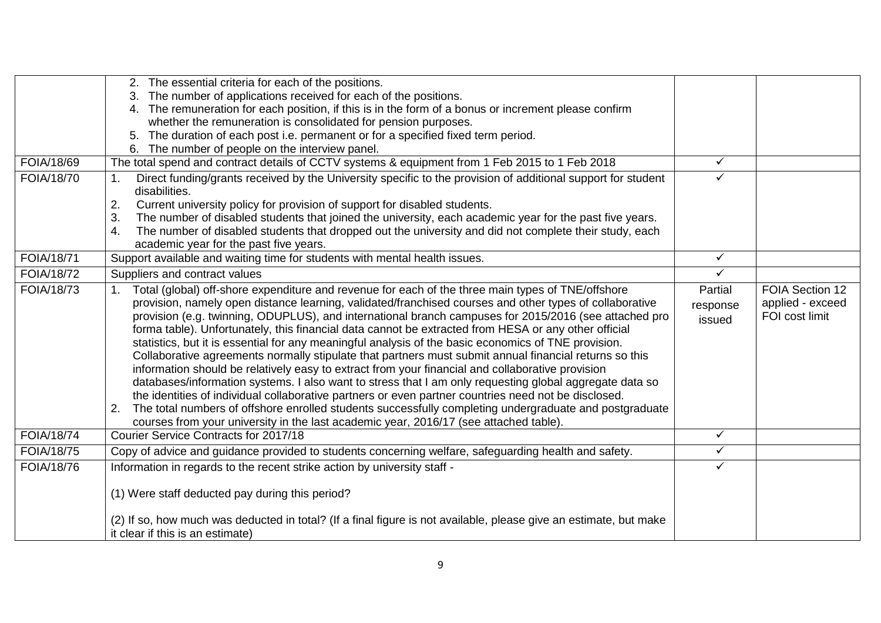| | | | |
|---|---|---|---|
| | 2. The essential criteria for each of the positions.<br>3. The number of applications received for each of the positions.<br>4. The remuneration for each position, if this is in the form of a bonus or increment please confirm whether the remuneration is consolidated for pension purposes.<br>5. The duration of each post i.e. permanent or for a specified fixed term period.<br>6. The number of people on the interview panel. | | |
| FOIA/18/69 | The total spend and contract details of CCTV systems & equipment from 1 Feb 2015 to 1 Feb 2018 | ✓ | |
| FOIA/18/70 | 1. Direct funding/grants received by the University specific to the provision of additional support for student disabilities.<br>2. Current university policy for provision of support for disabled students.<br>3. The number of disabled students that joined the university, each academic year for the past five years.<br>4. The number of disabled students that dropped out the university and did not complete their study, each academic year for the past five years. | ✓ | |
| FOIA/18/71 | Support available and waiting time for students with mental health issues. | ✓ | |
| FOIA/18/72 | Suppliers and contract values | ✓ | |
| FOIA/18/73 | 1. Total (global) off-shore expenditure and revenue for each of the three main types of TNE/offshore provision, namely open distance learning, validated/franchised courses and other types of collaborative provision (e.g. twinning, ODUPLUS), and international branch campuses for 2015/2016 (see attached pro forma table). Unfortunately, this financial data cannot be extracted from HESA or any other official statistics, but it is essential for any meaningful analysis of the basic economics of TNE provision. Collaborative agreements normally stipulate that partners must submit annual financial returns so this information should be relatively easy to extract from your financial and collaborative provision databases/information systems. I also want to stress that I am only requesting global aggregate data so the identities of individual collaborative partners or even partner countries need not be disclosed.<br>2. The total numbers of offshore enrolled students successfully completing undergraduate and postgraduate courses from your university in the last academic year, 2016/17 (see attached table). | Partial response issued | FOIA Section 12 applied - exceed FOI cost limit |
| FOIA/18/74 | Courier Service Contracts for 2017/18 | ✓ | |
| FOIA/18/75 | Copy of advice and guidance provided to students concerning welfare, safeguarding health and safety. | ✓ | |
| FOIA/18/76 | Information in regards to the recent strike action by university staff -<br><br>(1) Were staff deducted pay during this period?<br><br>(2) If so, how much was deducted in total? (If a final figure is not available, please give an estimate, but make it clear if this is an estimate) | ✓ | |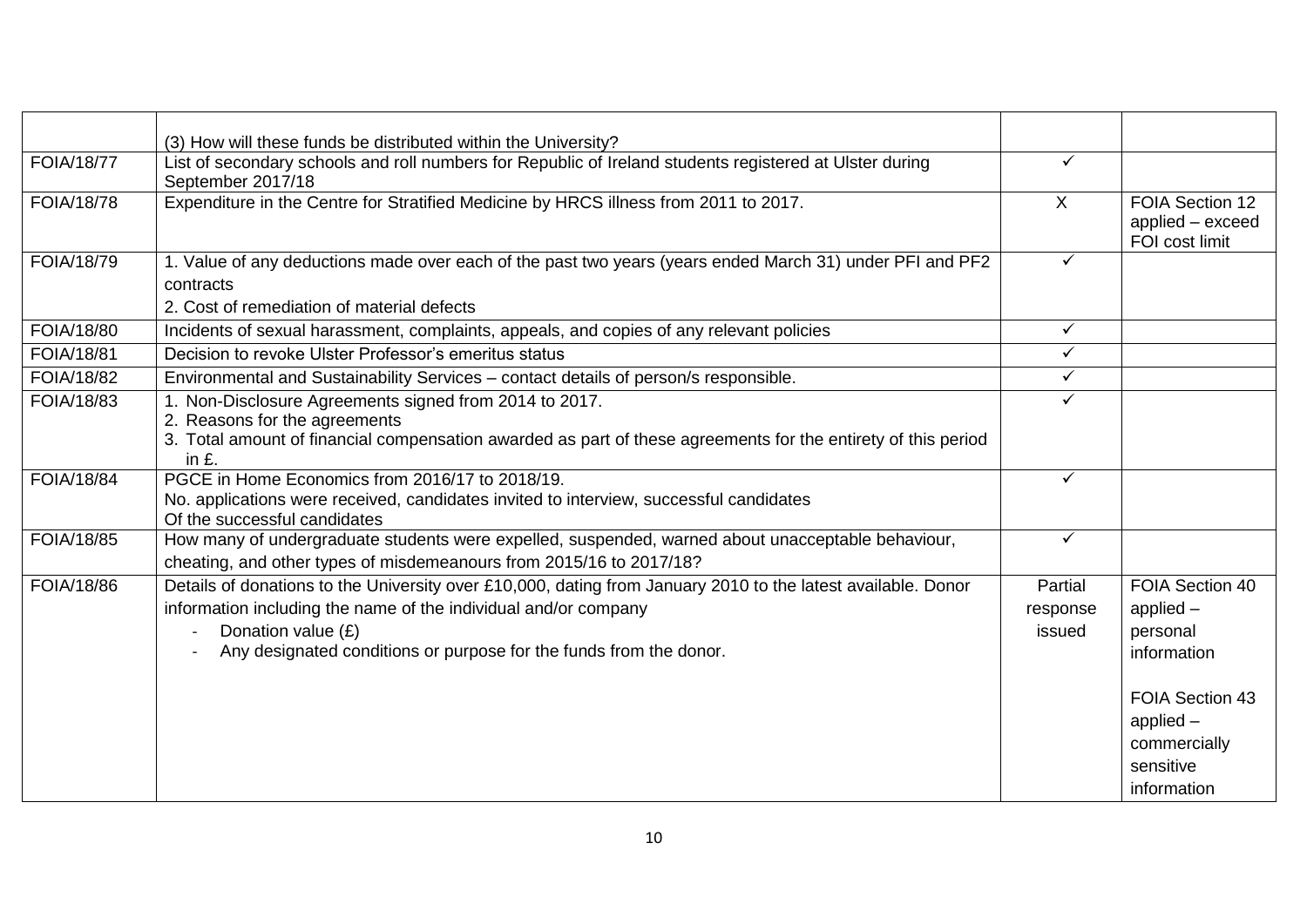| | | | |
|---|---|---|---|
| | (3) How will these funds be distributed within the University? | | |
| FOIA/18/77 | List of secondary schools and roll numbers for Republic of Ireland students registered at Ulster during September 2017/18 | ✓ | |
| FOIA/18/78 | Expenditure in the Centre for Stratified Medicine by HRCS illness from 2011 to 2017. | X | FOIA Section 12 applied – exceed FOI cost limit |
| FOIA/18/79 | 1. Value of any deductions made over each of the past two years (years ended March 31) under PFI and PF2 contracts<br>2. Cost of remediation of material defects | ✓ | |
| FOIA/18/80 | Incidents of sexual harassment, complaints, appeals, and copies of any relevant policies | ✓ | |
| FOIA/18/81 | Decision to revoke Ulster Professor's emeritus status | ✓ | |
| FOIA/18/82 | Environmental and Sustainability Services – contact details of person/s responsible. | ✓ | |
| FOIA/18/83 | 1. Non-Disclosure Agreements signed from 2014 to 2017.<br>2. Reasons for the agreements<br>3. Total amount of financial compensation awarded as part of these agreements for the entirety of this period in £. | ✓ | |
| FOIA/18/84 | PGCE in Home Economics from 2016/17 to 2018/19.<br>No. applications were received, candidates invited to interview, successful candidates<br>Of the successful candidates | ✓ | |
| FOIA/18/85 | How many of undergraduate students were expelled, suspended, warned about unacceptable behaviour, cheating, and other types of misdemeanours from 2015/16 to 2017/18? | ✓ | |
| FOIA/18/86 | Details of donations to the University over £10,000, dating from January 2010 to the latest available. Donor information including the name of the individual and/or company<br>- Donation value (£)<br>- Any designated conditions or purpose for the funds from the donor. | Partial response issued | FOIA Section 40 applied – personal information<br><br>FOIA Section 43 applied – commercially sensitive information |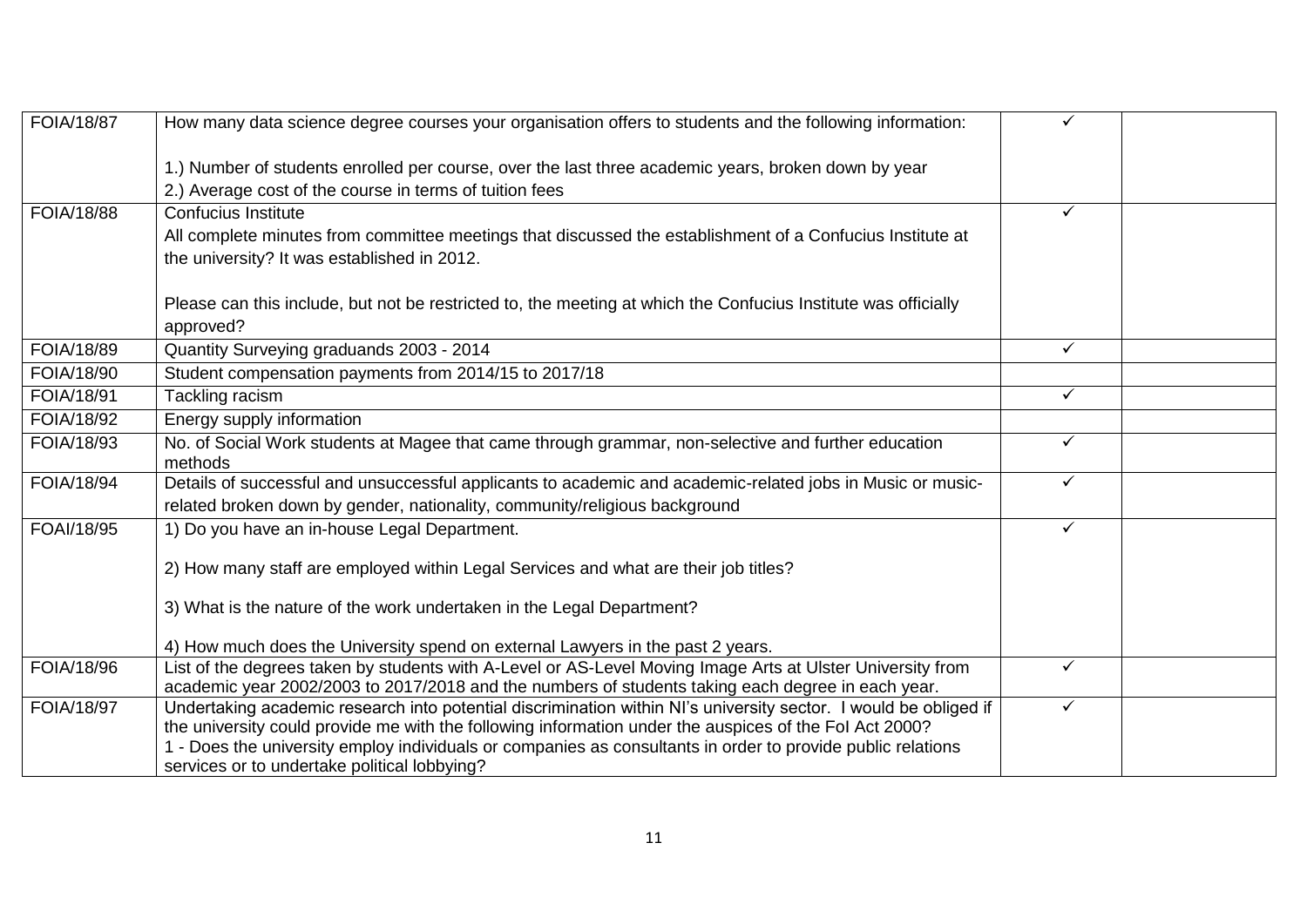| | | | |
|---|---|---|---|
| FOIA/18/87 | How many data science degree courses your organisation offers to students and the following information:<br><br>1.) Number of students enrolled per course, over the last three academic years, broken down by year<br>2.) Average cost of the course in terms of tuition fees | ✓ | |
| FOIA/18/88 | Confucius Institute<br>All complete minutes from committee meetings that discussed the establishment of a Confucius Institute at the university? It was established in 2012.<br><br>Please can this include, but not be restricted to, the meeting at which the Confucius Institute was officially approved? | ✓ | |
| FOIA/18/89 | Quantity Surveying graduands 2003 - 2014 | ✓ | |
| FOIA/18/90 | Student compensation payments from 2014/15 to 2017/18 | | |
| FOIA/18/91 | Tackling racism | ✓ | |
| FOIA/18/92 | Energy supply information | | |
| FOIA/18/93 | No. of Social Work students at Magee that came through grammar, non-selective and further education methods | ✓ | |
| FOIA/18/94 | Details of successful and unsuccessful applicants to academic and academic-related jobs in Music or music-related broken down by gender, nationality, community/religious background | ✓ | |
| FOAI/18/95 | 1) Do you have an in-house Legal Department.<br><br>2) How many staff are employed within Legal Services and what are their job titles?<br><br>3) What is the nature of the work undertaken in the Legal Department?<br><br>4) How much does the University spend on external Lawyers in the past 2 years. | ✓ | |
| FOIA/18/96 | List of the degrees taken by students with A-Level or AS-Level Moving Image Arts at Ulster University from academic year 2002/2003 to 2017/2018 and the numbers of students taking each degree in each year. | ✓ | |
| FOIA/18/97 | Undertaking academic research into potential discrimination within NI's university sector. I would be obliged if the university could provide me with the following information under the auspices of the FoI Act 2000?<br>1 - Does the university employ individuals or companies as consultants in order to provide public relations services or to undertake political lobbying? | ✓ | |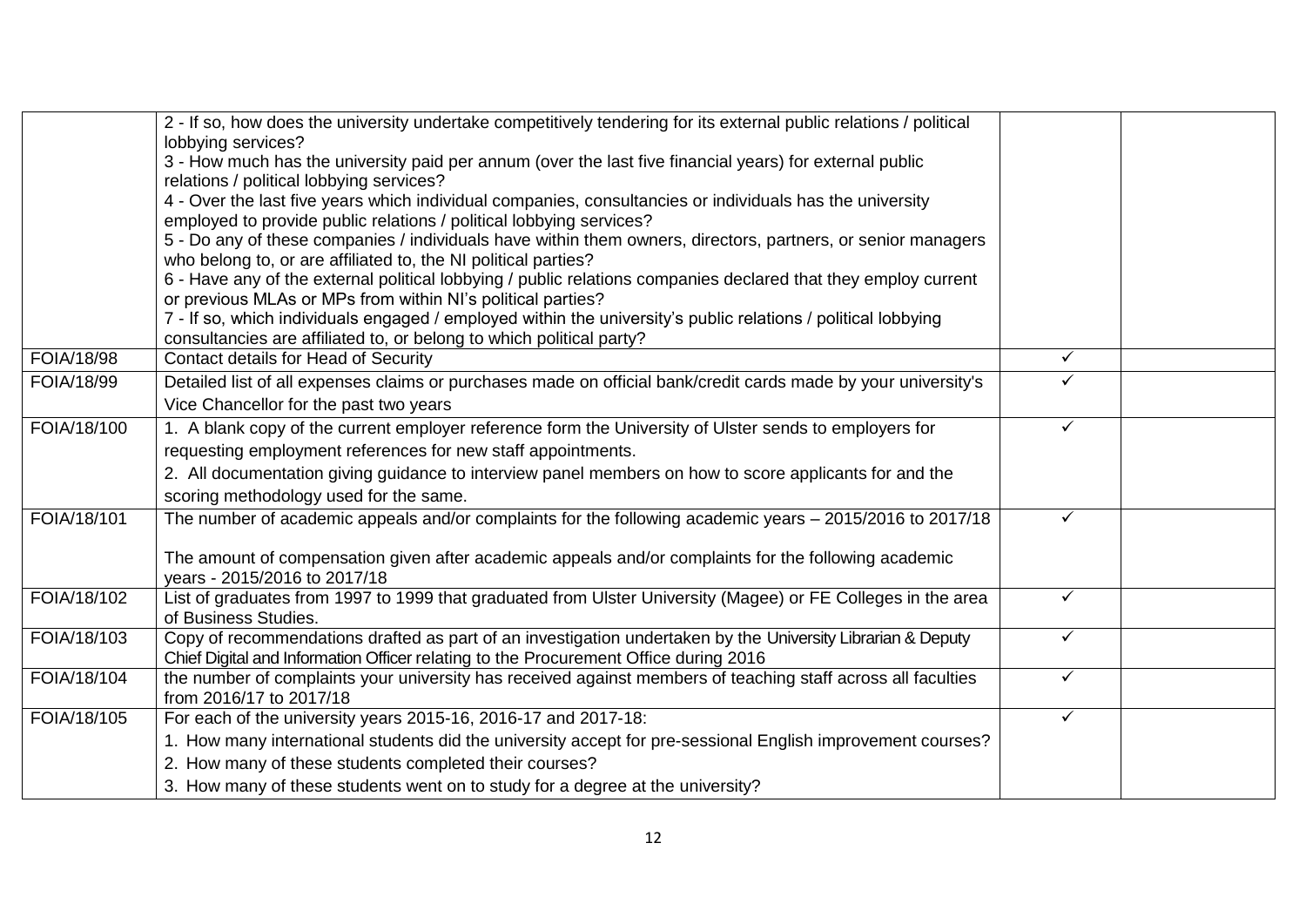| | | | |
|---|---|---|---|
| | 2 - If so, how does the university undertake competitively tendering for its external public relations / political lobbying services?<br>3 - How much has the university paid per annum (over the last five financial years) for external public relations / political lobbying services?<br>4 - Over the last five years which individual companies, consultancies or individuals has the university employed to provide public relations / political lobbying services?<br>5 - Do any of these companies / individuals have within them owners, directors, partners, or senior managers who belong to, or are affiliated to, the NI political parties?<br>6 - Have any of the external political lobbying / public relations companies declared that they employ current or previous MLAs or MPs from within NI's political parties?<br>7 - If so, which individuals engaged / employed within the university's public relations / political lobbying consultancies are affiliated to, or belong to which political party? | | |
| FOIA/18/98 | Contact details for Head of Security | ✓ | |
| FOIA/18/99 | Detailed list of all expenses claims or purchases made on official bank/credit cards made by your university's Vice Chancellor for the past two years | ✓ | |
| FOIA/18/100 | 1. A blank copy of the current employer reference form the University of Ulster sends to employers for requesting employment references for new staff appointments.<br>2. All documentation giving guidance to interview panel members on how to score applicants for and the scoring methodology used for the same. | ✓ | |
| FOIA/18/101 | The number of academic appeals and/or complaints for the following academic years – 2015/2016 to 2017/18<br><br>The amount of compensation given after academic appeals and/or complaints for the following academic years - 2015/2016 to 2017/18 | ✓ | |
| FOIA/18/102 | List of graduates from 1997 to 1999 that graduated from Ulster University (Magee) or FE Colleges in the area of Business Studies. | ✓ | |
| FOIA/18/103 | Copy of recommendations drafted as part of an investigation undertaken by the University Librarian & Deputy Chief Digital and Information Officer relating to the Procurement Office during 2016 | ✓ | |
| FOIA/18/104 | the number of complaints your university has received against members of teaching staff across all faculties from 2016/17 to 2017/18 | ✓ | |
| FOIA/18/105 | For each of the university years 2015-16, 2016-17 and 2017-18:<br>1. How many international students did the university accept for pre-sessional English improvement courses?<br>2. How many of these students completed their courses?<br>3. How many of these students went on to study for a degree at the university? | ✓ | |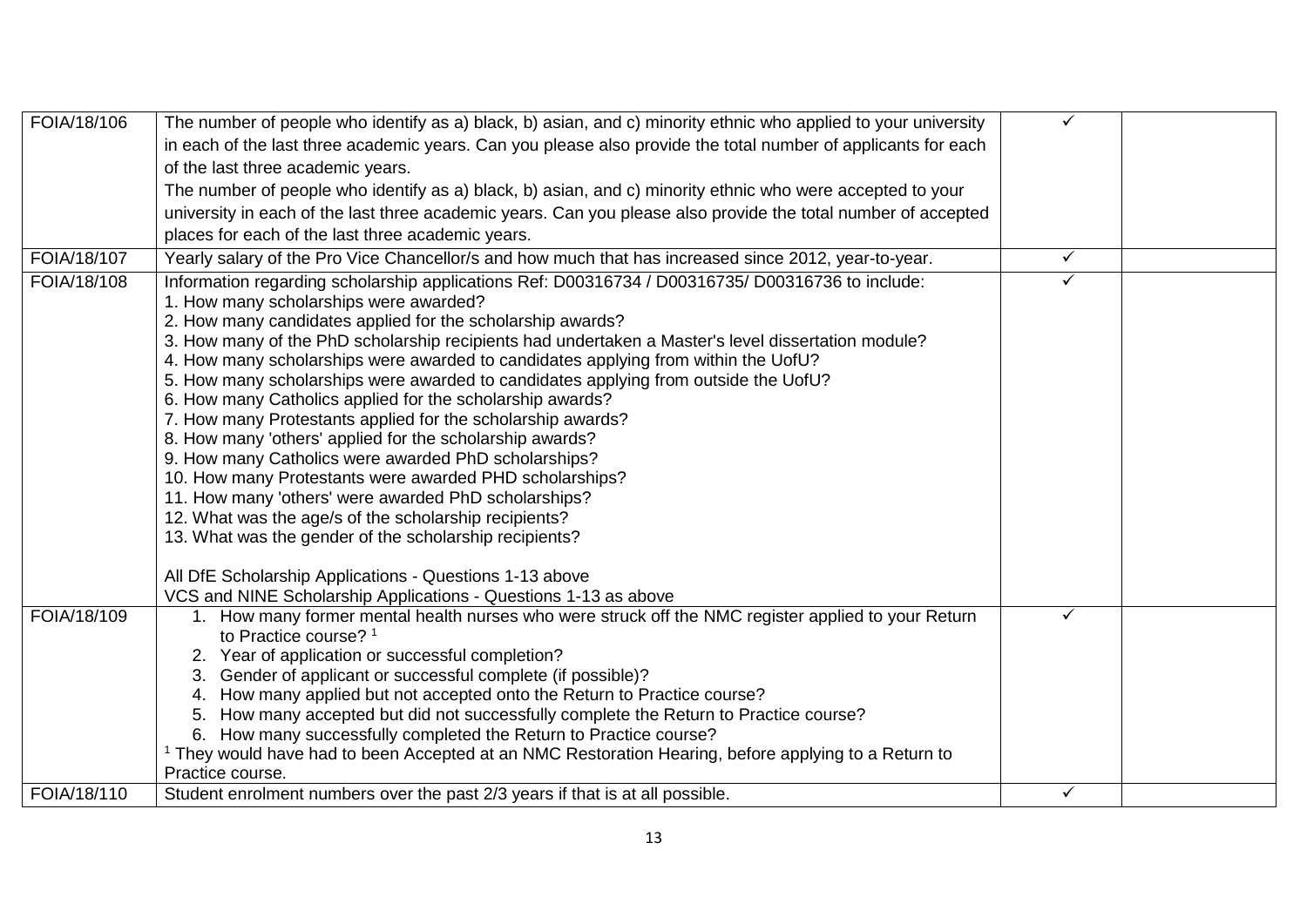| | | | |
|---|---|---|---|
| FOIA/18/106 | The number of people who identify as a) black, b) asian, and c) minority ethnic who applied to your university in each of the last three academic years. Can you please also provide the total number of applicants for each of the last three academic years.<br>The number of people who identify as a) black, b) asian, and c) minority ethnic who were accepted to your university in each of the last three academic years. Can you please also provide the total number of accepted places for each of the last three academic years. | ✓ | |
| FOIA/18/107 | Yearly salary of the Pro Vice Chancellor/s and how much that has increased since 2012, year-to-year. | ✓ | |
| FOIA/18/108 | Information regarding scholarship applications Ref: D00316734 / D00316735/ D00316736 to include:<br>1. How many scholarships were awarded?<br>2. How many candidates applied for the scholarship awards?<br>3. How many of the PhD scholarship recipients had undertaken a Master's level dissertation module?<br>4. How many scholarships were awarded to candidates applying from within the UofU?<br>5. How many scholarships were awarded to candidates applying from outside the UofU?<br>6. How many Catholics applied for the scholarship awards?<br>7. How many Protestants applied for the scholarship awards?<br>8. How many 'others' applied for the scholarship awards?<br>9. How many Catholics were awarded PhD scholarships?<br>10. How many Protestants were awarded PHD scholarships?<br>11. How many 'others' were awarded PhD scholarships?<br>12. What was the age/s of the scholarship recipients?<br>13. What was the gender of the scholarship recipients?<br><br>All DfE Scholarship Applications - Questions 1-13 above<br>VCS and NINE Scholarship Applications - Questions 1-13 as above | ✓ | |
| FOIA/18/109 | 1. How many former mental health nurses who were struck off the NMC register applied to your Return to Practice course? [1]<br>2. Year of application or successful completion?<br>3. Gender of applicant or successful complete (if possible)?<br>4. How many applied but not accepted onto the Return to Practice course?<br>5. How many accepted but did not successfully complete the Return to Practice course?<br>6. How many successfully completed the Return to Practice course?<br>[1] They would have had to been Accepted at an NMC Restoration Hearing, before applying to a Return to Practice course. | ✓ | |
| FOIA/18/110 | Student enrolment numbers over the past 2/3 years if that is at all possible. | ✓ | |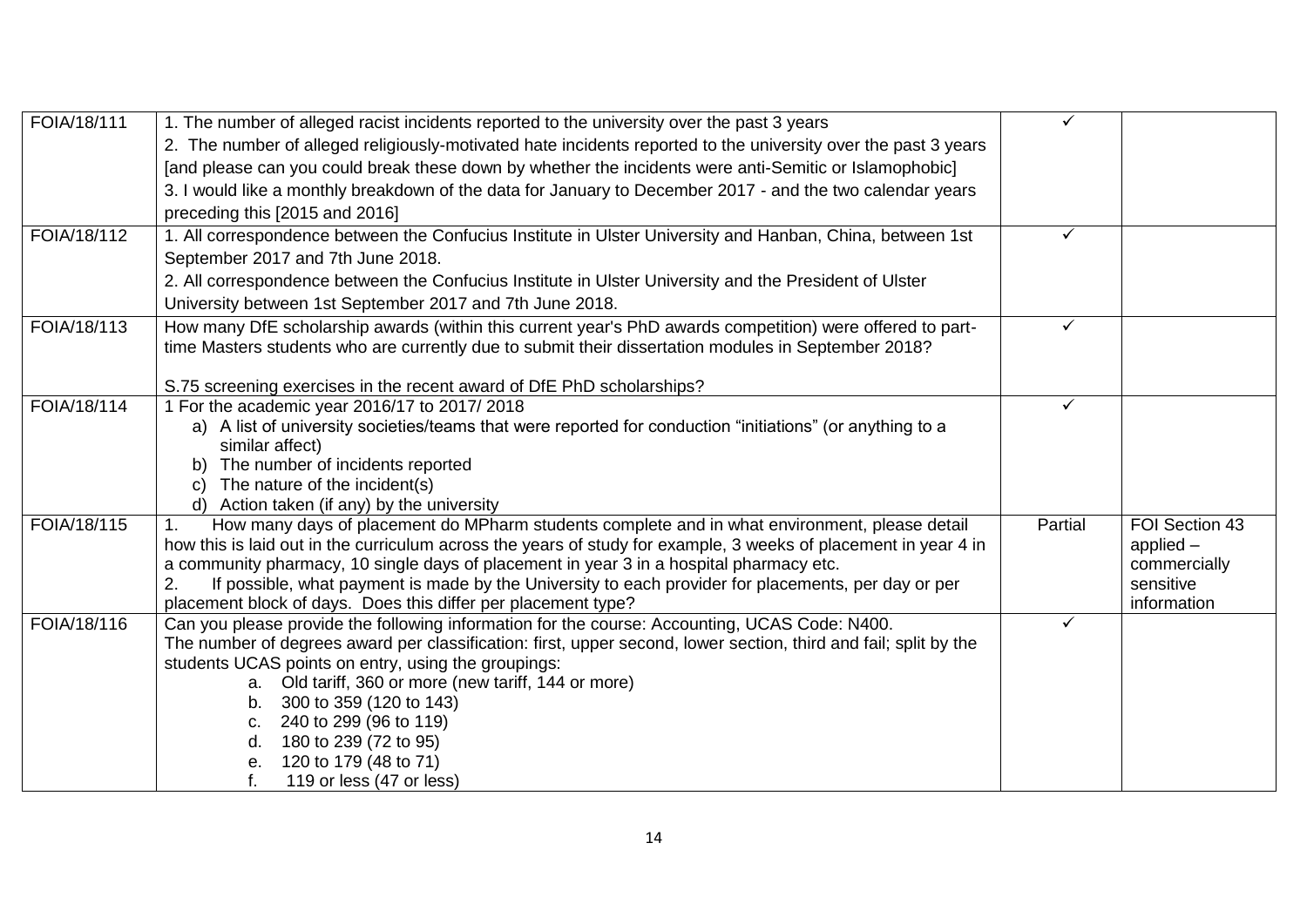| | | | |
|---|---|---|---|
| FOIA/18/111 | 1. The number of alleged racist incidents reported to the university over the past 3 years<br>2. The number of alleged religiously-motivated hate incidents reported to the university over the past 3 years [and please can you could break these down by whether the incidents were anti-Semitic or Islamophobic]<br>3. I would like a monthly breakdown of the data for January to December 2017 - and the two calendar years preceding this [2015 and 2016] | ✓ | |
| FOIA/18/112 | 1. All correspondence between the Confucius Institute in Ulster University and Hanban, China, between 1st September 2017 and 7th June 2018.<br>2. All correspondence between the Confucius Institute in Ulster University and the President of Ulster University between 1st September 2017 and 7th June 2018. | ✓ | |
| FOIA/18/113 | How many DfE scholarship awards (within this current year's PhD awards competition) were offered to part-time Masters students who are currently due to submit their dissertation modules in September 2018?<br><br>S.75 screening exercises in the recent award of DfE PhD scholarships? | ✓ | |
| FOIA/18/114 | 1 For the academic year 2016/17 to 2017/ 2018<br>a) A list of university societies/teams that were reported for conduction "initiations" (or anything to a similar affect)<br>b) The number of incidents reported<br>c) The nature of the incident(s)<br>d) Action taken (if any) by the university | ✓ | |
| FOIA/18/115 | 1. How many days of placement do MPharm students complete and in what environment, please detail how this is laid out in the curriculum across the years of study for example, 3 weeks of placement in year 4 in a community pharmacy, 10 single days of placement in year 3 in a hospital pharmacy etc.<br>2. If possible, what payment is made by the University to each provider for placements, per day or per placement block of days. Does this differ per placement type? | Partial | FOI Section 43 applied – commercially sensitive information |
| FOIA/18/116 | Can you please provide the following information for the course: Accounting, UCAS Code: N400.<br>The number of degrees award per classification: first, upper second, lower section, third and fail; split by the students UCAS points on entry, using the groupings:<br>a. Old tariff, 360 or more (new tariff, 144 or more)<br>b. 300 to 359 (120 to 143)<br>c. 240 to 299 (96 to 119)<br>d. 180 to 239 (72 to 95)<br>e. 120 to 179 (48 to 71)<br>f. 119 or less (47 or less) | ✓ | |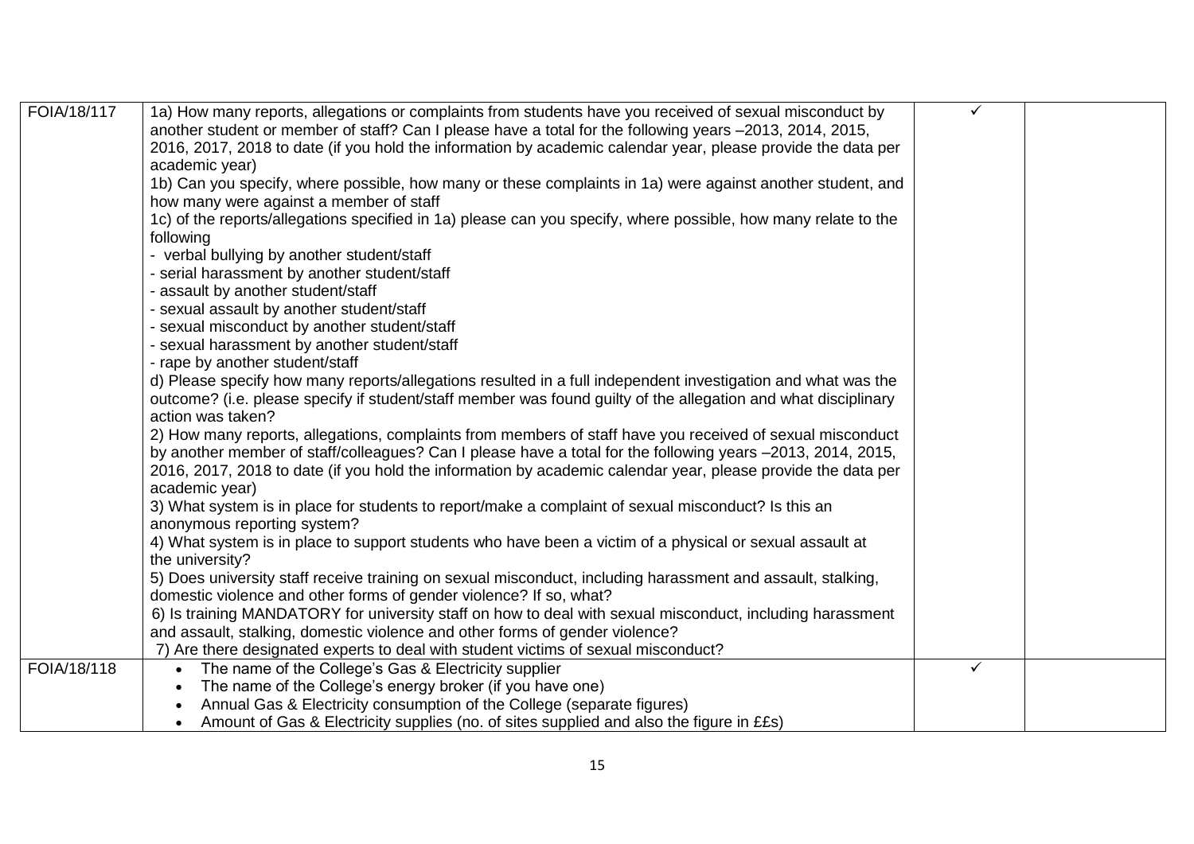| | | | |
|---|---|---|---|
| FOIA/18/117 | 1a) How many reports, allegations or complaints from students have you received of sexual misconduct by another student or member of staff? Can I please have a total for the following years –2013, 2014, 2015, 2016, 2017, 2018 to date (if you hold the information by academic calendar year, please provide the data per academic year)<br>1b) Can you specify, where possible, how many or these complaints in 1a) were against another student, and how many were against a member of staff<br>1c) of the reports/allegations specified in 1a) please can you specify, where possible, how many relate to the following<br>- verbal bullying by another student/staff<br>- serial harassment by another student/staff<br>- assault by another student/staff<br>- sexual assault by another student/staff<br>- sexual misconduct by another student/staff<br>- sexual harassment by another student/staff<br>- rape by another student/staff<br>d) Please specify how many reports/allegations resulted in a full independent investigation and what was the outcome? (i.e. please specify if student/staff member was found guilty of the allegation and what disciplinary action was taken?<br>2) How many reports, allegations, complaints from members of staff have you received of sexual misconduct by another member of staff/colleagues? Can I please have a total for the following years –2013, 2014, 2015, 2016, 2017, 2018 to date (if you hold the information by academic calendar year, please provide the data per academic year)<br>3) What system is in place for students to report/make a complaint of sexual misconduct? Is this an anonymous reporting system?<br>4) What system is in place to support students who have been a victim of a physical or sexual assault at the university?<br>5) Does university staff receive training on sexual misconduct, including harassment and assault, stalking, domestic violence and other forms of gender violence? If so, what?<br>6) Is training MANDATORY for university staff on how to deal with sexual misconduct, including harassment and assault, stalking, domestic violence and other forms of gender violence?<br>7) Are there designated experts to deal with student victims of sexual misconduct? | ✓ | |
| FOIA/18/118 | • The name of the College's Gas & Electricity supplier<br>• The name of the College's energy broker (if you have one)<br>• Annual Gas & Electricity consumption of the College (separate figures)<br>• Amount of Gas & Electricity supplies (no. of sites supplied and also the figure in ££s) | ✓ | |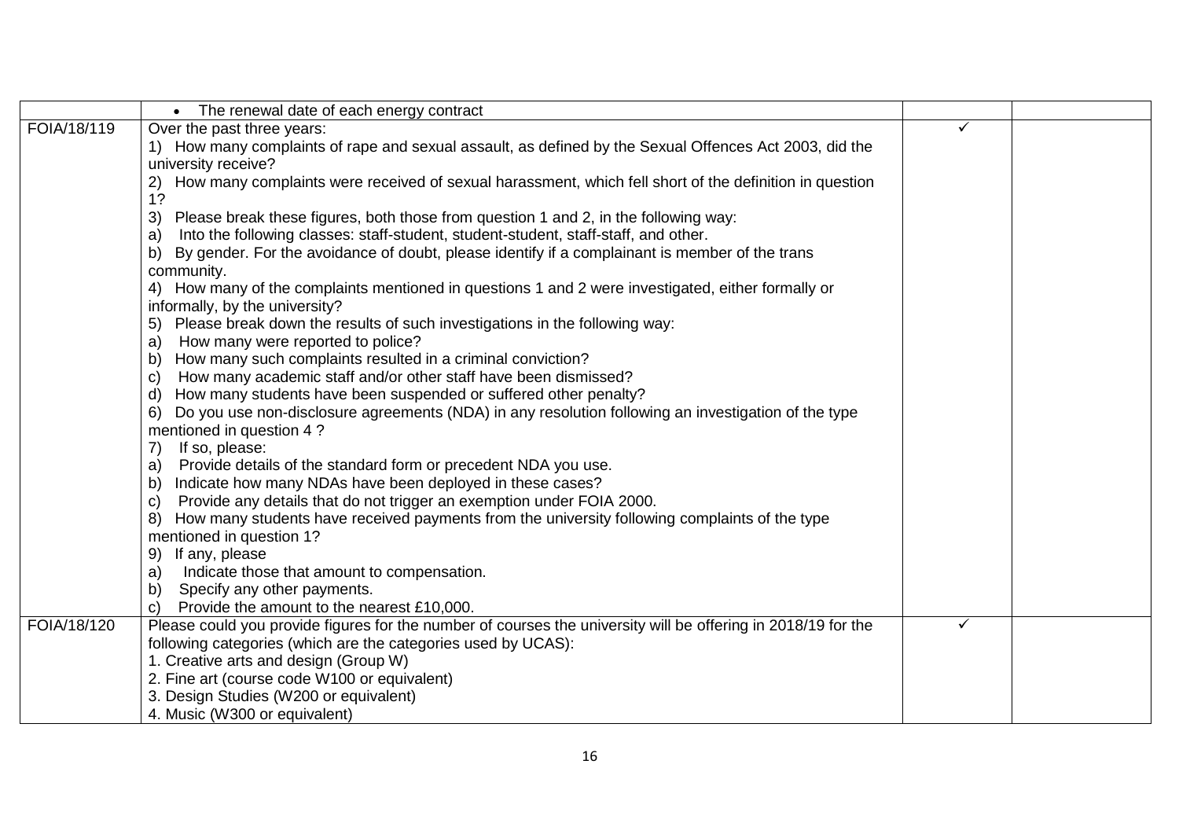| | | | |
|---|---|---|---|
| | • The renewal date of each energy contract | | |
| FOIA/18/119 | Over the past three years:<br>1) How many complaints of rape and sexual assault, as defined by the Sexual Offences Act 2003, did the university receive?<br>2) How many complaints were received of sexual harassment, which fell short of the definition in question 1?<br>3) Please break these figures, both those from question 1 and 2, in the following way:<br>a) Into the following classes: staff-student, student-student, staff-staff, and other.<br>b) By gender. For the avoidance of doubt, please identify if a complainant is member of the trans community.<br>4) How many of the complaints mentioned in questions 1 and 2 were investigated, either formally or informally, by the university?<br>5) Please break down the results of such investigations in the following way:<br>a) How many were reported to police?<br>b) How many such complaints resulted in a criminal conviction?<br>c) How many academic staff and/or other staff have been dismissed?<br>d) How many students have been suspended or suffered other penalty?<br>6) Do you use non-disclosure agreements (NDA) in any resolution following an investigation of the type mentioned in question 4 ?<br>7) If so, please:<br>a) Provide details of the standard form or precedent NDA you use.<br>b) Indicate how many NDAs have been deployed in these cases?<br>c) Provide any details that do not trigger an exemption under FOIA 2000.<br>8) How many students have received payments from the university following complaints of the type mentioned in question 1?<br>9) If any, please<br>a) Indicate those that amount to compensation.<br>b) Specify any other payments.<br>c) Provide the amount to the nearest £10,000. | ✓ | |
| FOIA/18/120 | Please could you provide figures for the number of courses the university will be offering in 2018/19 for the following categories (which are the categories used by UCAS):<br>1. Creative arts and design (Group W)<br>2. Fine art (course code W100 or equivalent)<br>3. Design Studies (W200 or equivalent)<br>4. Music (W300 or equivalent) | ✓ | |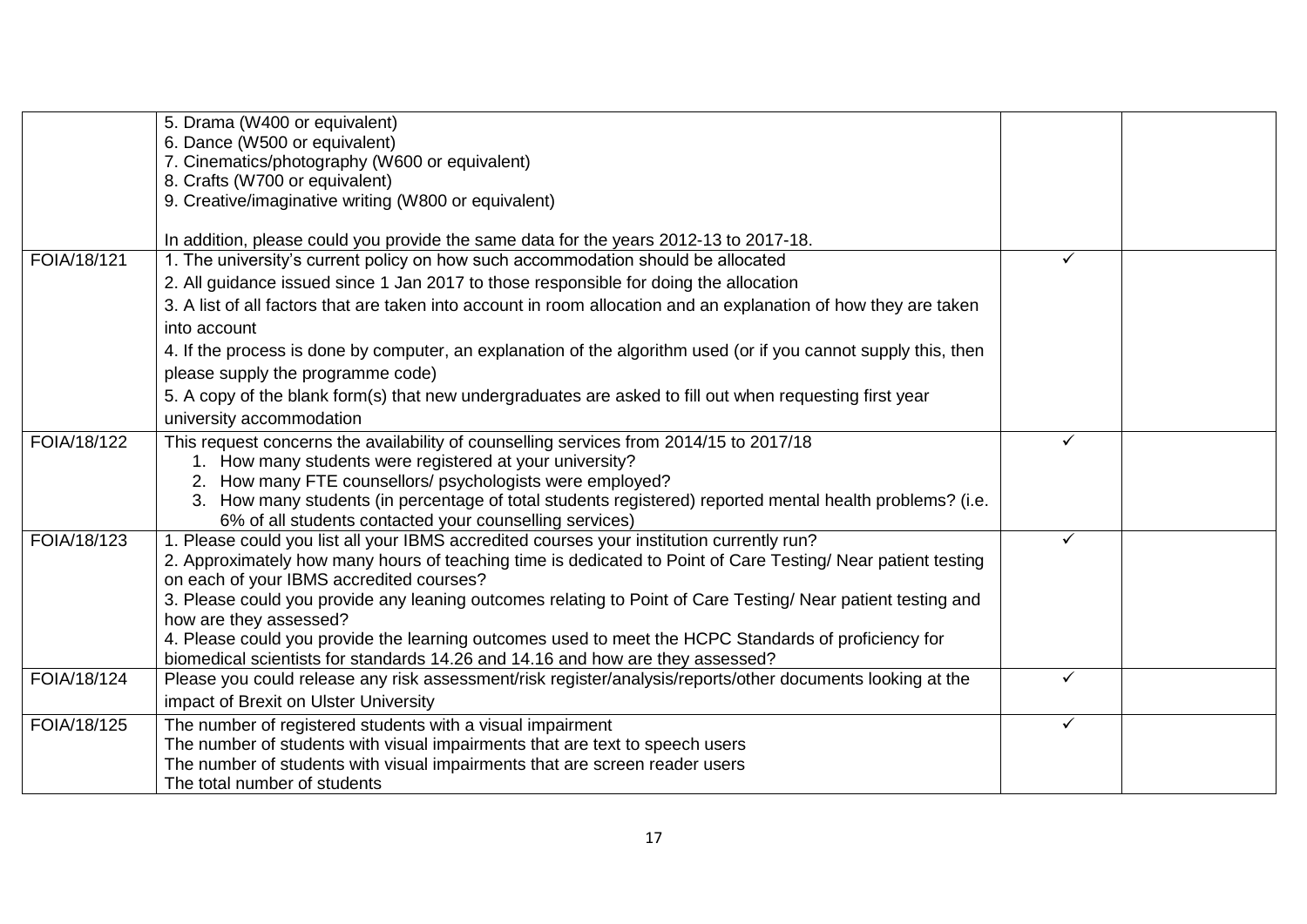| | | | |
|---|---|---|---|
| | 5. Drama (W400 or equivalent)<br>6. Dance (W500 or equivalent)<br>7. Cinematics/photography (W600 or equivalent)<br>8. Crafts (W700 or equivalent)<br>9. Creative/imaginative writing (W800 or equivalent)<br><br>In addition, please could you provide the same data for the years 2012-13 to 2017-18. | | |
| FOIA/18/121 | 1. The university's current policy on how such accommodation should be allocated<br>2. All guidance issued since 1 Jan 2017 to those responsible for doing the allocation<br>3. A list of all factors that are taken into account in room allocation and an explanation of how they are taken into account<br>4. If the process is done by computer, an explanation of the algorithm used (or if you cannot supply this, then please supply the programme code)<br>5. A copy of the blank form(s) that new undergraduates are asked to fill out when requesting first year university accommodation | ✓ | |
| FOIA/18/122 | This request concerns the availability of counselling services from 2014/15 to 2017/18<br>1. How many students were registered at your university?<br>2. How many FTE counsellors/ psychologists were employed?<br>3. How many students (in percentage of total students registered) reported mental health problems? (i.e. 6% of all students contacted your counselling services) | ✓ | |
| FOIA/18/123 | 1. Please could you list all your IBMS accredited courses your institution currently run?<br>2. Approximately how many hours of teaching time is dedicated to Point of Care Testing/ Near patient testing on each of your IBMS accredited courses?<br>3. Please could you provide any leaning outcomes relating to Point of Care Testing/ Near patient testing and how are they assessed?<br>4. Please could you provide the learning outcomes used to meet the HCPC Standards of proficiency for biomedical scientists for standards 14.26 and 14.16 and how are they assessed? | ✓ | |
| FOIA/18/124 | Please you could release any risk assessment/risk register/analysis/reports/other documents looking at the impact of Brexit on Ulster University | ✓ | |
| FOIA/18/125 | The number of registered students with a visual impairment<br>The number of students with visual impairments that are text to speech users<br>The number of students with visual impairments that are screen reader users<br>The total number of students | ✓ | |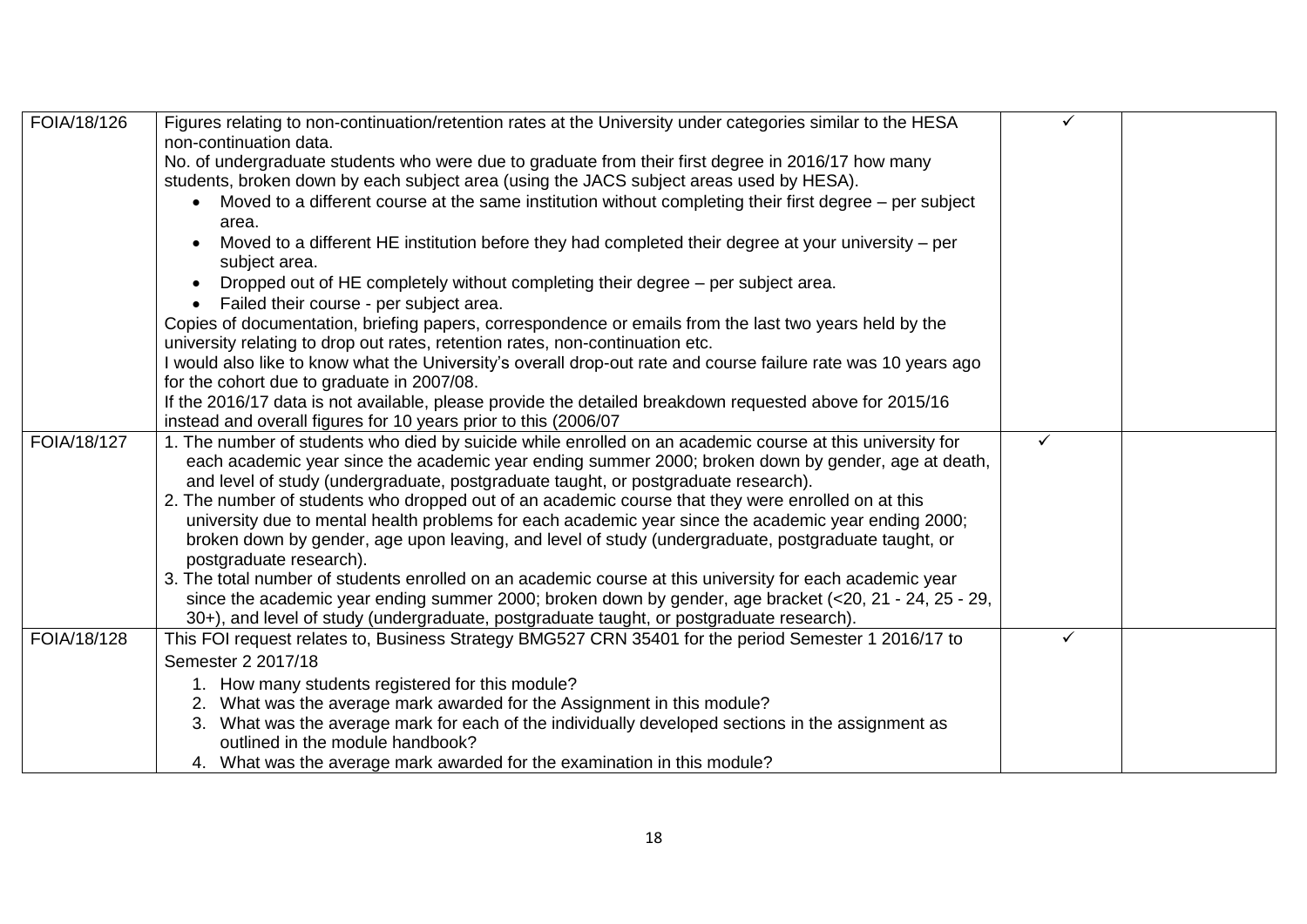| | | | |
|---|---|---|---|
| FOIA/18/126 | Figures relating to non-continuation/retention rates at the University under categories similar to the HESA non-continuation data.<br>No. of undergraduate students who were due to graduate from their first degree in 2016/17 how many students, broken down by each subject area (using the JACS subject areas used by HESA).<br>• Moved to a different course at the same institution without completing their first degree – per subject area.<br>• Moved to a different HE institution before they had completed their degree at your university – per subject area.<br>• Dropped out of HE completely without completing their degree – per subject area.<br>• Failed their course - per subject area.<br>Copies of documentation, briefing papers, correspondence or emails from the last two years held by the university relating to drop out rates, retention rates, non-continuation etc.<br>I would also like to know what the University's overall drop-out rate and course failure rate was 10 years ago for the cohort due to graduate in 2007/08.<br>If the 2016/17 data is not available, please provide the detailed breakdown requested above for 2015/16 instead and overall figures for 10 years prior to this (2006/07 | ✓ | |
| FOIA/18/127 | 1. The number of students who died by suicide while enrolled on an academic course at this university for each academic year since the academic year ending summer 2000; broken down by gender, age at death, and level of study (undergraduate, postgraduate taught, or postgraduate research).<br>2. The number of students who dropped out of an academic course that they were enrolled on at this university due to mental health problems for each academic year since the academic year ending 2000; broken down by gender, age upon leaving, and level of study (undergraduate, postgraduate taught, or postgraduate research).<br>3. The total number of students enrolled on an academic course at this university for each academic year since the academic year ending summer 2000; broken down by gender, age bracket (<20, 21 - 24, 25 - 29, 30+), and level of study (undergraduate, postgraduate taught, or postgraduate research). | ✓ | |
| FOIA/18/128 | This FOI request relates to, Business Strategy BMG527 CRN 35401 for the period Semester 1 2016/17 to Semester 2 2017/18<br>1. How many students registered for this module?<br>2. What was the average mark awarded for the Assignment in this module?<br>3. What was the average mark for each of the individually developed sections in the assignment as outlined in the module handbook?<br>4. What was the average mark awarded for the examination in this module? | ✓ | |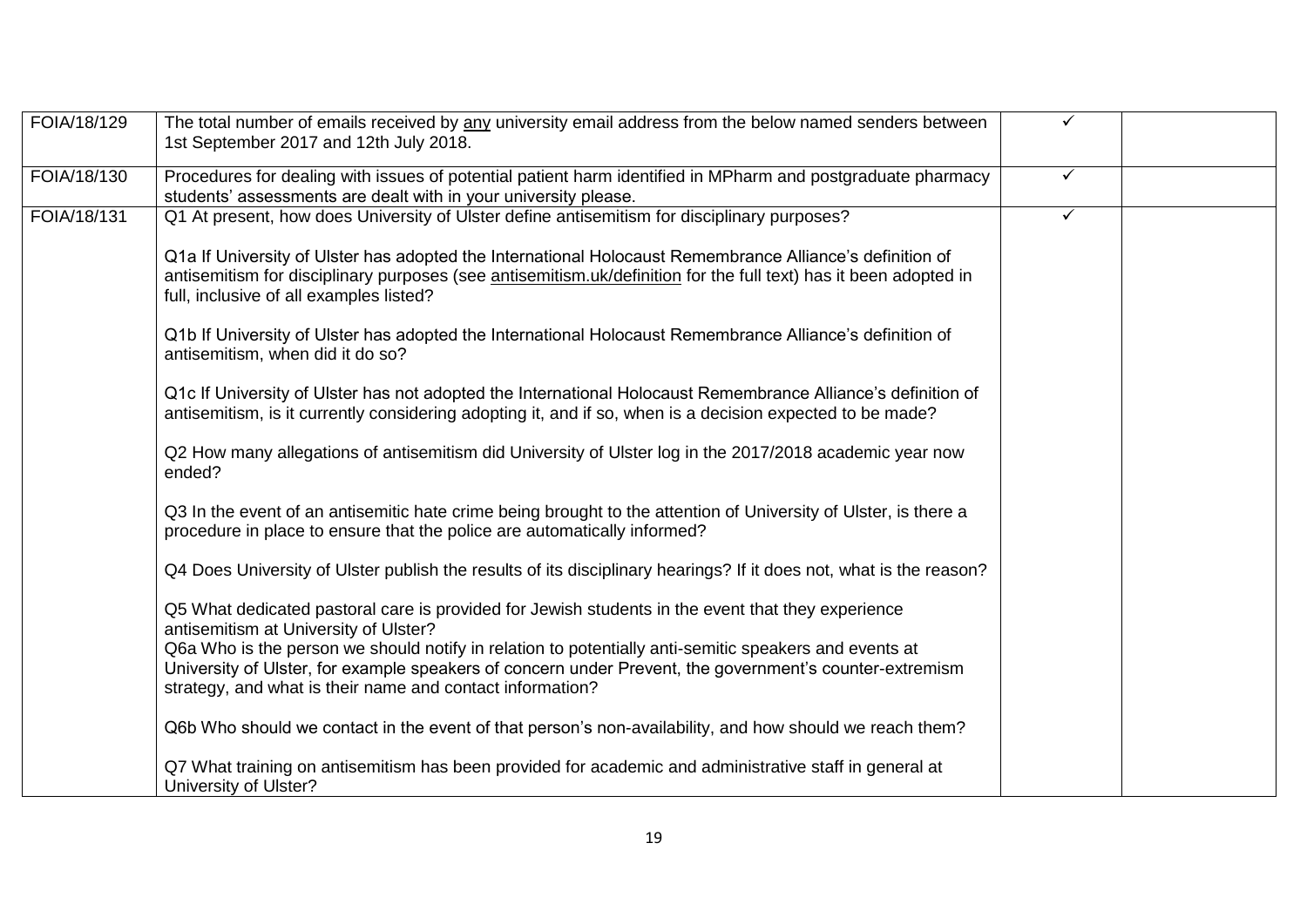| | | | |
|---|---|---|---|
| FOIA/18/129 | The total number of emails received by any university email address from the below named senders between 1st September 2017 and 12th July 2018. | ✓ | |
| FOIA/18/130 | Procedures for dealing with issues of potential patient harm identified in MPharm and postgraduate pharmacy students' assessments are dealt with in your university please. | ✓ | |
| FOIA/18/131 | Q1 At present, how does University of Ulster define antisemitism for disciplinary purposes?<br><br>Q1a If University of Ulster has adopted the International Holocaust Remembrance Alliance's definition of antisemitism for disciplinary purposes (see antisemitism.uk/definition for the full text) has it been adopted in full, inclusive of all examples listed?<br><br>Q1b If University of Ulster has adopted the International Holocaust Remembrance Alliance's definition of antisemitism, when did it do so?<br><br>Q1c If University of Ulster has not adopted the International Holocaust Remembrance Alliance's definition of antisemitism, is it currently considering adopting it, and if so, when is a decision expected to be made?<br><br>Q2 How many allegations of antisemitism did University of Ulster log in the 2017/2018 academic year now ended?<br><br>Q3 In the event of an antisemitic hate crime being brought to the attention of University of Ulster, is there a procedure in place to ensure that the police are automatically informed?<br><br>Q4 Does University of Ulster publish the results of its disciplinary hearings? If it does not, what is the reason?<br><br>Q5 What dedicated pastoral care is provided for Jewish students in the event that they experience antisemitism at University of Ulster?<br>Q6a Who is the person we should notify in relation to potentially anti-semitic speakers and events at University of Ulster, for example speakers of concern under Prevent, the government's counter-extremism strategy, and what is their name and contact information?<br><br>Q6b Who should we contact in the event of that person's non-availability, and how should we reach them?<br><br>Q7 What training on antisemitism has been provided for academic and administrative staff in general at University of Ulster? | ✓ | |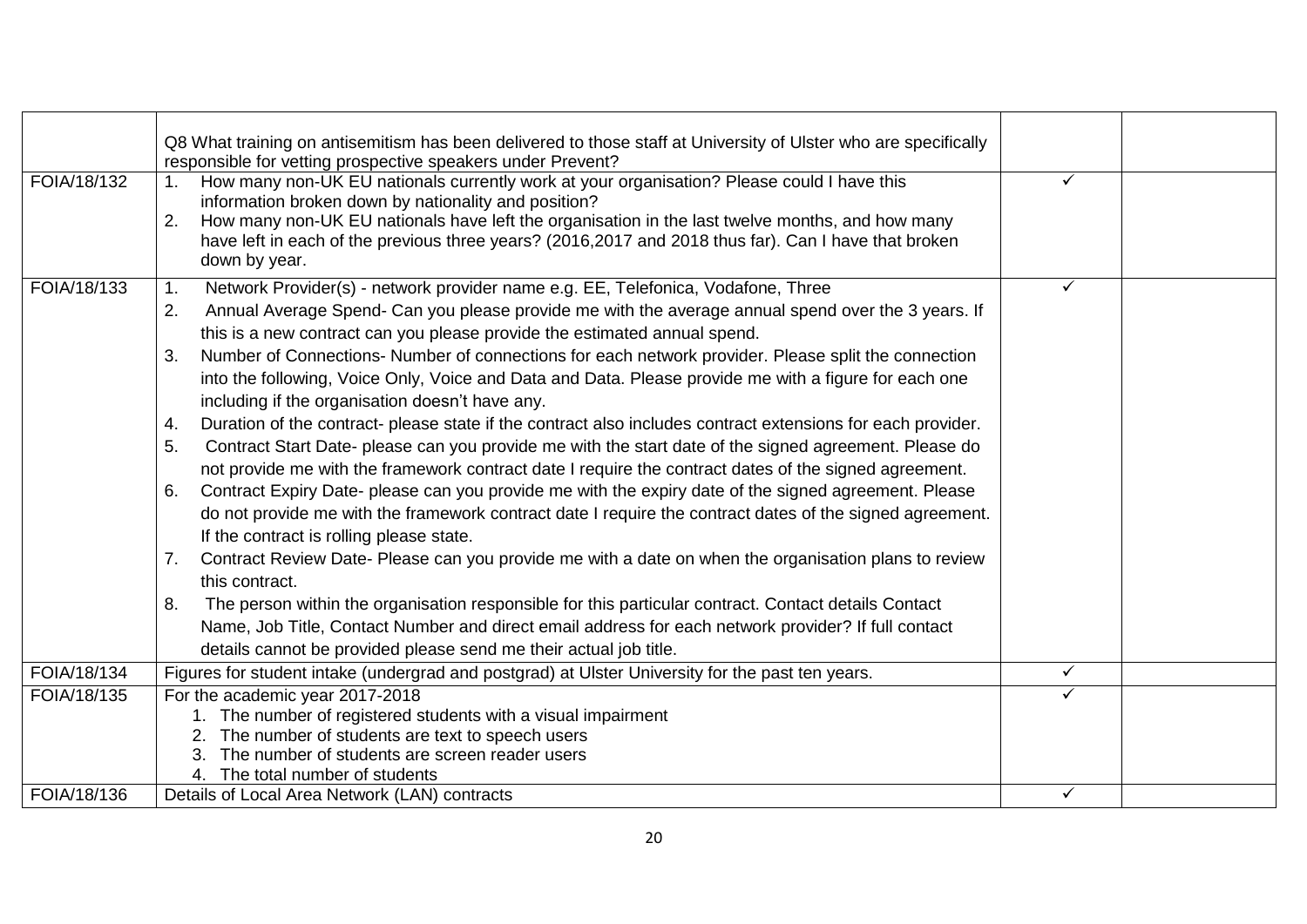| | | | |
|---|---|---|---|
| | Q8 What training on antisemitism has been delivered to those staff at University of Ulster who are specifically responsible for vetting prospective speakers under Prevent? | | |
| FOIA/18/132 | 1. How many non-UK EU nationals currently work at your organisation? Please could I have this information broken down by nationality and position?<br>2. How many non-UK EU nationals have left the organisation in the last twelve months, and how many have left in each of the previous three years? (2016,2017 and 2018 thus far). Can I have that broken down by year. | ✓ | |
| FOIA/18/133 | 1. Network Provider(s) - network provider name e.g. EE, Telefonica, Vodafone, Three<br>2. Annual Average Spend- Can you please provide me with the average annual spend over the 3 years. If this is a new contract can you please provide the estimated annual spend.<br>3. Number of Connections- Number of connections for each network provider. Please split the connection into the following, Voice Only, Voice and Data and Data. Please provide me with a figure for each one including if the organisation doesn't have any.<br>4. Duration of the contract- please state if the contract also includes contract extensions for each provider.<br>5. Contract Start Date- please can you provide me with the start date of the signed agreement. Please do not provide me with the framework contract date I require the contract dates of the signed agreement.<br>6. Contract Expiry Date- please can you provide me with the expiry date of the signed agreement. Please do not provide me with the framework contract date I require the contract dates of the signed agreement. If the contract is rolling please state.<br>7. Contract Review Date- Please can you provide me with a date on when the organisation plans to review this contract.<br>8. The person within the organisation responsible for this particular contract. Contact details Contact Name, Job Title, Contact Number and direct email address for each network provider? If full contact details cannot be provided please send me their actual job title. | ✓ | |
| FOIA/18/134 | Figures for student intake (undergrad and postgrad) at Ulster University for the past ten years. | ✓ | |
| FOIA/18/135 | For the academic year 2017-2018<br>1. The number of registered students with a visual impairment<br>2. The number of students are text to speech users<br>3. The number of students are screen reader users<br>4. The total number of students | ✓ | |
| FOIA/18/136 | Details of Local Area Network (LAN) contracts | ✓ | |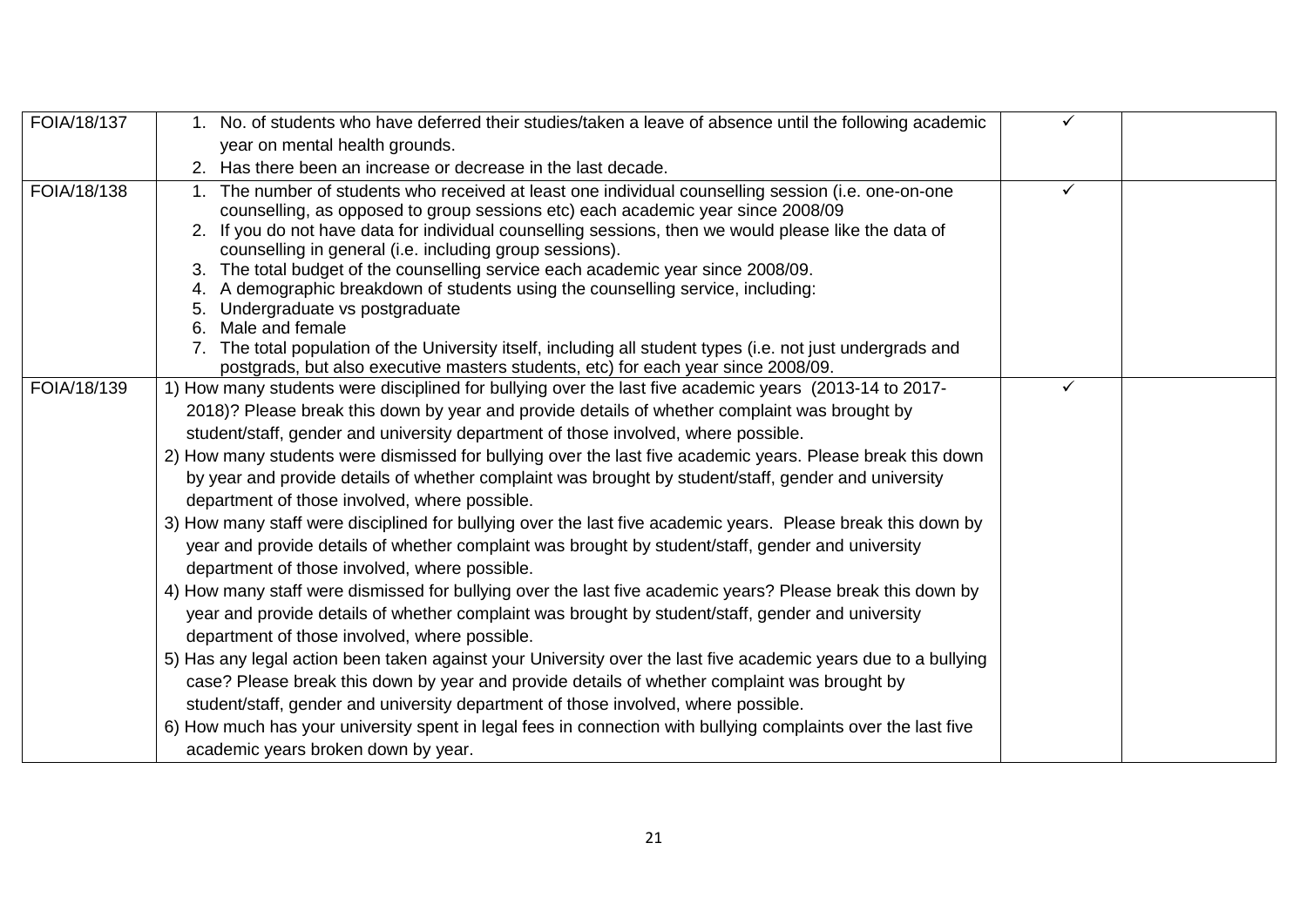| | | | |
|---|---|---|---|
| FOIA/18/137 | 1. No. of students who have deferred their studies/taken a leave of absence until the following academic year on mental health grounds.<br>2. Has there been an increase or decrease in the last decade. | ✓ | |
| FOIA/18/138 | 1. The number of students who received at least one individual counselling session (i.e. one-on-one counselling, as opposed to group sessions etc) each academic year since 2008/09<br>2. If you do not have data for individual counselling sessions, then we would please like the data of counselling in general (i.e. including group sessions).<br>3. The total budget of the counselling service each academic year since 2008/09.<br>4. A demographic breakdown of students using the counselling service, including:<br>5. Undergraduate vs postgraduate<br>6. Male and female<br>7. The total population of the University itself, including all student types (i.e. not just undergrads and postgrads, but also executive masters students, etc) for each year since 2008/09. | ✓ | |
| FOIA/18/139 | 1) How many students were disciplined for bullying over the last five academic years (2013-14 to 2017-2018)? Please break this down by year and provide details of whether complaint was brought by student/staff, gender and university department of those involved, where possible.<br>2) How many students were dismissed for bullying over the last five academic years. Please break this down by year and provide details of whether complaint was brought by student/staff, gender and university department of those involved, where possible.<br>3) How many staff were disciplined for bullying over the last five academic years. Please break this down by year and provide details of whether complaint was brought by student/staff, gender and university department of those involved, where possible.<br>4) How many staff were dismissed for bullying over the last five academic years? Please break this down by year and provide details of whether complaint was brought by student/staff, gender and university department of those involved, where possible.<br>5) Has any legal action been taken against your University over the last five academic years due to a bullying case? Please break this down by year and provide details of whether complaint was brought by student/staff, gender and university department of those involved, where possible.<br>6) How much has your university spent in legal fees in connection with bullying complaints over the last five academic years broken down by year. | ✓ | |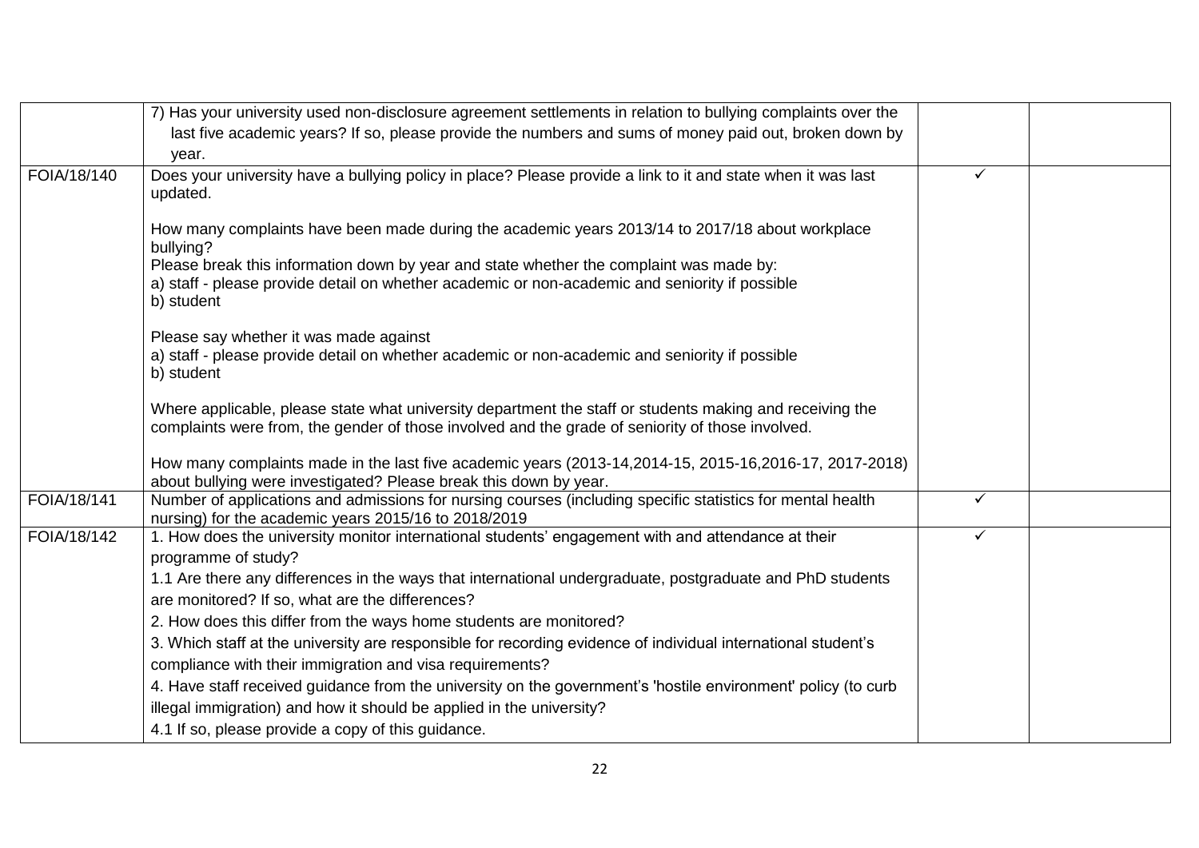| | | | |
|---|---|---|---|
| | 7) Has your university used non-disclosure agreement settlements in relation to bullying complaints over the last five academic years? If so, please provide the numbers and sums of money paid out, broken down by year. | | |
| FOIA/18/140 | Does your university have a bullying policy in place? Please provide a link to it and state when it was last updated.<br><br>How many complaints have been made during the academic years 2013/14 to 2017/18 about workplace bullying?<br>Please break this information down by year and state whether the complaint was made by:<br>a) staff - please provide detail on whether academic or non-academic and seniority if possible<br>b) student<br><br>Please say whether it was made against<br>a) staff - please provide detail on whether academic or non-academic and seniority if possible<br>b) student<br><br>Where applicable, please state what university department the staff or students making and receiving the complaints were from, the gender of those involved and the grade of seniority of those involved.<br><br>How many complaints made in the last five academic years (2013-14,2014-15, 2015-16,2016-17, 2017-2018) about bullying were investigated? Please break this down by year. | ✓ | |
| FOIA/18/141 | Number of applications and admissions for nursing courses (including specific statistics for mental health nursing) for the academic years 2015/16 to 2018/2019 | ✓ | |
| FOIA/18/142 | 1. How does the university monitor international students' engagement with and attendance at their programme of study?<br>1.1 Are there any differences in the ways that international undergraduate, postgraduate and PhD students are monitored? If so, what are the differences?<br>2. How does this differ from the ways home students are monitored?<br>3. Which staff at the university are responsible for recording evidence of individual international student's compliance with their immigration and visa requirements?<br>4. Have staff received guidance from the university on the government's 'hostile environment' policy (to curb illegal immigration) and how it should be applied in the university?<br>4.1 If so, please provide a copy of this guidance. | ✓ | |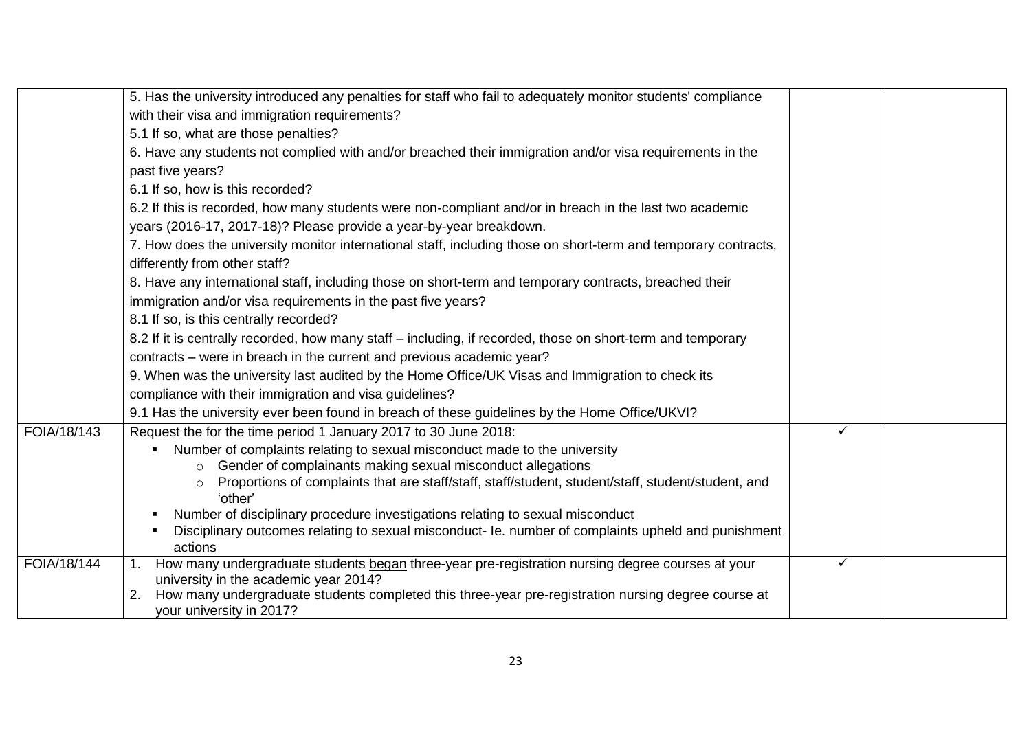|  |  |  |  |
|---|---|---|---|
|  | 5. Has the university introduced any penalties for staff who fail to adequately monitor students' compliance with their visa and immigration requirements?<br>5.1 If so, what are those penalties?<br>6. Have any students not complied with and/or breached their immigration and/or visa requirements in the past five years?<br>6.1 If so, how is this recorded?<br>6.2 If this is recorded, how many students were non-compliant and/or in breach in the last two academic years (2016-17, 2017-18)? Please provide a year-by-year breakdown.<br>7. How does the university monitor international staff, including those on short-term and temporary contracts, differently from other staff?<br>8. Have any international staff, including those on short-term and temporary contracts, breached their immigration and/or visa requirements in the past five years?<br>8.1 If so, is this centrally recorded?<br>8.2 If it is centrally recorded, how many staff – including, if recorded, those on short-term and temporary contracts – were in breach in the current and previous academic year?<br>9. When was the university last audited by the Home Office/UK Visas and Immigration to check its compliance with their immigration and visa guidelines?<br>9.1 Has the university ever been found in breach of these guidelines by the Home Office/UKVI? |  |  |
| FOIA/18/143 | Request the for the time period 1 January 2017 to 30 June 2018:<br>▪ Number of complaints relating to sexual misconduct made to the university<br>&nbsp;&nbsp;&nbsp;&nbsp;○ Gender of complainants making sexual misconduct allegations<br>&nbsp;&nbsp;&nbsp;&nbsp;○ Proportions of complaints that are staff/staff, staff/student, student/staff, student/student, and 'other'<br>▪ Number of disciplinary procedure investigations relating to sexual misconduct<br>▪ Disciplinary outcomes relating to sexual misconduct- Ie. number of complaints upheld and punishment actions | ✓ |  |
| FOIA/18/144 | 1. How many undergraduate students <u>began</u> three-year pre-registration nursing degree courses at your university in the academic year 2014?<br>2. How many undergraduate students completed this three-year pre-registration nursing degree course at your university in 2017? | ✓ |  |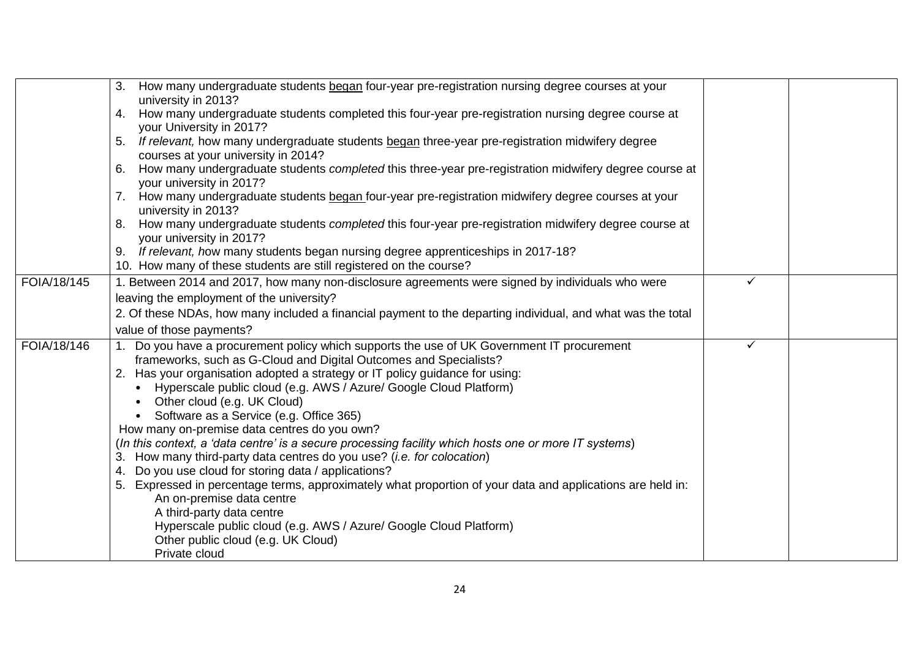| | | | |
|---|---|---|---|
| | 3. How many undergraduate students <u>began</u> four-year pre-registration nursing degree courses at your university in 2013?<br>4. How many undergraduate students completed this four-year pre-registration nursing degree course at your University in 2017?<br>5. *If relevant,* how many undergraduate students <u>began</u> three-year pre-registration midwifery degree courses at your university in 2014?<br>6. How many undergraduate students *completed* this three-year pre-registration midwifery degree course at your university in 2017?<br>7. How many undergraduate students <u>began</u> four-year pre-registration midwifery degree courses at your university in 2013?<br>8. How many undergraduate students *completed* this four-year pre-registration midwifery degree course at your university in 2017?<br>9. *If relevant, h*ow many students began nursing degree apprenticeships in 2017-18?<br>10. How many of these students are still registered on the course? | | |
| FOIA/18/145 | 1. Between 2014 and 2017, how many non-disclosure agreements were signed by individuals who were leaving the employment of the university?<br>2. Of these NDAs, how many included a financial payment to the departing individual, and what was the total value of those payments? | ✓ | |
| FOIA/18/146 | 1. Do you have a procurement policy which supports the use of UK Government IT procurement frameworks, such as G-Cloud and Digital Outcomes and Specialists?<br>2. Has your organisation adopted a strategy or IT policy guidance for using:<br>• Hyperscale public cloud (e.g. AWS / Azure/ Google Cloud Platform)<br>• Other cloud (e.g. UK Cloud)<br>• Software as a Service (e.g. Office 365)<br>How many on-premise data centres do you own?<br>(*In this context, a 'data centre' is a secure processing facility which hosts one or more IT systems*)<br>3. How many third-party data centres do you use? (*i.e. for colocation*)<br>4. Do you use cloud for storing data / applications?<br>5. Expressed in percentage terms, approximately what proportion of your data and applications are held in:<br>An on-premise data centre<br>A third-party data centre<br>Hyperscale public cloud (e.g. AWS / Azure/ Google Cloud Platform)<br>Other public cloud (e.g. UK Cloud)<br>Private cloud | ✓ | |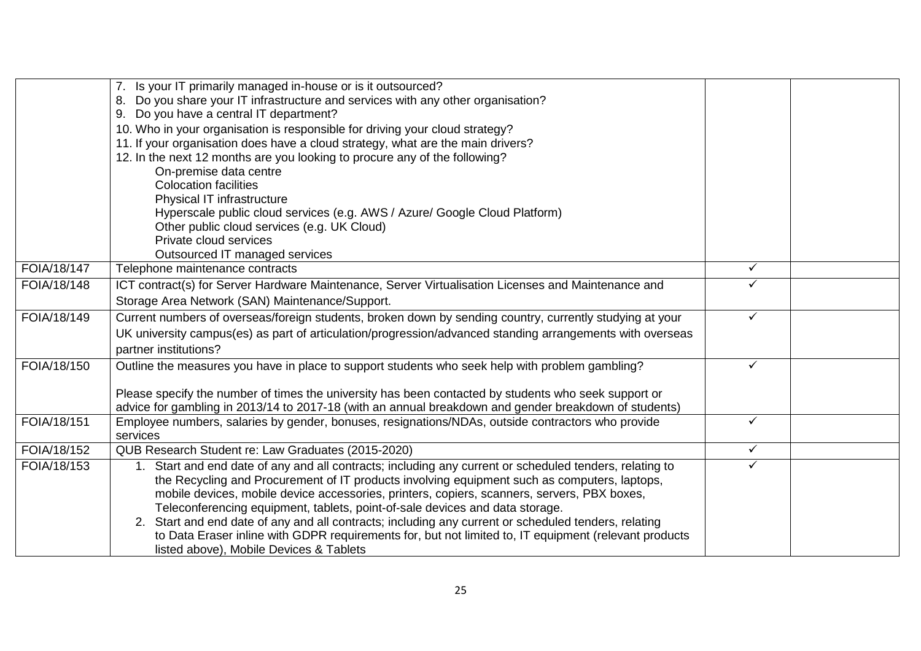| | | | |
|---|---|---|---|
| | 7. Is your IT primarily managed in-house or is it outsourced?<br>8. Do you share your IT infrastructure and services with any other organisation?<br>9. Do you have a central IT department?<br>10. Who in your organisation is responsible for driving your cloud strategy?<br>11. If your organisation does have a cloud strategy, what are the main drivers?<br>12. In the next 12 months are you looking to procure any of the following?<br>On-premise data centre<br>Colocation facilities<br>Physical IT infrastructure<br>Hyperscale public cloud services (e.g. AWS / Azure/ Google Cloud Platform)<br>Other public cloud services (e.g. UK Cloud)<br>Private cloud services<br>Outsourced IT managed services | | |
| FOIA/18/147 | Telephone maintenance contracts | ✓ | |
| FOIA/18/148 | ICT contract(s) for Server Hardware Maintenance, Server Virtualisation Licenses and Maintenance and Storage Area Network (SAN) Maintenance/Support. | ✓ | |
| FOIA/18/149 | Current numbers of overseas/foreign students, broken down by sending country, currently studying at your UK university campus(es) as part of articulation/progression/advanced standing arrangements with overseas partner institutions? | ✓ | |
| FOIA/18/150 | Outline the measures you have in place to support students who seek help with problem gambling?<br><br>Please specify the number of times the university has been contacted by students who seek support or advice for gambling in 2013/14 to 2017-18 (with an annual breakdown and gender breakdown of students) | ✓ | |
| FOIA/18/151 | Employee numbers, salaries by gender, bonuses, resignations/NDAs, outside contractors who provide services | ✓ | |
| FOIA/18/152 | QUB Research Student re: Law Graduates (2015-2020) | ✓ | |
| FOIA/18/153 | 1. Start and end date of any and all contracts; including any current or scheduled tenders, relating to the Recycling and Procurement of IT products involving equipment such as computers, laptops, mobile devices, mobile device accessories, printers, copiers, scanners, servers, PBX boxes, Teleconferencing equipment, tablets, point-of-sale devices and data storage.<br>2. Start and end date of any and all contracts; including any current or scheduled tenders, relating to Data Eraser inline with GDPR requirements for, but not limited to, IT equipment (relevant products listed above), Mobile Devices & Tablets | ✓ | |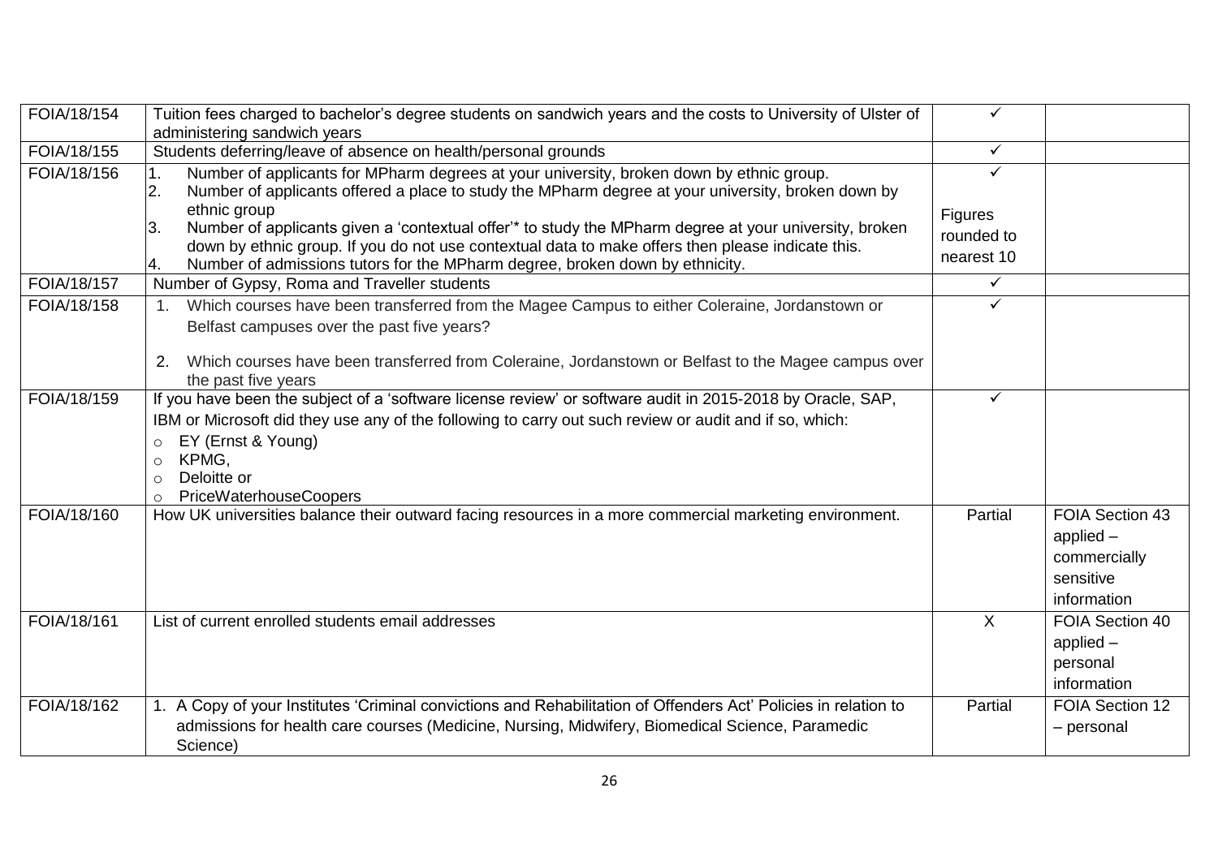| | | | |
|---|---|---|---|
| FOIA/18/154 | Tuition fees charged to bachelor's degree students on sandwich years and the costs to University of Ulster of administering sandwich years | ✓ | |
| FOIA/18/155 | Students deferring/leave of absence on health/personal grounds | ✓ | |
| FOIA/18/156 | 1. Number of applicants for MPharm degrees at your university, broken down by ethnic group.<br>2. Number of applicants offered a place to study the MPharm degree at your university, broken down by ethnic group<br>3. Number of applicants given a 'contextual offer'* to study the MPharm degree at your university, broken down by ethnic group. If you do not use contextual data to make offers then please indicate this.<br>4. Number of admissions tutors for the MPharm degree, broken down by ethnicity. | ✓<br>Figures rounded to nearest 10 | |
| FOIA/18/157 | Number of Gypsy, Roma and Traveller students | ✓ | |
| FOIA/18/158 | 1. Which courses have been transferred from the Magee Campus to either Coleraine, Jordanstown or Belfast campuses over the past five years?<br>2. Which courses have been transferred from Coleraine, Jordanstown or Belfast to the Magee campus over the past five years | ✓ | |
| FOIA/18/159 | If you have been the subject of a 'software license review' or software audit in 2015-2018 by Oracle, SAP, IBM or Microsoft did they use any of the following to carry out such review or audit and if so, which:<br>○ EY (Ernst & Young)<br>○ KPMG,<br>○ Deloitte or<br>○ PriceWaterhouseCoopers | ✓ | |
| FOIA/18/160 | How UK universities balance their outward facing resources in a more commercial marketing environment. | Partial | FOIA Section 43 applied – commercially sensitive information |
| FOIA/18/161 | List of current enrolled students email addresses | X | FOIA Section 40 applied – personal information |
| FOIA/18/162 | 1. A Copy of your Institutes 'Criminal convictions and Rehabilitation of Offenders Act' Policies in relation to admissions for health care courses (Medicine, Nursing, Midwifery, Biomedical Science, Paramedic Science) | Partial | FOIA Section 12 – personal |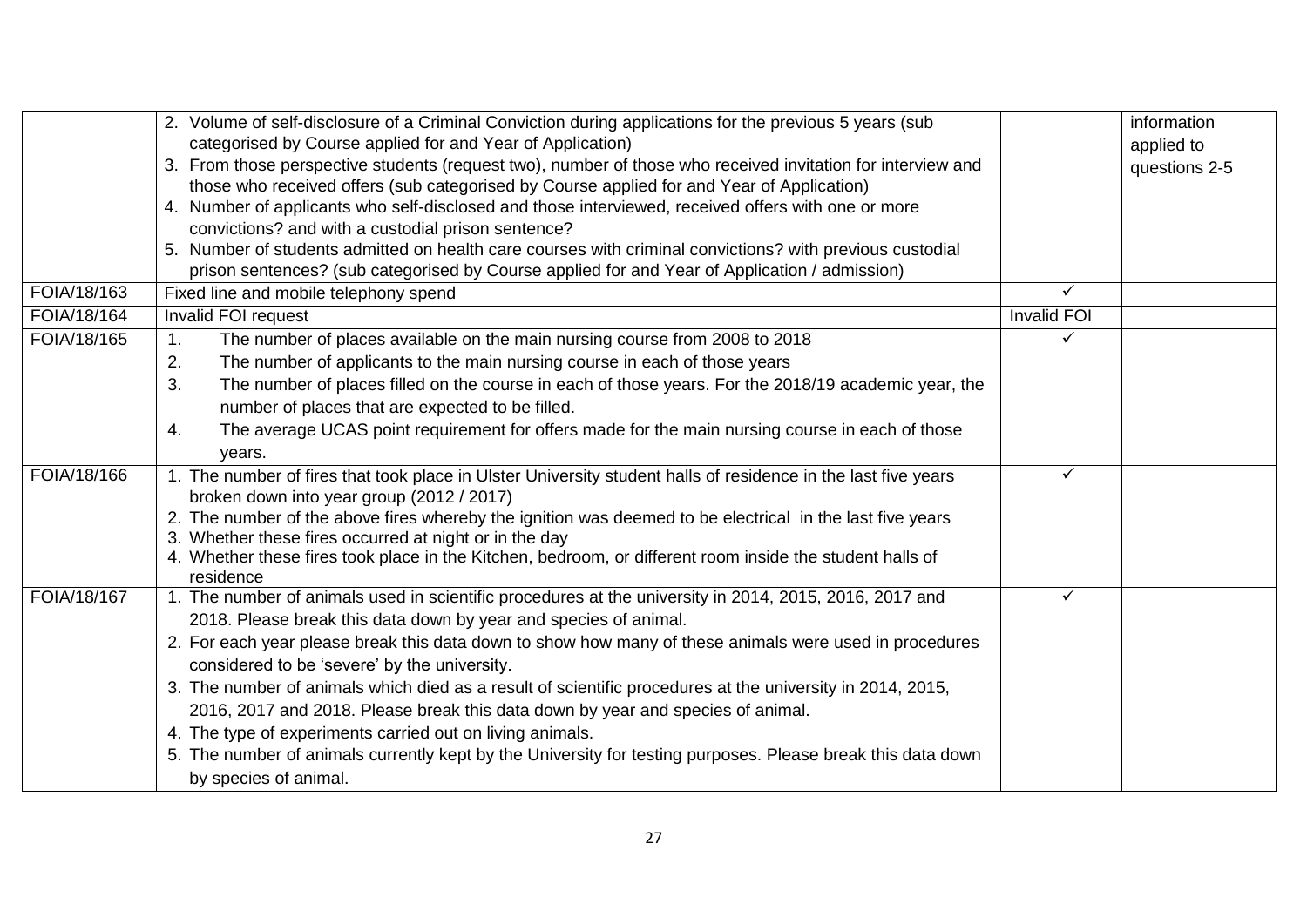| | | | |
|---|---|---|---|
| | 2. Volume of self-disclosure of a Criminal Conviction during applications for the previous 5 years (sub categorised by Course applied for and Year of Application)<br>3. From those perspective students (request two), number of those who received invitation for interview and those who received offers (sub categorised by Course applied for and Year of Application)<br>4. Number of applicants who self-disclosed and those interviewed, received offers with one or more convictions? and with a custodial prison sentence?<br>5. Number of students admitted on health care courses with criminal convictions? with previous custodial prison sentences? (sub categorised by Course applied for and Year of Application / admission) | | information applied to questions 2-5 |
| FOIA/18/163 | Fixed line and mobile telephony spend | ✓ | |
| FOIA/18/164 | Invalid FOI request | Invalid FOI | |
| FOIA/18/165 | 1. The number of places available on the main nursing course from 2008 to 2018<br>2. The number of applicants to the main nursing course in each of those years<br>3. The number of places filled on the course in each of those years. For the 2018/19 academic year, the number of places that are expected to be filled.<br>4. The average UCAS point requirement for offers made for the main nursing course in each of those years. | ✓ | |
| FOIA/18/166 | 1. The number of fires that took place in Ulster University student halls of residence in the last five years broken down into year group (2012 / 2017)<br>2. The number of the above fires whereby the ignition was deemed to be electrical in the last five years<br>3. Whether these fires occurred at night or in the day<br>4. Whether these fires took place in the Kitchen, bedroom, or different room inside the student halls of residence | ✓ | |
| FOIA/18/167 | 1. The number of animals used in scientific procedures at the university in 2014, 2015, 2016, 2017 and 2018. Please break this data down by year and species of animal.<br>2. For each year please break this data down to show how many of these animals were used in procedures considered to be 'severe' by the university.<br>3. The number of animals which died as a result of scientific procedures at the university in 2014, 2015, 2016, 2017 and 2018. Please break this data down by year and species of animal.<br>4. The type of experiments carried out on living animals.<br>5. The number of animals currently kept by the University for testing purposes. Please break this data down by species of animal. | ✓ | |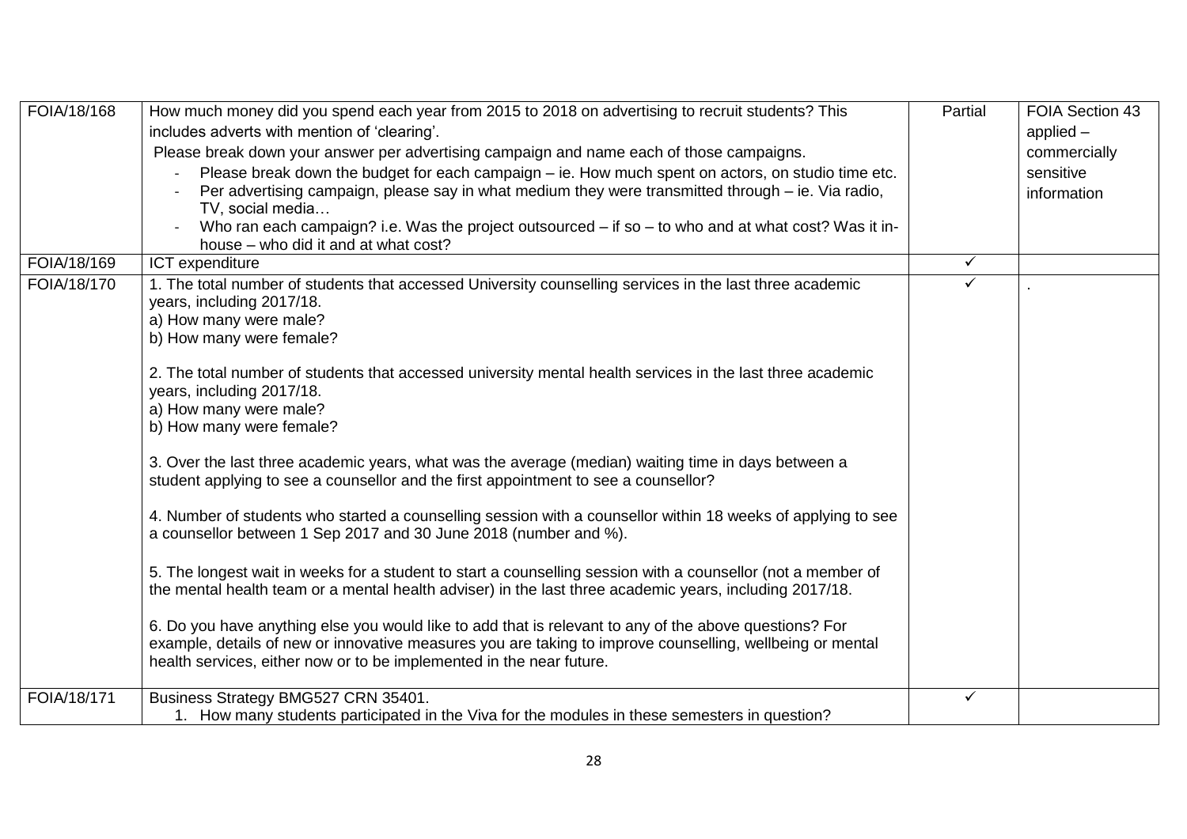| | | | |
|---|---|---|---|
| FOIA/18/168 | How much money did you spend each year from 2015 to 2018 on advertising to recruit students? This includes adverts with mention of 'clearing'.<br>Please break down your answer per advertising campaign and name each of those campaigns.<br>- Please break down the budget for each campaign – ie. How much spent on actors, on studio time etc.<br>- Per advertising campaign, please say in what medium they were transmitted through – ie. Via radio, TV, social media…<br>- Who ran each campaign? i.e. Was the project outsourced – if so – to who and at what cost? Was it in-house – who did it and at what cost? | Partial | FOIA Section 43 applied – commercially sensitive information |
| FOIA/18/169 | ICT expenditure | ✓ | |
| FOIA/18/170 | 1. The total number of students that accessed University counselling services in the last three academic years, including 2017/18.<br>a) How many were male?<br>b) How many were female?<br><br>2. The total number of students that accessed university mental health services in the last three academic years, including 2017/18.<br>a) How many were male?<br>b) How many were female?<br><br>3. Over the last three academic years, what was the average (median) waiting time in days between a student applying to see a counsellor and the first appointment to see a counsellor?<br><br>4. Number of students who started a counselling session with a counsellor within 18 weeks of applying to see a counsellor between 1 Sep 2017 and 30 June 2018 (number and %).<br><br>5. The longest wait in weeks for a student to start a counselling session with a counsellor (not a member of the mental health team or a mental health adviser) in the last three academic years, including 2017/18.<br><br>6. Do you have anything else you would like to add that is relevant to any of the above questions? For example, details of new or innovative measures you are taking to improve counselling, wellbeing or mental health services, either now or to be implemented in the near future. | ✓ | . |
| FOIA/18/171 | Business Strategy BMG527 CRN 35401.<br>1. How many students participated in the Viva for the modules in these semesters in question? | ✓ | |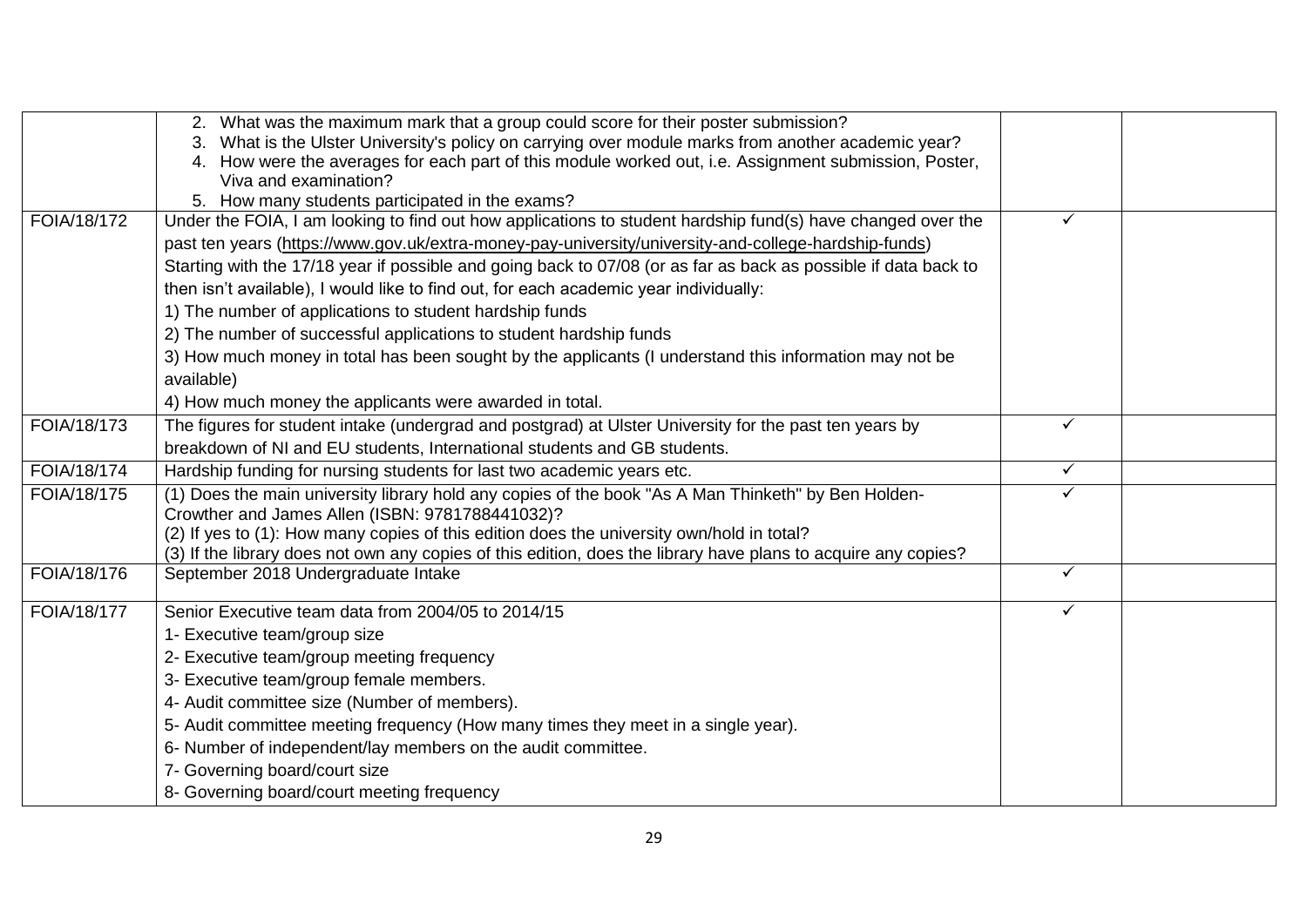| | | | |
|---|---|---|---|
| | 2. What was the maximum mark that a group could score for their poster submission?<br>3. What is the Ulster University's policy on carrying over module marks from another academic year?<br>4. How were the averages for each part of this module worked out, i.e. Assignment submission, Poster, Viva and examination?<br>5. How many students participated in the exams? | | |
| FOIA/18/172 | Under the FOIA, I am looking to find out how applications to student hardship fund(s) have changed over the past ten years (https://www.gov.uk/extra-money-pay-university/university-and-college-hardship-funds)<br>Starting with the 17/18 year if possible and going back to 07/08 (or as far as back as possible if data back to then isn't available), I would like to find out, for each academic year individually:<br>1) The number of applications to student hardship funds<br>2) The number of successful applications to student hardship funds<br>3) How much money in total has been sought by the applicants (I understand this information may not be available)<br>4) How much money the applicants were awarded in total. | ✓ | |
| FOIA/18/173 | The figures for student intake (undergrad and postgrad) at Ulster University for the past ten years by breakdown of NI and EU students, International students and GB students. | ✓ | |
| FOIA/18/174 | Hardship funding for nursing students for last two academic years etc. | ✓ | |
| FOIA/18/175 | (1) Does the main university library hold any copies of the book "As A Man Thinketh" by Ben Holden-Crowther and James Allen (ISBN: 9781788441032)?<br>(2) If yes to (1): How many copies of this edition does the university own/hold in total?<br>(3) If the library does not own any copies of this edition, does the library have plans to acquire any copies? | ✓ | |
| FOIA/18/176 | September 2018 Undergraduate Intake | ✓ | |
| FOIA/18/177 | Senior Executive team data from 2004/05 to 2014/15<br>1- Executive team/group size<br>2- Executive team/group meeting frequency<br>3- Executive team/group female members.<br>4- Audit committee size (Number of members).<br>5- Audit committee meeting frequency (How many times they meet in a single year).<br>6- Number of independent/lay members on the audit committee.<br>7- Governing board/court size<br>8- Governing board/court meeting frequency | ✓ | |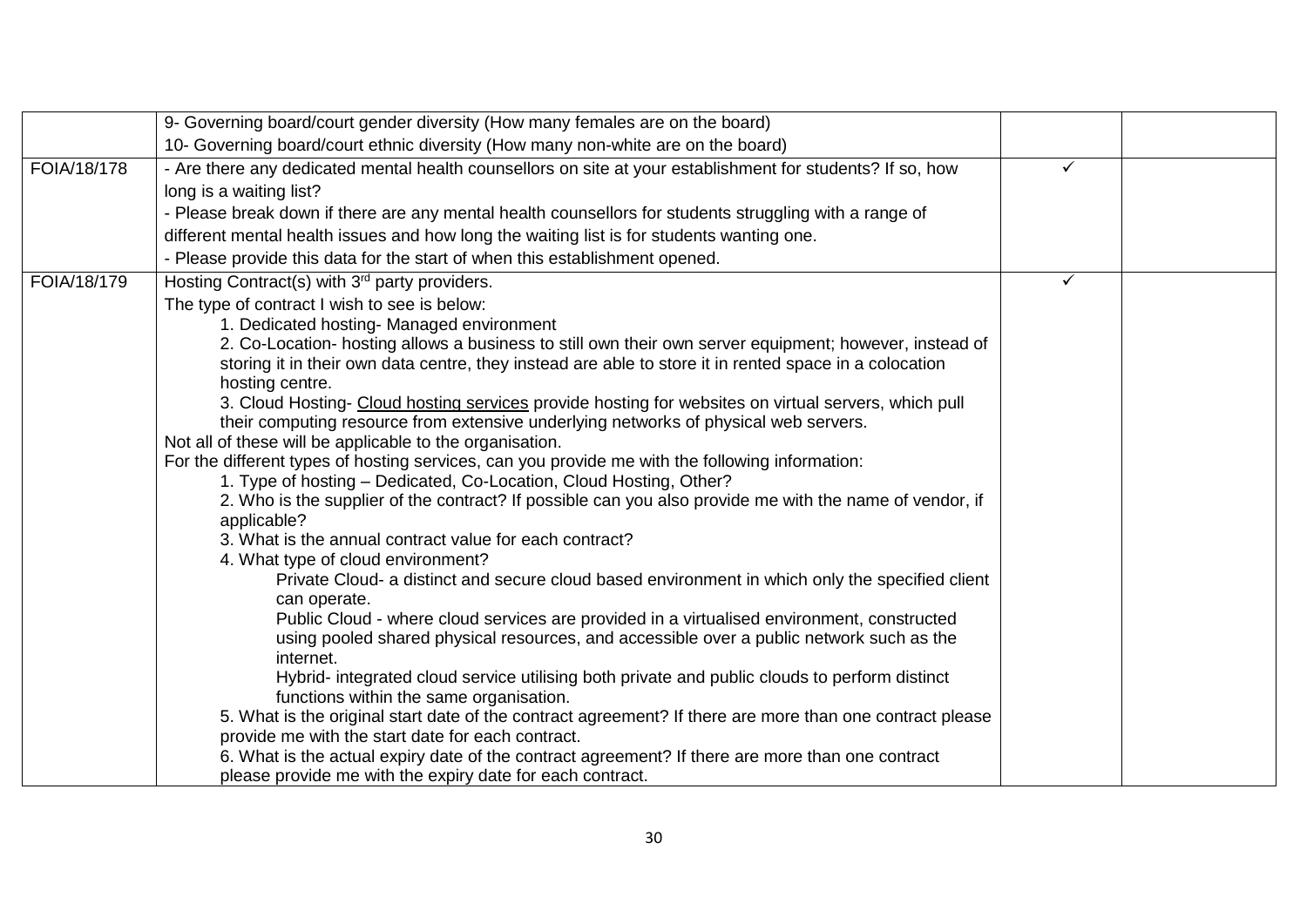| | | | |
|---|---|---|---|
| | 9- Governing board/court gender diversity (How many females are on the board)<br>10- Governing board/court ethnic diversity (How many non-white are on the board) | | |
| FOIA/18/178 | - Are there any dedicated mental health counsellors on site at your establishment for students? If so, how long is a waiting list?<br>- Please break down if there are any mental health counsellors for students struggling with a range of different mental health issues and how long the waiting list is for students wanting one.<br>- Please provide this data for the start of when this establishment opened. | ✓ | |
| FOIA/18/179 | Hosting Contract(s) with 3rd party providers.<br>The type of contract I wish to see is below:<br>1. Dedicated hosting- Managed environment<br>2. Co-Location- hosting allows a business to still own their own server equipment; however, instead of storing it in their own data centre, they instead are able to store it in rented space in a colocation hosting centre.<br>3. Cloud Hosting- Cloud hosting services provide hosting for websites on virtual servers, which pull their computing resource from extensive underlying networks of physical web servers.<br>Not all of these will be applicable to the organisation.<br>For the different types of hosting services, can you provide me with the following information:<br>1. Type of hosting – Dedicated, Co-Location, Cloud Hosting, Other?<br>2. Who is the supplier of the contract? If possible can you also provide me with the name of vendor, if applicable?<br>3. What is the annual contract value for each contract?<br>4. What type of cloud environment?<br>Private Cloud- a distinct and secure cloud based environment in which only the specified client can operate.<br>Public Cloud - where cloud services are provided in a virtualised environment, constructed using pooled shared physical resources, and accessible over a public network such as the internet.<br>Hybrid- integrated cloud service utilising both private and public clouds to perform distinct functions within the same organisation.<br>5. What is the original start date of the contract agreement? If there are more than one contract please provide me with the start date for each contract.<br>6. What is the actual expiry date of the contract agreement? If there are more than one contract please provide me with the expiry date for each contract. | ✓ | |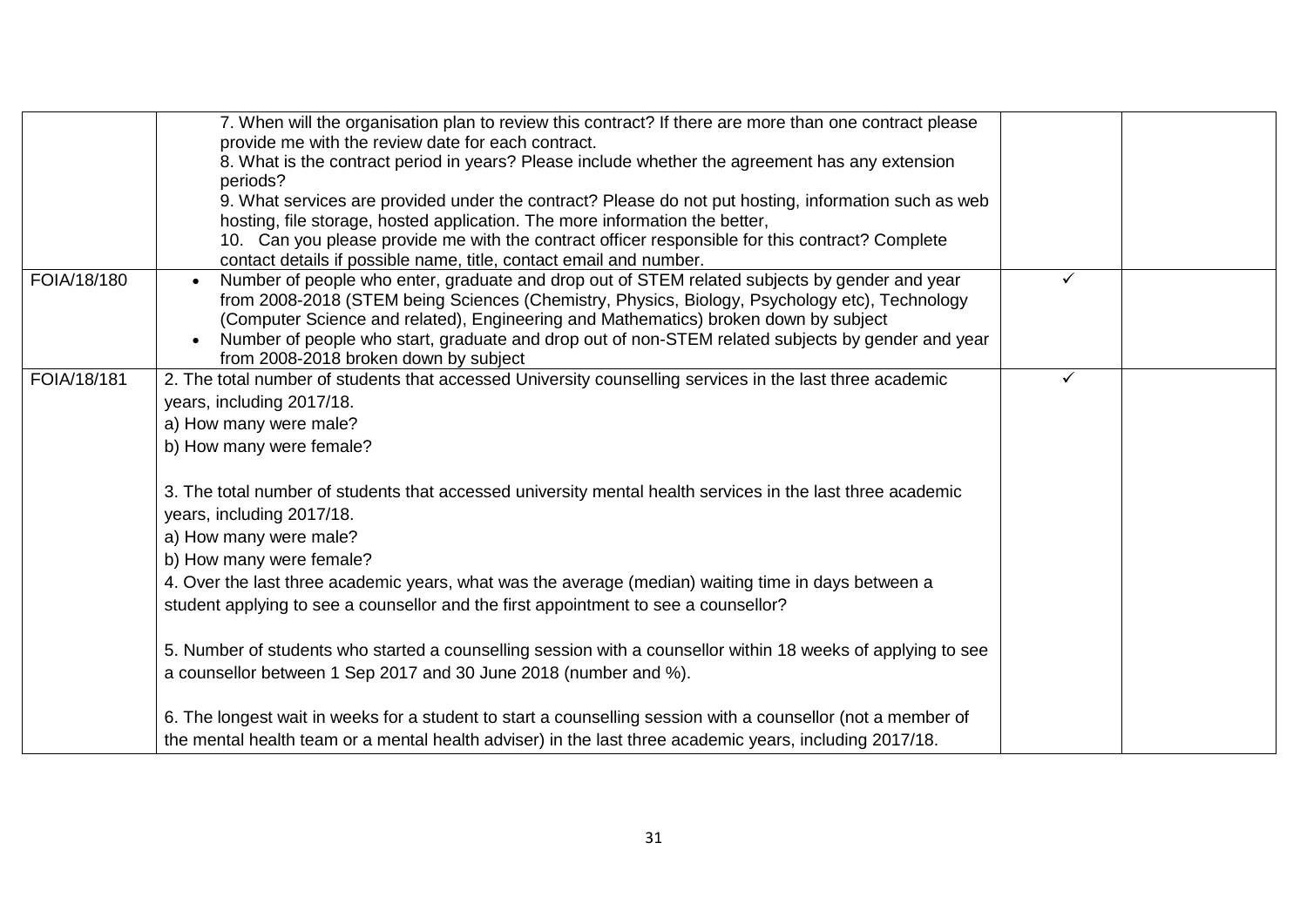| | | | |
|---|---|---|---|
| | 7. When will the organisation plan to review this contract? If there are more than one contract please provide me with the review date for each contract.<br>8. What is the contract period in years? Please include whether the agreement has any extension periods?<br>9. What services are provided under the contract? Please do not put hosting, information such as web hosting, file storage, hosted application. The more information the better,<br>10. Can you please provide me with the contract officer responsible for this contract? Complete contact details if possible name, title, contact email and number. | | |
| FOIA/18/180 | • Number of people who enter, graduate and drop out of STEM related subjects by gender and year from 2008-2018 (STEM being Sciences (Chemistry, Physics, Biology, Psychology etc), Technology (Computer Science and related), Engineering and Mathematics) broken down by subject<br>• Number of people who start, graduate and drop out of non-STEM related subjects by gender and year from 2008-2018 broken down by subject | ✓ | |
| FOIA/18/181 | 2. The total number of students that accessed University counselling services in the last three academic years, including 2017/18.<br>a) How many were male?<br>b) How many were female?<br><br>3. The total number of students that accessed university mental health services in the last three academic years, including 2017/18.<br>a) How many were male?<br>b) How many were female?<br>4. Over the last three academic years, what was the average (median) waiting time in days between a student applying to see a counsellor and the first appointment to see a counsellor?<br><br>5. Number of students who started a counselling session with a counsellor within 18 weeks of applying to see a counsellor between 1 Sep 2017 and 30 June 2018 (number and %).<br><br>6. The longest wait in weeks for a student to start a counselling session with a counsellor (not a member of the mental health team or a mental health adviser) in the last three academic years, including 2017/18. | ✓ | |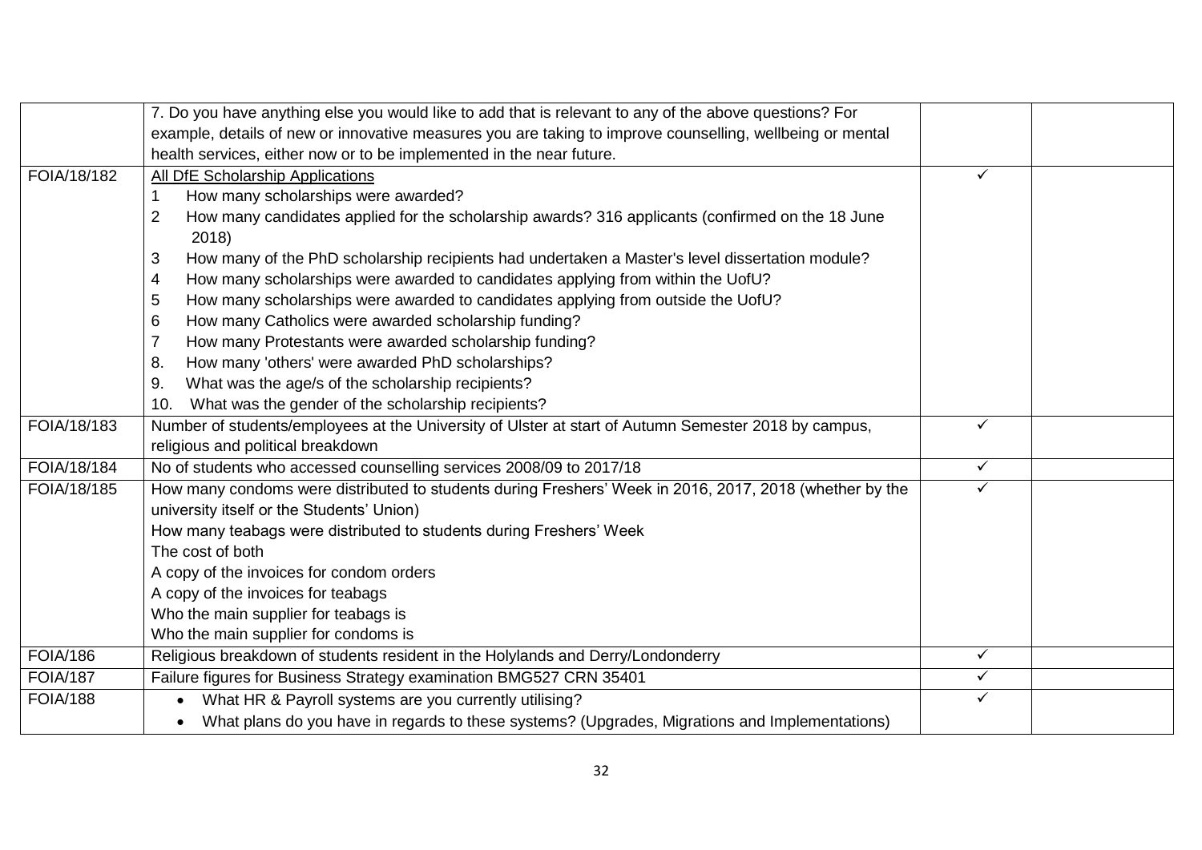| | | | |
|---|---|---|---|
| | 7. Do you have anything else you would like to add that is relevant to any of the above questions? For example, details of new or innovative measures you are taking to improve counselling, wellbeing or mental health services, either now or to be implemented in the near future. | | |
| FOIA/18/182 | <u>All DfE Scholarship Applications</u><br>1 How many scholarships were awarded?<br>2 How many candidates applied for the scholarship awards? 316 applicants (confirmed on the 18 June 2018)<br>3 How many of the PhD scholarship recipients had undertaken a Master's level dissertation module?<br>4 How many scholarships were awarded to candidates applying from within the UofU?<br>5 How many scholarships were awarded to candidates applying from outside the UofU?<br>6 How many Catholics were awarded scholarship funding?<br>7 How many Protestants were awarded scholarship funding?<br>8. How many 'others' were awarded PhD scholarships?<br>9. What was the age/s of the scholarship recipients?<br>10. What was the gender of the scholarship recipients? | ✓ | |
| FOIA/18/183 | Number of students/employees at the University of Ulster at start of Autumn Semester 2018 by campus, religious and political breakdown | ✓ | |
| FOIA/18/184 | No of students who accessed counselling services 2008/09 to 2017/18 | ✓ | |
| FOIA/18/185 | How many condoms were distributed to students during Freshers' Week in 2016, 2017, 2018 (whether by the university itself or the Students' Union)<br>How many teabags were distributed to students during Freshers' Week<br>The cost of both<br>A copy of the invoices for condom orders<br>A copy of the invoices for teabags<br>Who the main supplier for teabags is<br>Who the main supplier for condoms is | ✓ | |
| FOIA/186 | Religious breakdown of students resident in the Holylands and Derry/Londonderry | ✓ | |
| FOIA/187 | Failure figures for Business Strategy examination BMG527 CRN 35401 | ✓ | |
| FOIA/188 | • What HR & Payroll systems are you currently utilising?<br>• What plans do you have in regards to these systems? (Upgrades, Migrations and Implementations) | ✓ | |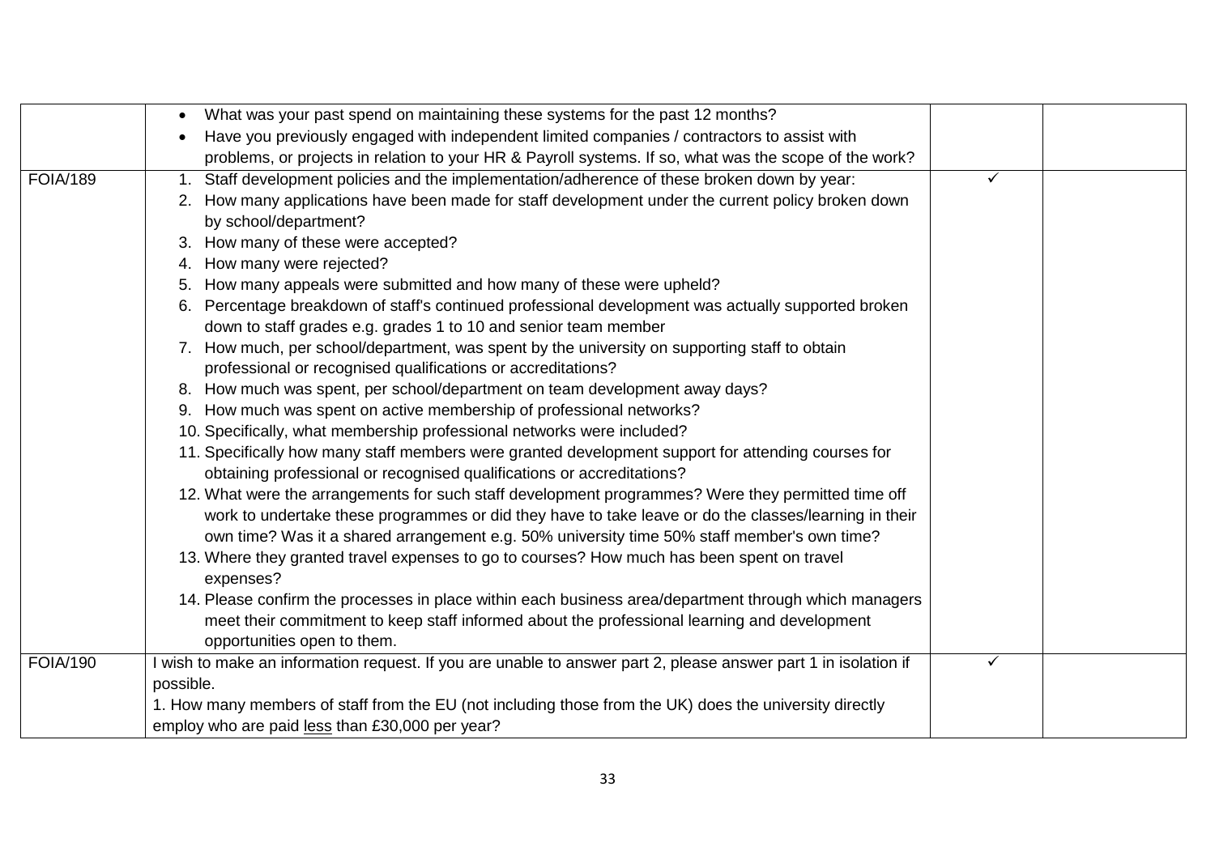| | | | |
|---|---|---|---|
| | • What was your past spend on maintaining these systems for the past 12 months?<br>• Have you previously engaged with independent limited companies / contractors to assist with problems, or projects in relation to your HR & Payroll systems. If so, what was the scope of the work? | | |
| FOIA/189 | 1. Staff development policies and the implementation/adherence of these broken down by year:<br>2. How many applications have been made for staff development under the current policy broken down by school/department?<br>3. How many of these were accepted?<br>4. How many were rejected?<br>5. How many appeals were submitted and how many of these were upheld?<br>6. Percentage breakdown of staff's continued professional development was actually supported broken down to staff grades e.g. grades 1 to 10 and senior team member<br>7. How much, per school/department, was spent by the university on supporting staff to obtain professional or recognised qualifications or accreditations?<br>8. How much was spent, per school/department on team development away days?<br>9. How much was spent on active membership of professional networks?<br>10. Specifically, what membership professional networks were included?<br>11. Specifically how many staff members were granted development support for attending courses for obtaining professional or recognised qualifications or accreditations?<br>12. What were the arrangements for such staff development programmes? Were they permitted time off work to undertake these programmes or did they have to take leave or do the classes/learning in their own time? Was it a shared arrangement e.g. 50% university time 50% staff member's own time?<br>13. Where they granted travel expenses to go to courses? How much has been spent on travel expenses?<br>14. Please confirm the processes in place within each business area/department through which managers meet their commitment to keep staff informed about the professional learning and development opportunities open to them. | ✓ | |
| FOIA/190 | I wish to make an information request. If you are unable to answer part 2, please answer part 1 in isolation if possible.<br>1. How many members of staff from the EU (not including those from the UK) does the university directly employ who are paid <u>less</u> than £30,000 per year? | ✓ | |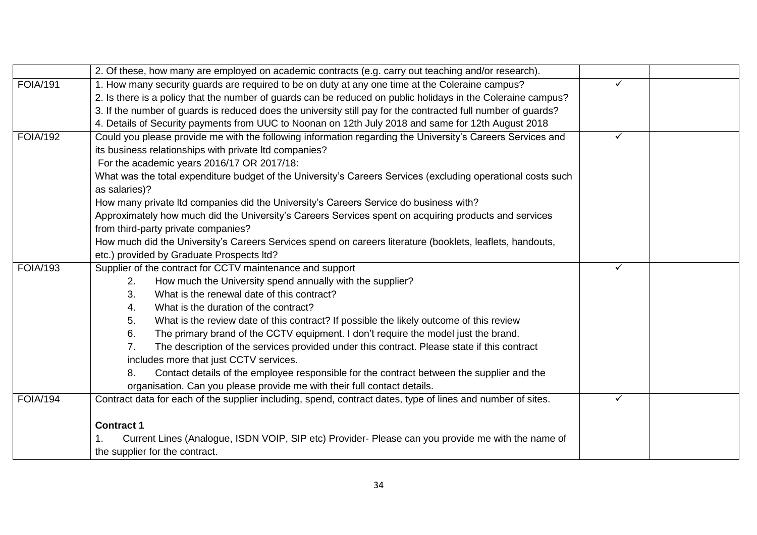| | | | |
|---|---|---|---|
| | 2. Of these, how many are employed on academic contracts (e.g. carry out teaching and/or research). | | |
| FOIA/191 | 1. How many security guards are required to be on duty at any one time at the Coleraine campus?<br>2. Is there is a policy that the number of guards can be reduced on public holidays in the Coleraine campus?<br>3. If the number of guards is reduced does the university still pay for the contracted full number of guards?<br>4. Details of Security payments from UUC to Noonan on 12th July 2018 and same for 12th August 2018 | ✓ | |
| FOIA/192 | Could you please provide me with the following information regarding the University's Careers Services and its business relationships with private ltd companies?<br>For the academic years 2016/17 OR 2017/18:<br>What was the total expenditure budget of the University's Careers Services (excluding operational costs such as salaries)?<br>How many private ltd companies did the University's Careers Service do business with?<br>Approximately how much did the University's Careers Services spent on acquiring products and services from third-party private companies?<br>How much did the University's Careers Services spend on careers literature (booklets, leaflets, handouts, etc.) provided by Graduate Prospects ltd? | ✓ | |
| FOIA/193 | Supplier of the contract for CCTV maintenance and support<br>2. How much the University spend annually with the supplier?<br>3. What is the renewal date of this contract?<br>4. What is the duration of the contract?<br>5. What is the review date of this contract? If possible the likely outcome of this review<br>6. The primary brand of the CCTV equipment. I don't require the model just the brand.<br>7. The description of the services provided under this contract. Please state if this contract includes more that just CCTV services.<br>8. Contact details of the employee responsible for the contract between the supplier and the organisation. Can you please provide me with their full contact details. | ✓ | |
| FOIA/194 | Contract data for each of the supplier including, spend, contract dates, type of lines and number of sites.<br><br>**Contract 1**<br>1. Current Lines (Analogue, ISDN VOIP, SIP etc) Provider- Please can you provide me with the name of the supplier for the contract. | ✓ | |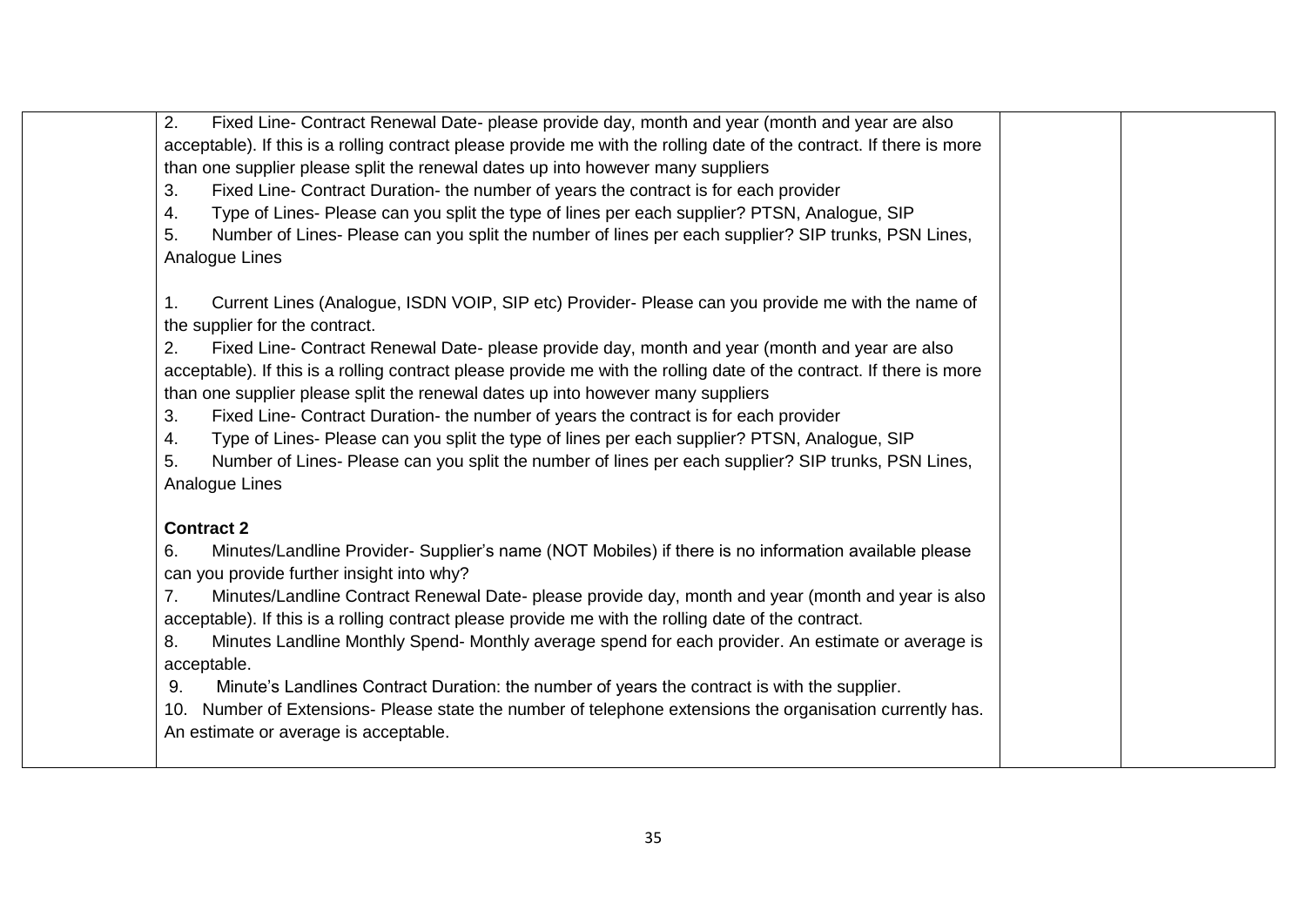| | | | |
|---|---|---|---|
| | 2. Fixed Line- Contract Renewal Date- please provide day, month and year (month and year are also acceptable). If this is a rolling contract please provide me with the rolling date of the contract. If there is more than one supplier please split the renewal dates up into however many suppliers<br>3. Fixed Line- Contract Duration- the number of years the contract is for each provider<br>4. Type of Lines- Please can you split the type of lines per each supplier? PTSN, Analogue, SIP<br>5. Number of Lines- Please can you split the number of lines per each supplier? SIP trunks, PSN Lines, Analogue Lines<br><br>1. Current Lines (Analogue, ISDN VOIP, SIP etc) Provider- Please can you provide me with the name of the supplier for the contract.<br>2. Fixed Line- Contract Renewal Date- please provide day, month and year (month and year are also acceptable). If this is a rolling contract please provide me with the rolling date of the contract. If there is more than one supplier please split the renewal dates up into however many suppliers<br>3. Fixed Line- Contract Duration- the number of years the contract is for each provider<br>4. Type of Lines- Please can you split the type of lines per each supplier? PTSN, Analogue, SIP<br>5. Number of Lines- Please can you split the number of lines per each supplier? SIP trunks, PSN Lines, Analogue Lines<br><br>**Contract 2**<br>6. Minutes/Landline Provider- Supplier's name (NOT Mobiles) if there is no information available please can you provide further insight into why?<br>7. Minutes/Landline Contract Renewal Date- please provide day, month and year (month and year is also acceptable). If this is a rolling contract please provide me with the rolling date of the contract.<br>8. Minutes Landline Monthly Spend- Monthly average spend for each provider. An estimate or average is acceptable.<br>9. Minute's Landlines Contract Duration: the number of years the contract is with the supplier.<br>10. Number of Extensions- Please state the number of telephone extensions the organisation currently has. An estimate or average is acceptable. | | |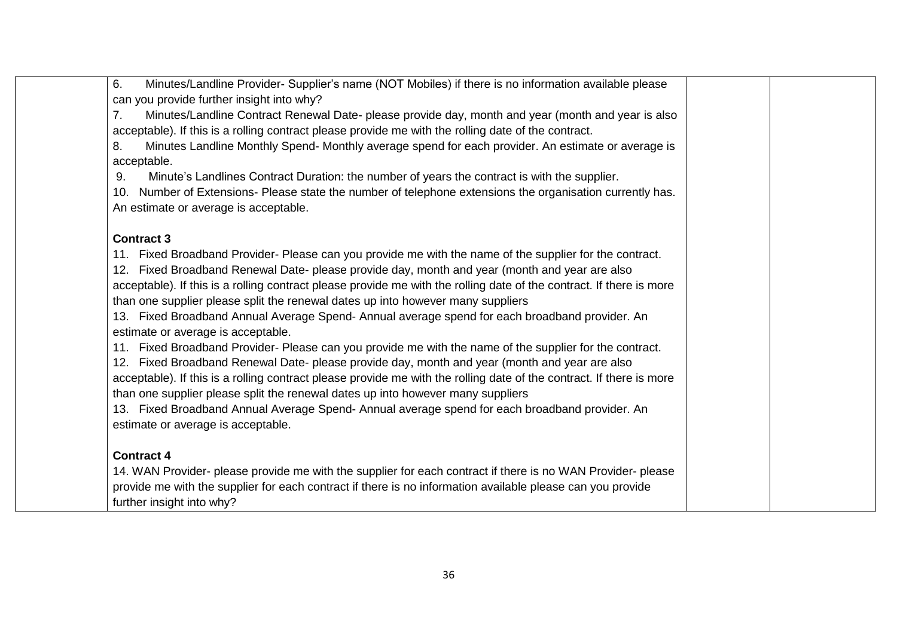| | 6. Minutes/Landline Provider- Supplier's name (NOT Mobiles) if there is no information available please can you provide further insight into why?<br>7. Minutes/Landline Contract Renewal Date- please provide day, month and year (month and year is also acceptable). If this is a rolling contract please provide me with the rolling date of the contract.<br>8. Minutes Landline Monthly Spend- Monthly average spend for each provider. An estimate or average is acceptable.<br>9. Minute's Landlines Contract Duration: the number of years the contract is with the supplier.<br>10. Number of Extensions- Please state the number of telephone extensions the organisation currently has. An estimate or average is acceptable.<br><br>**Contract 3**<br>11. Fixed Broadband Provider- Please can you provide me with the name of the supplier for the contract.<br>12. Fixed Broadband Renewal Date- please provide day, month and year (month and year are also acceptable). If this is a rolling contract please provide me with the rolling date of the contract. If there is more than one supplier please split the renewal dates up into however many suppliers<br>13. Fixed Broadband Annual Average Spend- Annual average spend for each broadband provider. An estimate or average is acceptable.<br>11. Fixed Broadband Provider- Please can you provide me with the name of the supplier for the contract.<br>12. Fixed Broadband Renewal Date- please provide day, month and year (month and year are also acceptable). If this is a rolling contract please provide me with the rolling date of the contract. If there is more than one supplier please split the renewal dates up into however many suppliers<br>13. Fixed Broadband Annual Average Spend- Annual average spend for each broadband provider. An estimate or average is acceptable.<br><br>**Contract 4**<br>14. WAN Provider- please provide me with the supplier for each contract if there is no WAN Provider- please provide me with the supplier for each contract if there is no information available please can you provide further insight into why? | | |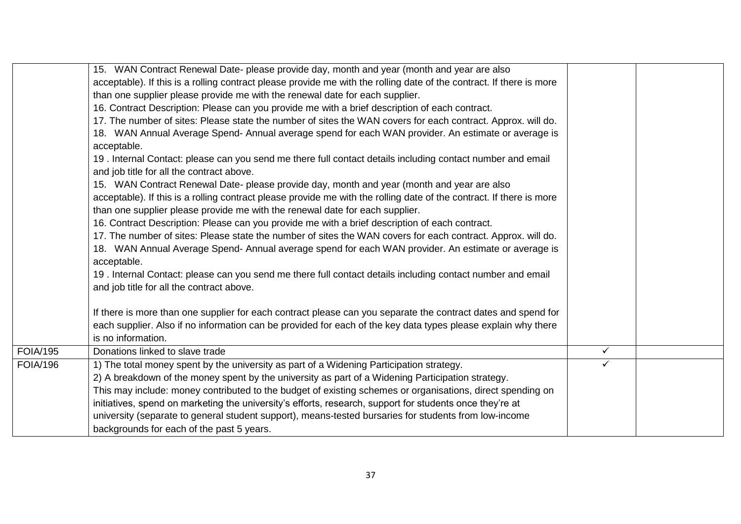| | | | |
|---|---|---|---|
| | 15. WAN Contract Renewal Date- please provide day, month and year (month and year are also acceptable). If this is a rolling contract please provide me with the rolling date of the contract. If there is more than one supplier please provide me with the renewal date for each supplier.<br>16. Contract Description: Please can you provide me with a brief description of each contract.<br>17. The number of sites: Please state the number of sites the WAN covers for each contract. Approx. will do.<br>18. WAN Annual Average Spend- Annual average spend for each WAN provider. An estimate or average is acceptable.<br>19 . Internal Contact: please can you send me there full contact details including contact number and email and job title for all the contract above.<br>15. WAN Contract Renewal Date- please provide day, month and year (month and year are also acceptable). If this is a rolling contract please provide me with the rolling date of the contract. If there is more than one supplier please provide me with the renewal date for each supplier.<br>16. Contract Description: Please can you provide me with a brief description of each contract.<br>17. The number of sites: Please state the number of sites the WAN covers for each contract. Approx. will do.<br>18. WAN Annual Average Spend- Annual average spend for each WAN provider. An estimate or average is acceptable.<br>19 . Internal Contact: please can you send me there full contact details including contact number and email and job title for all the contract above.<br><br>If there is more than one supplier for each contract please can you separate the contract dates and spend for each supplier. Also if no information can be provided for each of the key data types please explain why there is no information. | | |
| FOIA/195 | Donations linked to slave trade | ✓ | |
| FOIA/196 | 1) The total money spent by the university as part of a Widening Participation strategy.<br>2) A breakdown of the money spent by the university as part of a Widening Participation strategy.<br>This may include: money contributed to the budget of existing schemes or organisations, direct spending on initiatives, spend on marketing the university's efforts, research, support for students once they're at university (separate to general student support), means-tested bursaries for students from low-income backgrounds for each of the past 5 years. | ✓ | |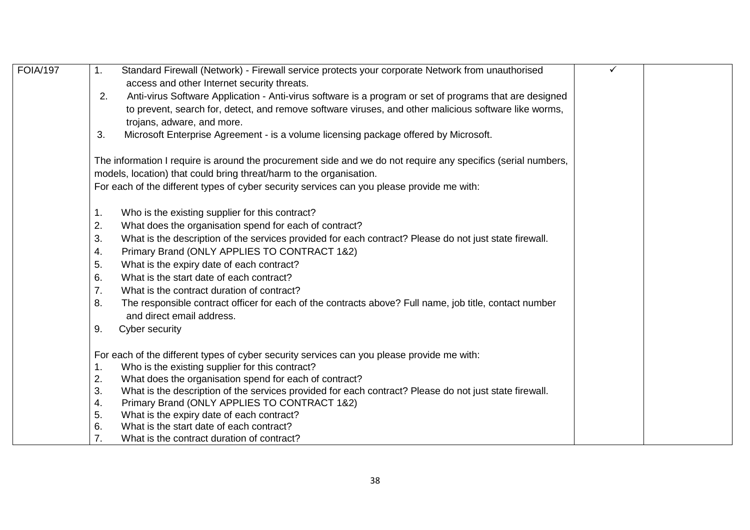| | | | |
|---|---|---|---|
| FOIA/197 | 1. Standard Firewall (Network) - Firewall service protects your corporate Network from unauthorised access and other Internet security threats.<br>2. Anti-virus Software Application - Anti-virus software is a program or set of programs that are designed to prevent, search for, detect, and remove software viruses, and other malicious software like worms, trojans, adware, and more.<br>3. Microsoft Enterprise Agreement - is a volume licensing package offered by Microsoft.<br><br>The information I require is around the procurement side and we do not require any specifics (serial numbers, models, location) that could bring threat/harm to the organisation.<br>For each of the different types of cyber security services can you please provide me with:<br><br>1. Who is the existing supplier for this contract?<br>2. What does the organisation spend for each of contract?<br>3. What is the description of the services provided for each contract? Please do not just state firewall.<br>4. Primary Brand (ONLY APPLIES TO CONTRACT 1&2)<br>5. What is the expiry date of each contract?<br>6. What is the start date of each contract?<br>7. What is the contract duration of contract?<br>8. The responsible contract officer for each of the contracts above? Full name, job title, contact number and direct email address.<br>9. Cyber security<br><br>For each of the different types of cyber security services can you please provide me with:<br>1. Who is the existing supplier for this contract?<br>2. What does the organisation spend for each of contract?<br>3. What is the description of the services provided for each contract? Please do not just state firewall.<br>4. Primary Brand (ONLY APPLIES TO CONTRACT 1&2)<br>5. What is the expiry date of each contract?<br>6. What is the start date of each contract?<br>7. What is the contract duration of contract? | ✓ | |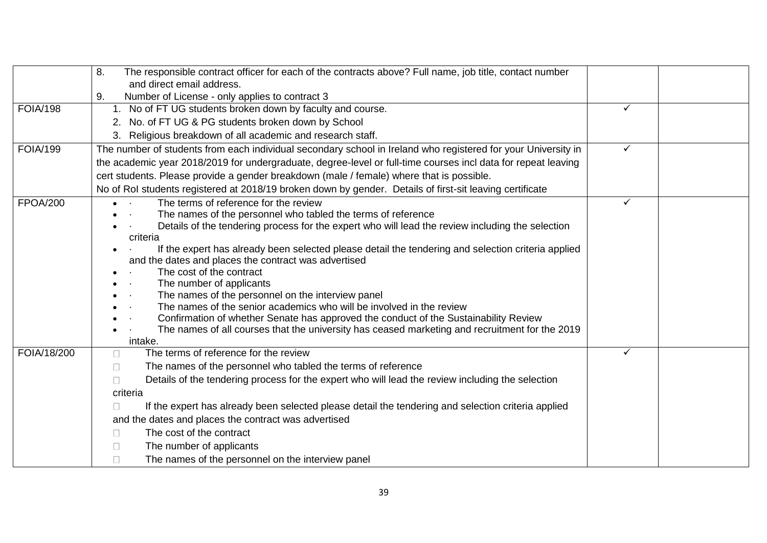| | | | |
|---|---|---|---|
| | 8. The responsible contract officer for each of the contracts above? Full name, job title, contact number and direct email address.<br>9. Number of License - only applies to contract 3 | | |
| FOIA/198 | 1. No of FT UG students broken down by faculty and course.<br>2. No. of FT UG & PG students broken down by School<br>3. Religious breakdown of all academic and research staff. | ✓ | |
| FOIA/199 | The number of students from each individual secondary school in Ireland who registered for your University in the academic year 2018/2019 for undergraduate, degree-level or full-time courses incl data for repeat leaving cert students. Please provide a gender breakdown (male / female) where that is possible.<br>No of RoI students registered at 2018/19 broken down by gender. Details of first-sit leaving certificate | ✓ | |
| FPOA/200 | • · The terms of reference for the review<br>• · The names of the personnel who tabled the terms of reference<br>• · Details of the tendering process for the expert who will lead the review including the selection criteria<br>• · If the expert has already been selected please detail the tendering and selection criteria applied and the dates and places the contract was advertised<br>• · The cost of the contract<br>• · The number of applicants<br>• · The names of the personnel on the interview panel<br>• · The names of the senior academics who will be involved in the review<br>• · Confirmation of whether Senate has approved the conduct of the Sustainability Review<br>• · The names of all courses that the university has ceased marketing and recruitment for the 2019 intake. | ✓ | |
| FOIA/18/200 | □ The terms of reference for the review<br>□ The names of the personnel who tabled the terms of reference<br>□ Details of the tendering process for the expert who will lead the review including the selection criteria<br>□ If the expert has already been selected please detail the tendering and selection criteria applied and the dates and places the contract was advertised<br>□ The cost of the contract<br>□ The number of applicants<br>□ The names of the personnel on the interview panel | ✓ | |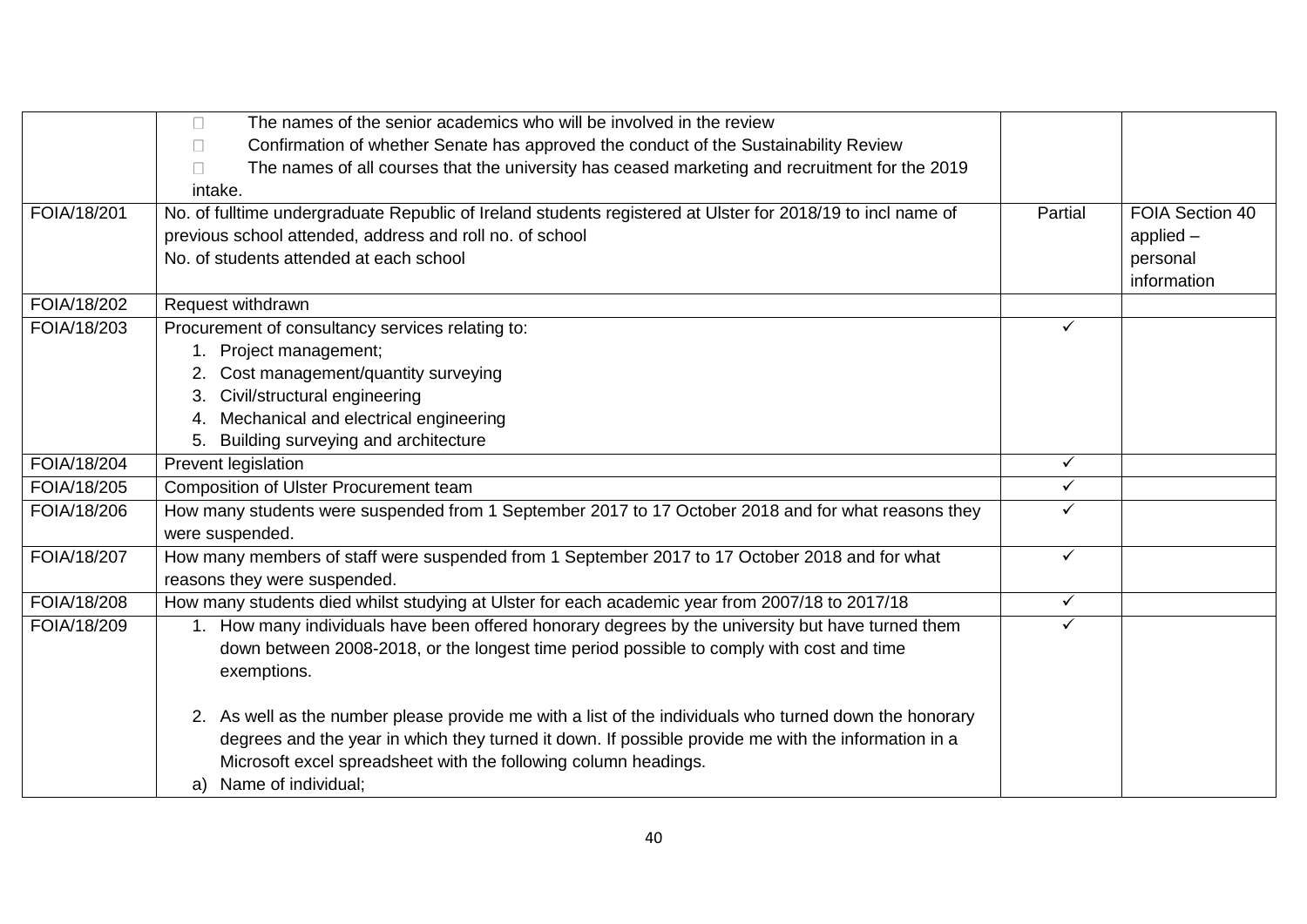| | | | |
|---|---|---|---|
| | - The names of the senior academics who will be involved in the review<br>- Confirmation of whether Senate has approved the conduct of the Sustainability Review<br>- The names of all courses that the university has ceased marketing and recruitment for the 2019 intake. | | |
| FOIA/18/201 | No. of fulltime undergraduate Republic of Ireland students registered at Ulster for 2018/19 to incl name of previous school attended, address and roll no. of school<br>No. of students attended at each school | Partial | FOIA Section 40 applied – personal information |
| FOIA/18/202 | Request withdrawn | | |
| FOIA/18/203 | Procurement of consultancy services relating to:<br>1. Project management;<br>2. Cost management/quantity surveying<br>3. Civil/structural engineering<br>4. Mechanical and electrical engineering<br>5. Building surveying and architecture | ✓ | |
| FOIA/18/204 | Prevent legislation | ✓ | |
| FOIA/18/205 | Composition of Ulster Procurement team | ✓ | |
| FOIA/18/206 | How many students were suspended from 1 September 2017 to 17 October 2018 and for what reasons they were suspended. | ✓ | |
| FOIA/18/207 | How many members of staff were suspended from 1 September 2017 to 17 October 2018 and for what reasons they were suspended. | ✓ | |
| FOIA/18/208 | How many students died whilst studying at Ulster for each academic year from 2007/18 to 2017/18 | ✓ | |
| FOIA/18/209 | 1. How many individuals have been offered honorary degrees by the university but have turned them down between 2008-2018, or the longest time period possible to comply with cost and time exemptions.<br><br>2. As well as the number please provide me with a list of the individuals who turned down the honorary degrees and the year in which they turned it down. If possible provide me with the information in a Microsoft excel spreadsheet with the following column headings.<br>a) Name of individual; | ✓ | |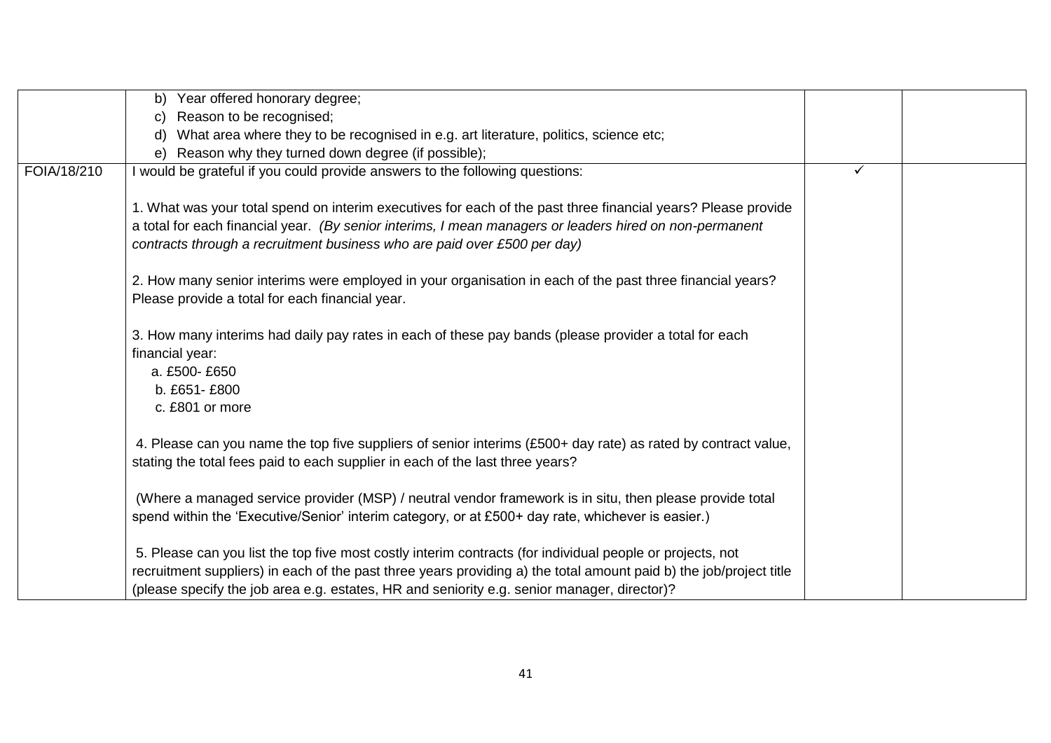| | | | |
|---|---|---|---|
| | b) Year offered honorary degree;<br>c) Reason to be recognised;<br>d) What area where they to be recognised in e.g. art literature, politics, science etc;<br>e) Reason why they turned down degree (if possible); | | |
| FOIA/18/210 | I would be grateful if you could provide answers to the following questions:<br><br>1. What was your total spend on interim executives for each of the past three financial years? Please provide a total for each financial year. *(By senior interims, I mean managers or leaders hired on non-permanent contracts through a recruitment business who are paid over £500 per day)*<br><br>2. How many senior interims were employed in your organisation in each of the past three financial years? Please provide a total for each financial year.<br><br>3. How many interims had daily pay rates in each of these pay bands (please provider a total for each financial year:<br>a. £500- £650<br>b. £651- £800<br>c. £801 or more<br><br>4. Please can you name the top five suppliers of senior interims (£500+ day rate) as rated by contract value, stating the total fees paid to each supplier in each of the last three years?<br><br>(Where a managed service provider (MSP) / neutral vendor framework is in situ, then please provide total spend within the 'Executive/Senior' interim category, or at £500+ day rate, whichever is easier.)<br><br>5. Please can you list the top five most costly interim contracts (for individual people or projects, not recruitment suppliers) in each of the past three years providing a) the total amount paid b) the job/project title (please specify the job area e.g. estates, HR and seniority e.g. senior manager, director)? | ✓ | |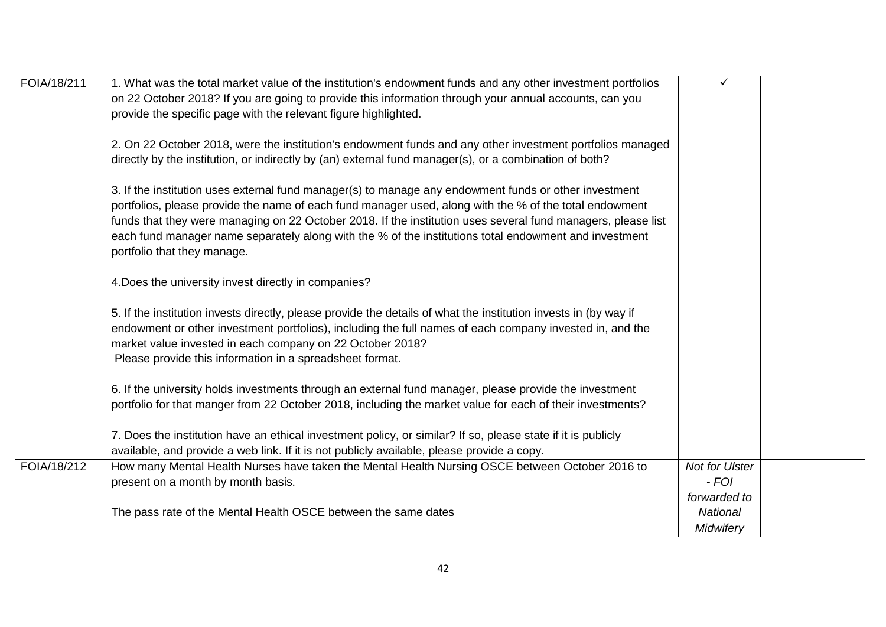| | | | |
|---|---|---|---|
| FOIA/18/211 | 1. What was the total market value of the institution's endowment funds and any other investment portfolios on 22 October 2018? If you are going to provide this information through your annual accounts, can you provide the specific page with the relevant figure highlighted.<br><br>2. On 22 October 2018, were the institution's endowment funds and any other investment portfolios managed directly by the institution, or indirectly by (an) external fund manager(s), or a combination of both?<br><br>3. If the institution uses external fund manager(s) to manage any endowment funds or other investment portfolios, please provide the name of each fund manager used, along with the % of the total endowment funds that they were managing on 22 October 2018. If the institution uses several fund managers, please list each fund manager name separately along with the % of the institutions total endowment and investment portfolio that they manage.<br><br>4.Does the university invest directly in companies?<br><br>5. If the institution invests directly, please provide the details of what the institution invests in (by way if endowment or other investment portfolios), including the full names of each company invested in, and the market value invested in each company on 22 October 2018?<br>Please provide this information in a spreadsheet format.<br><br>6. If the university holds investments through an external fund manager, please provide the investment portfolio for that manger from 22 October 2018, including the market value for each of their investments?<br><br>7. Does the institution have an ethical investment policy, or similar? If so, please state if it is publicly available, and provide a web link. If it is not publicly available, please provide a copy. | ✓ | |
| FOIA/18/212 | How many Mental Health Nurses have taken the Mental Health Nursing OSCE between October 2016 to present on a month by month basis.<br><br>The pass rate of the Mental Health OSCE between the same dates | *Not for Ulster - FOI forwarded to National Midwifery* | |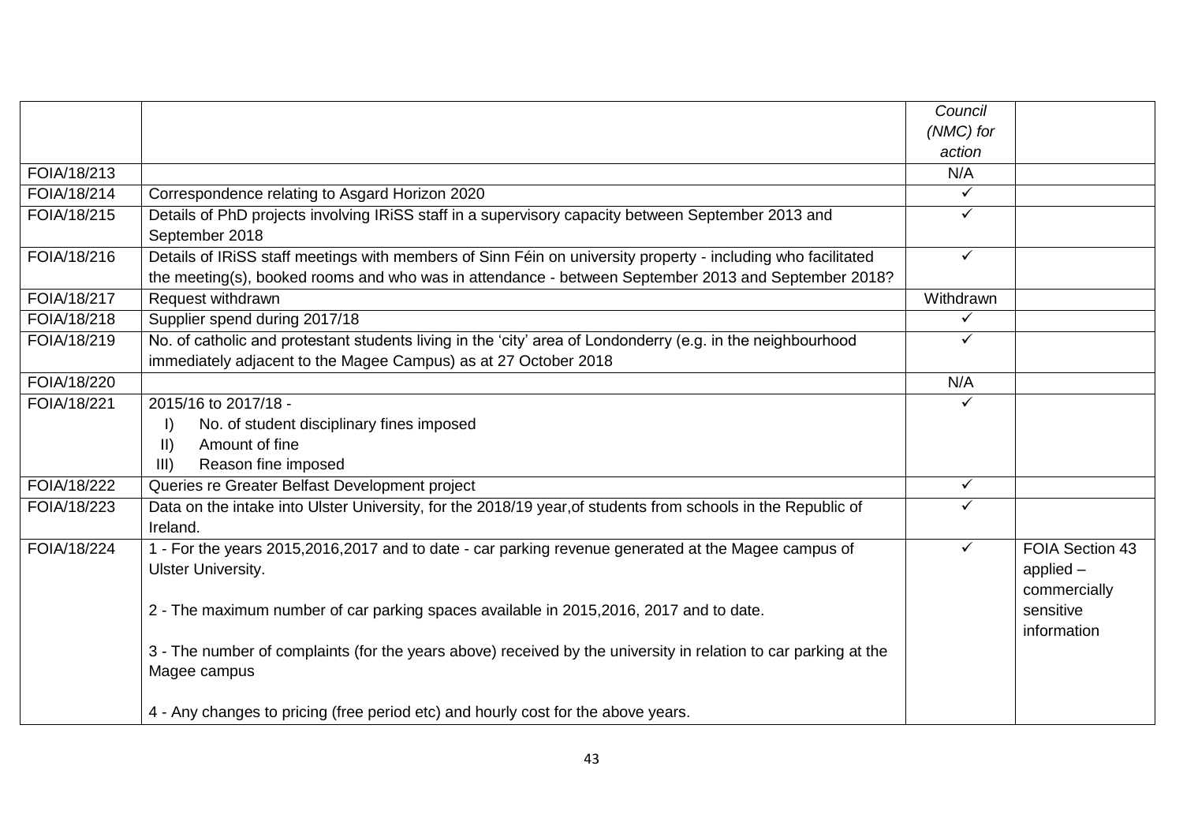| | | Council (NMC) for action | |
|---|---|---|---|
| FOIA/18/213 | | N/A | |
| FOIA/18/214 | Correspondence relating to Asgard Horizon 2020 | ✓ | |
| FOIA/18/215 | Details of PhD projects involving IRiSS staff in a supervisory capacity between September 2013 and September 2018 | ✓ | |
| FOIA/18/216 | Details of IRiSS staff meetings with members of Sinn Féin on university property - including who facilitated the meeting(s), booked rooms and who was in attendance - between September 2013 and September 2018? | ✓ | |
| FOIA/18/217 | Request withdrawn | Withdrawn | |
| FOIA/18/218 | Supplier spend during 2017/18 | ✓ | |
| FOIA/18/219 | No. of catholic and protestant students living in the 'city' area of Londonderry (e.g. in the neighbourhood immediately adjacent to the Magee Campus) as at 27 October 2018 | ✓ | |
| FOIA/18/220 | | N/A | |
| FOIA/18/221 | 2015/16 to 2017/18 - <br>I) No. of student disciplinary fines imposed<br>II) Amount of fine<br>III) Reason fine imposed | ✓ | |
| FOIA/18/222 | Queries re Greater Belfast Development project | ✓ | |
| FOIA/18/223 | Data on the intake into Ulster University, for the 2018/19 year,of students from schools in the Republic of Ireland. | ✓ | |
| FOIA/18/224 | 1 - For the years 2015,2016,2017 and to date - car parking revenue generated at the Magee campus of Ulster University.<br><br>2 - The maximum number of car parking spaces available in 2015,2016, 2017 and to date.<br><br>3 - The number of complaints (for the years above) received by the university in relation to car parking at the Magee campus<br><br>4 - Any changes to pricing (free period etc) and hourly cost for the above years. | ✓ | FOIA Section 43 applied – commercially sensitive information |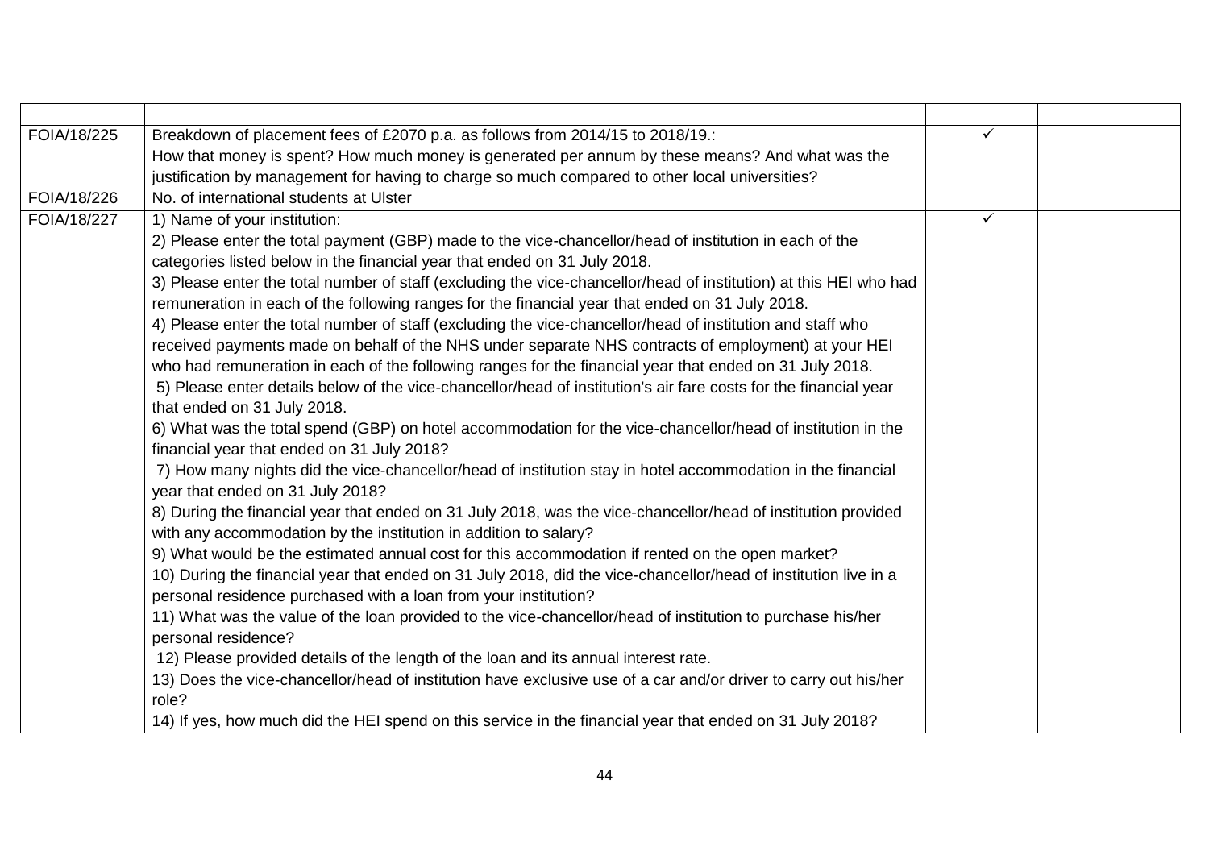| | | | |
|---|---|---|---|
| FOIA/18/225 | Breakdown of placement fees of £2070 p.a. as follows from 2014/15 to 2018/19.:<br>How that money is spent? How much money is generated per annum by these means? And what was the justification by management for having to charge so much compared to other local universities? | ✓ | |
| FOIA/18/226 | No. of international students at Ulster | | |
| FOIA/18/227 | 1) Name of your institution:<br>2) Please enter the total payment (GBP) made to the vice-chancellor/head of institution in each of the categories listed below in the financial year that ended on 31 July 2018.<br>3) Please enter the total number of staff (excluding the vice-chancellor/head of institution) at this HEI who had remuneration in each of the following ranges for the financial year that ended on 31 July 2018.<br>4) Please enter the total number of staff (excluding the vice-chancellor/head of institution and staff who received payments made on behalf of the NHS under separate NHS contracts of employment) at your HEI who had remuneration in each of the following ranges for the financial year that ended on 31 July 2018.<br>5) Please enter details below of the vice-chancellor/head of institution's air fare costs for the financial year that ended on 31 July 2018.<br>6) What was the total spend (GBP) on hotel accommodation for the vice-chancellor/head of institution in the financial year that ended on 31 July 2018?<br>7) How many nights did the vice-chancellor/head of institution stay in hotel accommodation in the financial year that ended on 31 July 2018?<br>8) During the financial year that ended on 31 July 2018, was the vice-chancellor/head of institution provided with any accommodation by the institution in addition to salary?<br>9) What would be the estimated annual cost for this accommodation if rented on the open market?<br>10) During the financial year that ended on 31 July 2018, did the vice-chancellor/head of institution live in a personal residence purchased with a loan from your institution?<br>11) What was the value of the loan provided to the vice-chancellor/head of institution to purchase his/her personal residence?<br>12) Please provided details of the length of the loan and its annual interest rate.<br>13) Does the vice-chancellor/head of institution have exclusive use of a car and/or driver to carry out his/her role?<br>14) If yes, how much did the HEI spend on this service in the financial year that ended on 31 July 2018? | ✓ | |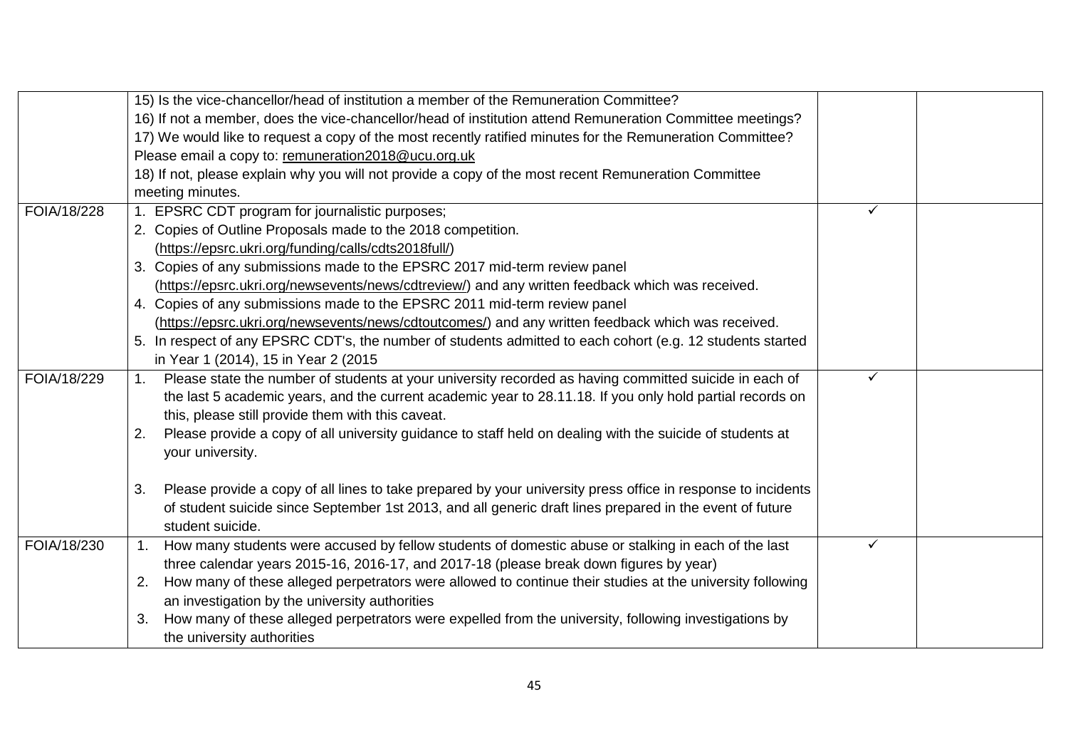| | | | |
|---|---|---|---|
| | 15) Is the vice-chancellor/head of institution a member of the Remuneration Committee?<br>16) If not a member, does the vice-chancellor/head of institution attend Remuneration Committee meetings?<br>17) We would like to request a copy of the most recently ratified minutes for the Remuneration Committee? Please email a copy to: remuneration2018@ucu.org.uk<br>18) If not, please explain why you will not provide a copy of the most recent Remuneration Committee meeting minutes. | | |
| FOIA/18/228 | 1. EPSRC CDT program for journalistic purposes;<br>2. Copies of Outline Proposals made to the 2018 competition. (https://epsrc.ukri.org/funding/calls/cdts2018full/)<br>3. Copies of any submissions made to the EPSRC 2017 mid-term review panel (https://epsrc.ukri.org/newsevents/news/cdtreview/) and any written feedback which was received.<br>4. Copies of any submissions made to the EPSRC 2011 mid-term review panel (https://epsrc.ukri.org/newsevents/news/cdtoutcomes/) and any written feedback which was received.<br>5. In respect of any EPSRC CDT's, the number of students admitted to each cohort (e.g. 12 students started in Year 1 (2014), 15 in Year 2 (2015 | ✓ | |
| FOIA/18/229 | 1. Please state the number of students at your university recorded as having committed suicide in each of the last 5 academic years, and the current academic year to 28.11.18. If you only hold partial records on this, please still provide them with this caveat.<br>2. Please provide a copy of all university guidance to staff held on dealing with the suicide of students at your university.<br>3. Please provide a copy of all lines to take prepared by your university press office in response to incidents of student suicide since September 1st 2013, and all generic draft lines prepared in the event of future student suicide. | ✓ | |
| FOIA/18/230 | 1. How many students were accused by fellow students of domestic abuse or stalking in each of the last three calendar years 2015-16, 2016-17, and 2017-18 (please break down figures by year)<br>2. How many of these alleged perpetrators were allowed to continue their studies at the university following an investigation by the university authorities<br>3. How many of these alleged perpetrators were expelled from the university, following investigations by the university authorities | ✓ | |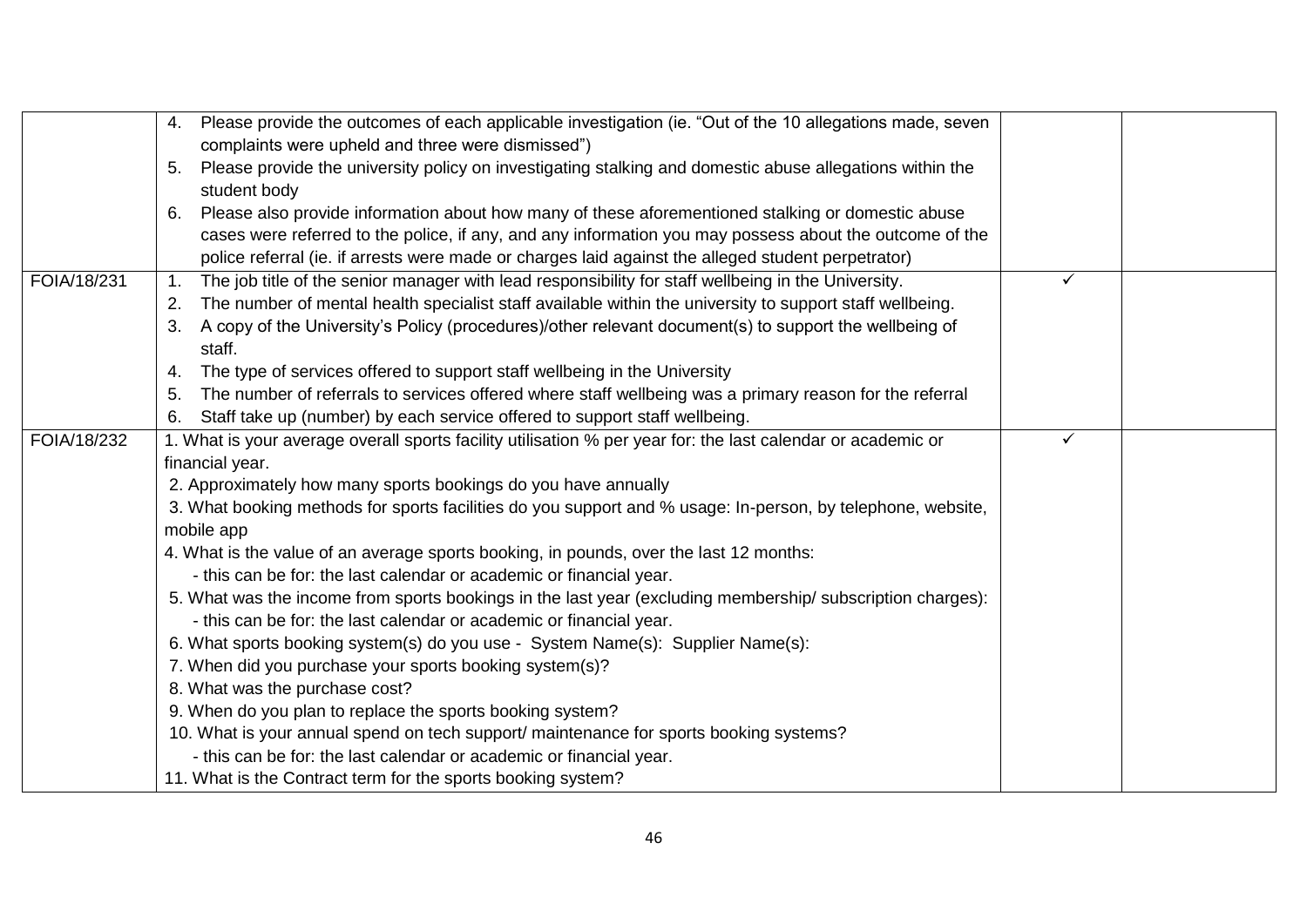|  |  |  |  |
|---|---|---|---|
|  | 4. Please provide the outcomes of each applicable investigation (ie. "Out of the 10 allegations made, seven complaints were upheld and three were dismissed")<br>5. Please provide the university policy on investigating stalking and domestic abuse allegations within the student body<br>6. Please also provide information about how many of these aforementioned stalking or domestic abuse cases were referred to the police, if any, and any information you may possess about the outcome of the police referral (ie. if arrests were made or charges laid against the alleged student perpetrator) |  |  |
| FOIA/18/231 | 1. The job title of the senior manager with lead responsibility for staff wellbeing in the University.<br>2. The number of mental health specialist staff available within the university to support staff wellbeing.<br>3. A copy of the University's Policy (procedures)/other relevant document(s) to support the wellbeing of staff.<br>4. The type of services offered to support staff wellbeing in the University<br>5. The number of referrals to services offered where staff wellbeing was a primary reason for the referral<br>6. Staff take up (number) by each service offered to support staff wellbeing. | ✓ |  |
| FOIA/18/232 | 1. What is your average overall sports facility utilisation % per year for: the last calendar or academic or financial year.<br>2. Approximately how many sports bookings do you have annually<br>3. What booking methods for sports facilities do you support and % usage: In-person, by telephone, website, mobile app<br>4. What is the value of an average sports booking, in pounds, over the last 12 months:<br>- this can be for: the last calendar or academic or financial year.<br>5. What was the income from sports bookings in the last year (excluding membership/ subscription charges):<br>- this can be for: the last calendar or academic or financial year.<br>6. What sports booking system(s) do you use - System Name(s): Supplier Name(s):<br>7. When did you purchase your sports booking system(s)?<br>8. What was the purchase cost?<br>9. When do you plan to replace the sports booking system?<br>10. What is your annual spend on tech support/ maintenance for sports booking systems?<br>- this can be for: the last calendar or academic or financial year.<br>11. What is the Contract term for the sports booking system? | ✓ |  |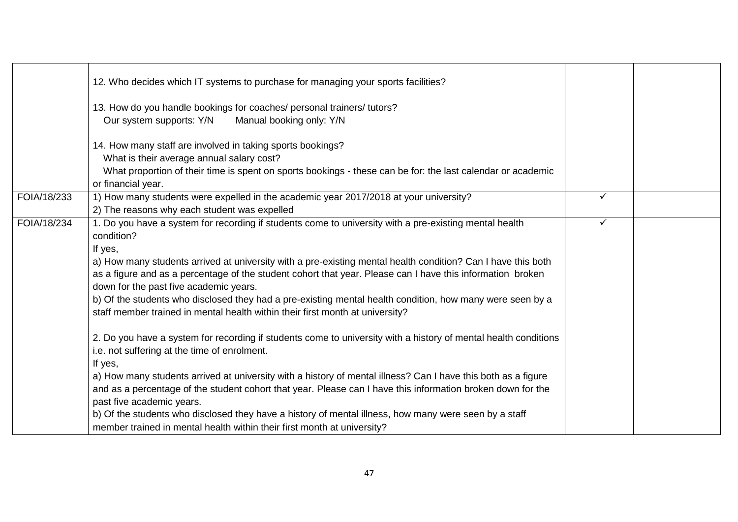| | | | |
|---|---|---|---|
| | 12. Who decides which IT systems to purchase for managing your sports facilities?<br><br>13. How do you handle bookings for coaches/ personal trainers/ tutors?<br>Our system supports: Y/N Manual booking only: Y/N<br><br>14. How many staff are involved in taking sports bookings?<br>What is their average annual salary cost?<br>What proportion of their time is spent on sports bookings - these can be for: the last calendar or academic or financial year. | | |
| FOIA/18/233 | 1) How many students were expelled in the academic year 2017/2018 at your university?<br>2) The reasons why each student was expelled | ✓ | |
| FOIA/18/234 | 1. Do you have a system for recording if students come to university with a pre-existing mental health condition?<br>If yes,<br>a) How many students arrived at university with a pre-existing mental health condition? Can I have this both as a figure and as a percentage of the student cohort that year. Please can I have this information broken down for the past five academic years.<br>b) Of the students who disclosed they had a pre-existing mental health condition, how many were seen by a staff member trained in mental health within their first month at university?<br><br>2. Do you have a system for recording if students come to university with a history of mental health conditions i.e. not suffering at the time of enrolment.<br>If yes,<br>a) How many students arrived at university with a history of mental illness? Can I have this both as a figure and as a percentage of the student cohort that year. Please can I have this information broken down for the past five academic years.<br>b) Of the students who disclosed they have a history of mental illness, how many were seen by a staff member trained in mental health within their first month at university? | ✓ | |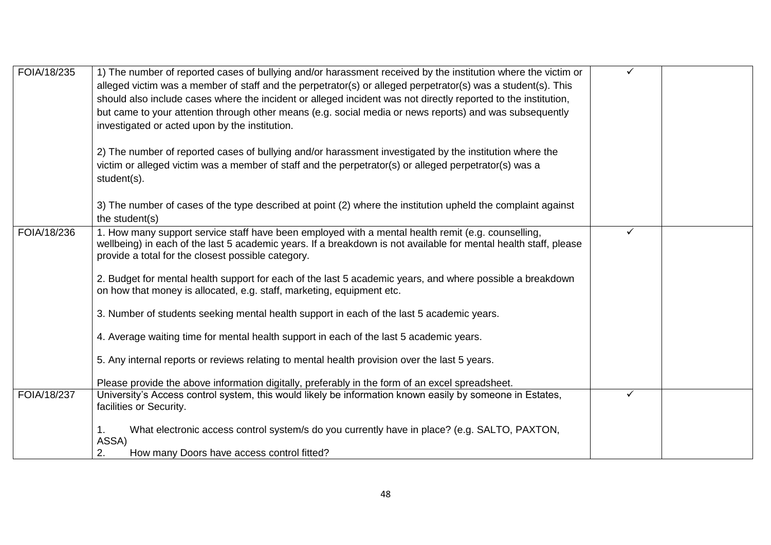| | | | |
|---|---|---|---|
| FOIA/18/235 | 1) The number of reported cases of bullying and/or harassment received by the institution where the victim or alleged victim was a member of staff and the perpetrator(s) or alleged perpetrator(s) was a student(s). This should also include cases where the incident or alleged incident was not directly reported to the institution, but came to your attention through other means (e.g. social media or news reports) and was subsequently investigated or acted upon by the institution.<br><br>2) The number of reported cases of bullying and/or harassment investigated by the institution where the victim or alleged victim was a member of staff and the perpetrator(s) or alleged perpetrator(s) was a student(s).<br><br>3) The number of cases of the type described at point (2) where the institution upheld the complaint against the student(s) | ✓ | |
| FOIA/18/236 | 1. How many support service staff have been employed with a mental health remit (e.g. counselling, wellbeing) in each of the last 5 academic years. If a breakdown is not available for mental health staff, please provide a total for the closest possible category.<br><br>2. Budget for mental health support for each of the last 5 academic years, and where possible a breakdown on how that money is allocated, e.g. staff, marketing, equipment etc.<br><br>3. Number of students seeking mental health support in each of the last 5 academic years.<br><br>4. Average waiting time for mental health support in each of the last 5 academic years.<br><br>5. Any internal reports or reviews relating to mental health provision over the last 5 years.<br><br>Please provide the above information digitally, preferably in the form of an excel spreadsheet. | ✓ | |
| FOIA/18/237 | University's Access control system, this would likely be information known easily by someone in Estates, facilities or Security.<br><br>1. What electronic access control system/s do you currently have in place? (e.g. SALTO, PAXTON, ASSA)<br>2. How many Doors have access control fitted? | ✓ | |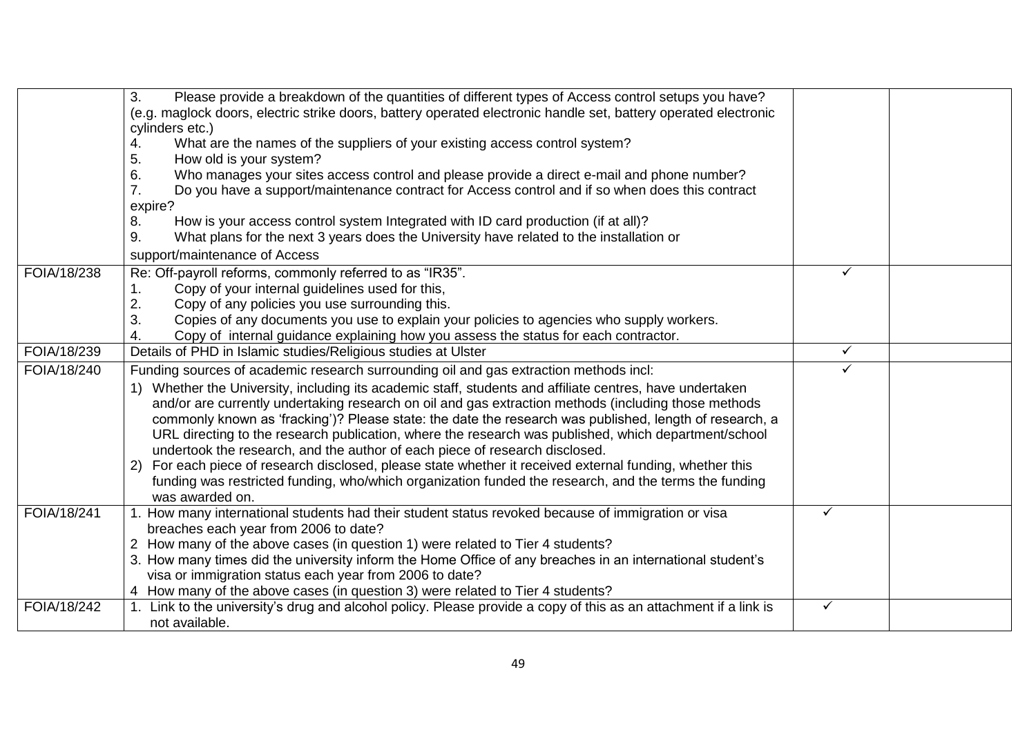| | | | |
|---|---|---|---|
| | 3. Please provide a breakdown of the quantities of different types of Access control setups you have? (e.g. maglock doors, electric strike doors, battery operated electronic handle set, battery operated electronic cylinders etc.)<br>4. What are the names of the suppliers of your existing access control system?<br>5. How old is your system?<br>6. Who manages your sites access control and please provide a direct e-mail and phone number?<br>7. Do you have a support/maintenance contract for Access control and if so when does this contract expire?<br>8. How is your access control system Integrated with ID card production (if at all)?<br>9. What plans for the next 3 years does the University have related to the installation or support/maintenance of Access | | |
| FOIA/18/238 | Re: Off-payroll reforms, commonly referred to as "IR35".<br>1. Copy of your internal guidelines used for this,<br>2. Copy of any policies you use surrounding this.<br>3. Copies of any documents you use to explain your policies to agencies who supply workers.<br>4. Copy of internal guidance explaining how you assess the status for each contractor. | ✓ | |
| FOIA/18/239 | Details of PHD in Islamic studies/Religious studies at Ulster | ✓ | |
| FOIA/18/240 | Funding sources of academic research surrounding oil and gas extraction methods incl:<br>1) Whether the University, including its academic staff, students and affiliate centres, have undertaken and/or are currently undertaking research on oil and gas extraction methods (including those methods commonly known as 'fracking')? Please state: the date the research was published, length of research, a URL directing to the research publication, where the research was published, which department/school undertook the research, and the author of each piece of research disclosed.<br>2) For each piece of research disclosed, please state whether it received external funding, whether this funding was restricted funding, who/which organization funded the research, and the terms the funding was awarded on. | ✓ | |
| FOIA/18/241 | 1. How many international students had their student status revoked because of immigration or visa breaches each year from 2006 to date?<br>2 How many of the above cases (in question 1) were related to Tier 4 students?<br>3. How many times did the university inform the Home Office of any breaches in an international student's visa or immigration status each year from 2006 to date?<br>4 How many of the above cases (in question 3) were related to Tier 4 students? | ✓ | |
| FOIA/18/242 | 1. Link to the university's drug and alcohol policy. Please provide a copy of this as an attachment if a link is not available. | ✓ | |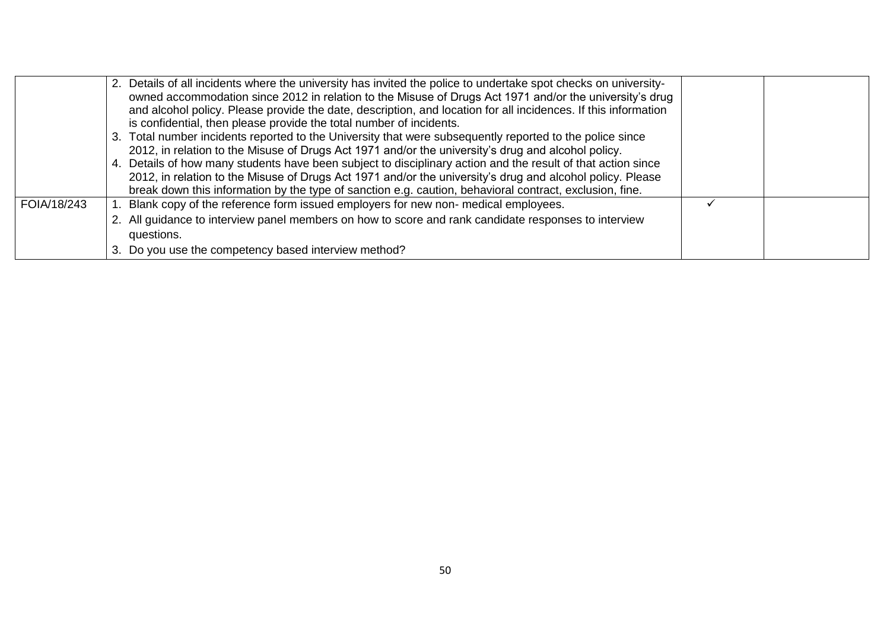| | | | |
|---|---|---|---|
| | 2. Details of all incidents where the university has invited the police to undertake spot checks on university-owned accommodation since 2012 in relation to the Misuse of Drugs Act 1971 and/or the university's drug and alcohol policy. Please provide the date, description, and location for all incidences. If this information is confidential, then please provide the total number of incidents.<br>3. Total number incidents reported to the University that were subsequently reported to the police since 2012, in relation to the Misuse of Drugs Act 1971 and/or the university's drug and alcohol policy.<br>4. Details of how many students have been subject to disciplinary action and the result of that action since 2012, in relation to the Misuse of Drugs Act 1971 and/or the university's drug and alcohol policy. Please break down this information by the type of sanction e.g. caution, behavioral contract, exclusion, fine. | | |
| FOIA/18/243 | 1. Blank copy of the reference form issued employers for new non- medical employees.<br>2. All guidance to interview panel members on how to score and rank candidate responses to interview questions.<br>3. Do you use the competency based interview method? | ✓ | |